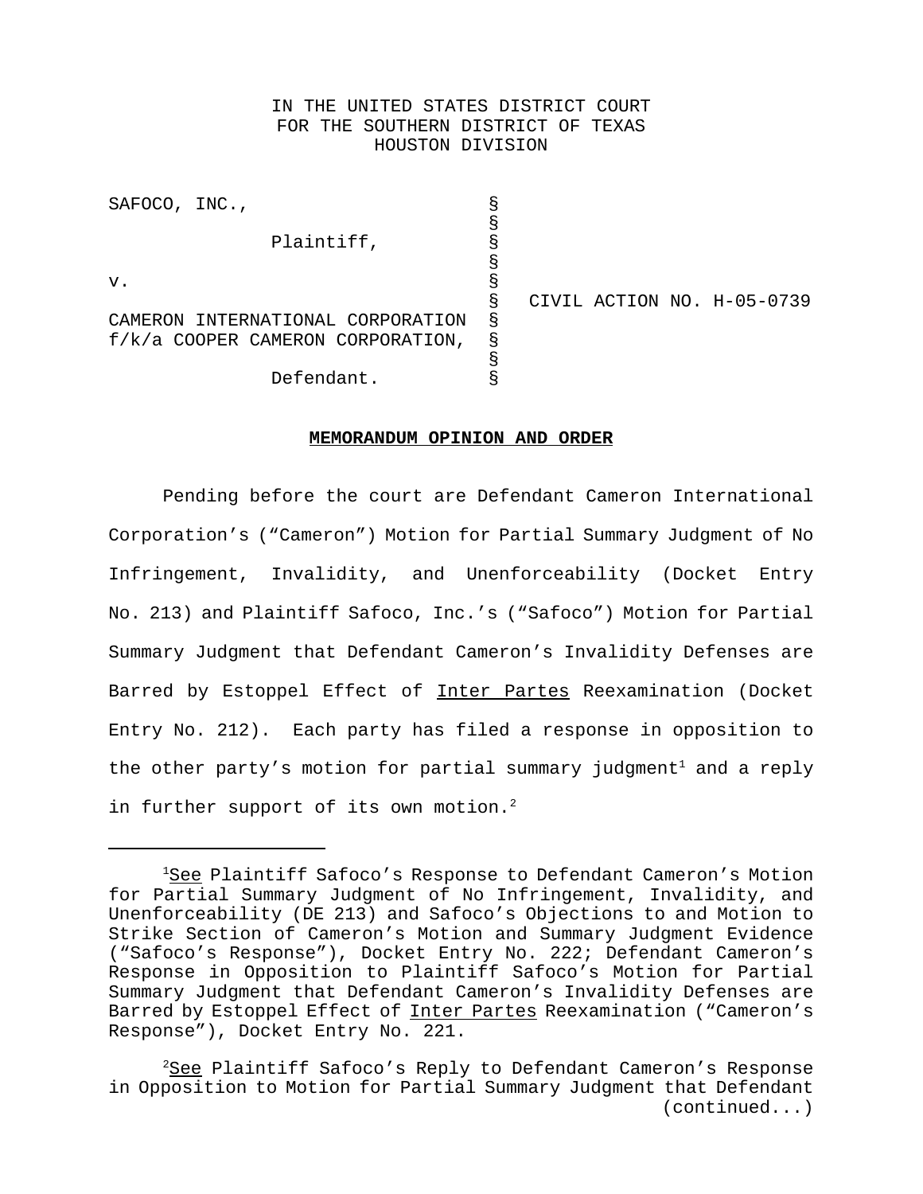IN THE UNITED STATES DISTRICT COURT
FOR THE SOUTHERN DISTRICT OF TEXAS
HOUSTON DIVISION

| | | |
|---|---|---|
| SAFOCO, INC., Plaintiff, | § | |
| v. | § | CIVIL ACTION NO. H-05-0739 |
| CAMERON INTERNATIONAL CORPORATION f/k/a COOPER CAMERON CORPORATION, Defendant. | § | |

**MEMORANDUM OPINION AND ORDER**

Pending before the court are Defendant Cameron International Corporation's ("Cameron") Motion for Partial Summary Judgment of No Infringement, Invalidity, and Unenforceability (Docket Entry No. 213) and Plaintiff Safoco, Inc.'s ("Safoco") Motion for Partial Summary Judgment that Defendant Cameron's Invalidity Defenses are Barred by Estoppel Effect of Inter Partes Reexamination (Docket Entry No. 212). Each party has filed a response in opposition to the other party's motion for partial summary judgment[1] and a reply in further support of its own motion.[2]

---

[1]See Plaintiff Safoco's Response to Defendant Cameron's Motion for Partial Summary Judgment of No Infringement, Invalidity, and Unenforceability (DE 213) and Safoco's Objections to and Motion to Strike Section of Cameron's Motion and Summary Judgment Evidence ("Safoco's Response"), Docket Entry No. 222; Defendant Cameron's Response in Opposition to Plaintiff Safoco's Motion for Partial Summary Judgment that Defendant Cameron's Invalidity Defenses are Barred by Estoppel Effect of Inter Partes Reexamination ("Cameron's Response"), Docket Entry No. 221.

[2]See Plaintiff Safoco's Reply to Defendant Cameron's Response in Opposition to Motion for Partial Summary Judgment that Defendant (continued...)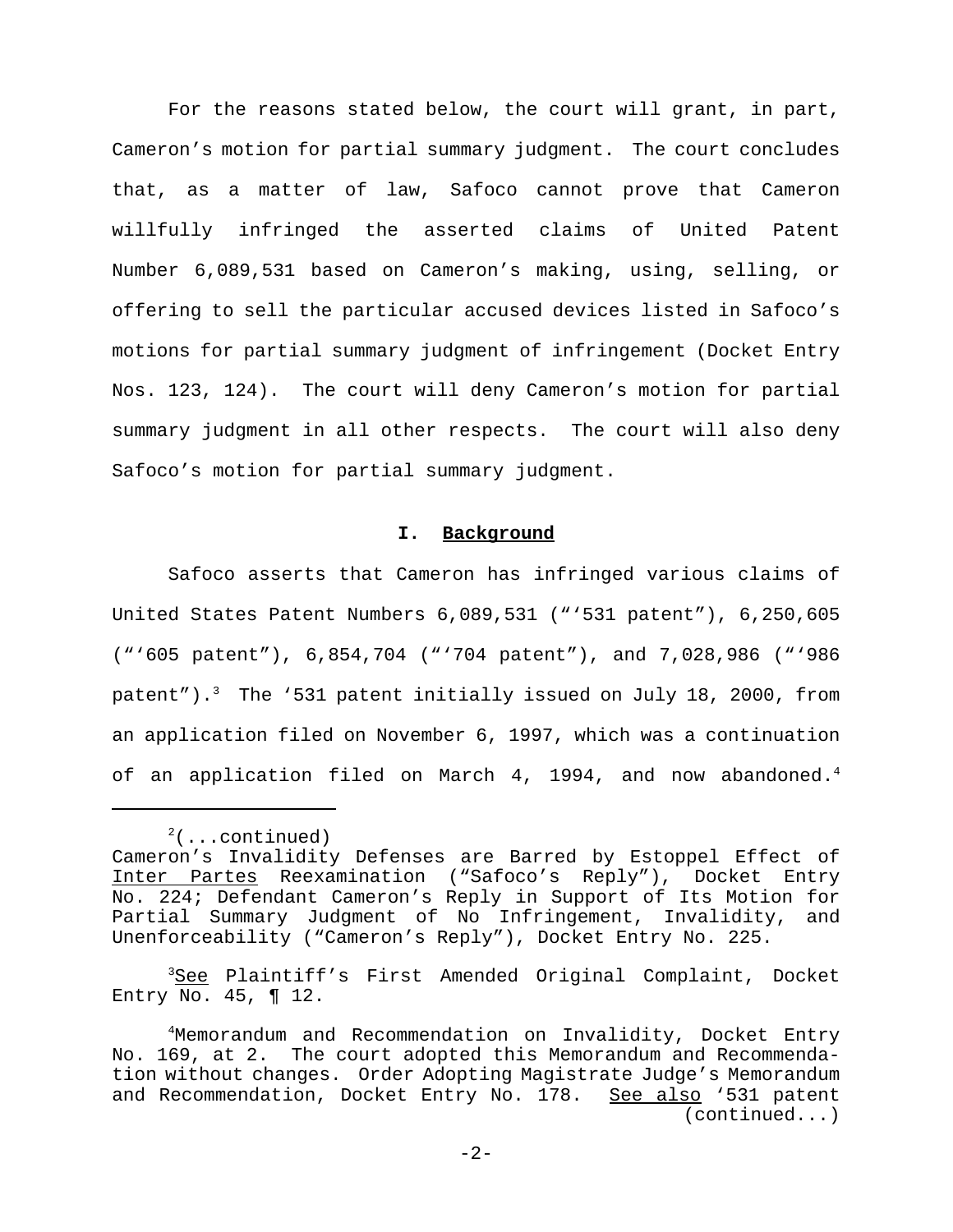For the reasons stated below, the court will grant, in part, Cameron's motion for partial summary judgment. The court concludes that, as a matter of law, Safoco cannot prove that Cameron willfully infringed the asserted claims of United Patent Number 6,089,531 based on Cameron's making, using, selling, or offering to sell the particular accused devices listed in Safoco's motions for partial summary judgment of infringement (Docket Entry Nos. 123, 124). The court will deny Cameron's motion for partial summary judgment in all other respects. The court will also deny Safoco's motion for partial summary judgment.

## I. Background

Safoco asserts that Cameron has infringed various claims of United States Patent Numbers 6,089,531 ("'531 patent"), 6,250,605 ("'605 patent"), 6,854,704 ("'704 patent"), and 7,028,986 ("'986 patent").[3] The '531 patent initially issued on July 18, 2000, from an application filed on November 6, 1997, which was a continuation of an application filed on March 4, 1994, and now abandoned.[4]

---

[2](...continued)
Cameron's Invalidity Defenses are Barred by Estoppel Effect of Inter Partes Reexamination ("Safoco's Reply"), Docket Entry No. 224; Defendant Cameron's Reply in Support of Its Motion for Partial Summary Judgment of No Infringement, Invalidity, and Unenforceability ("Cameron's Reply"), Docket Entry No. 225.

[3]See Plaintiff's First Amended Original Complaint, Docket Entry No. 45, ¶ 12.

[4]Memorandum and Recommendation on Invalidity, Docket Entry No. 169, at 2. The court adopted this Memorandum and Recommendation without changes. Order Adopting Magistrate Judge's Memorandum and Recommendation, Docket Entry No. 178. See also '531 patent (continued...)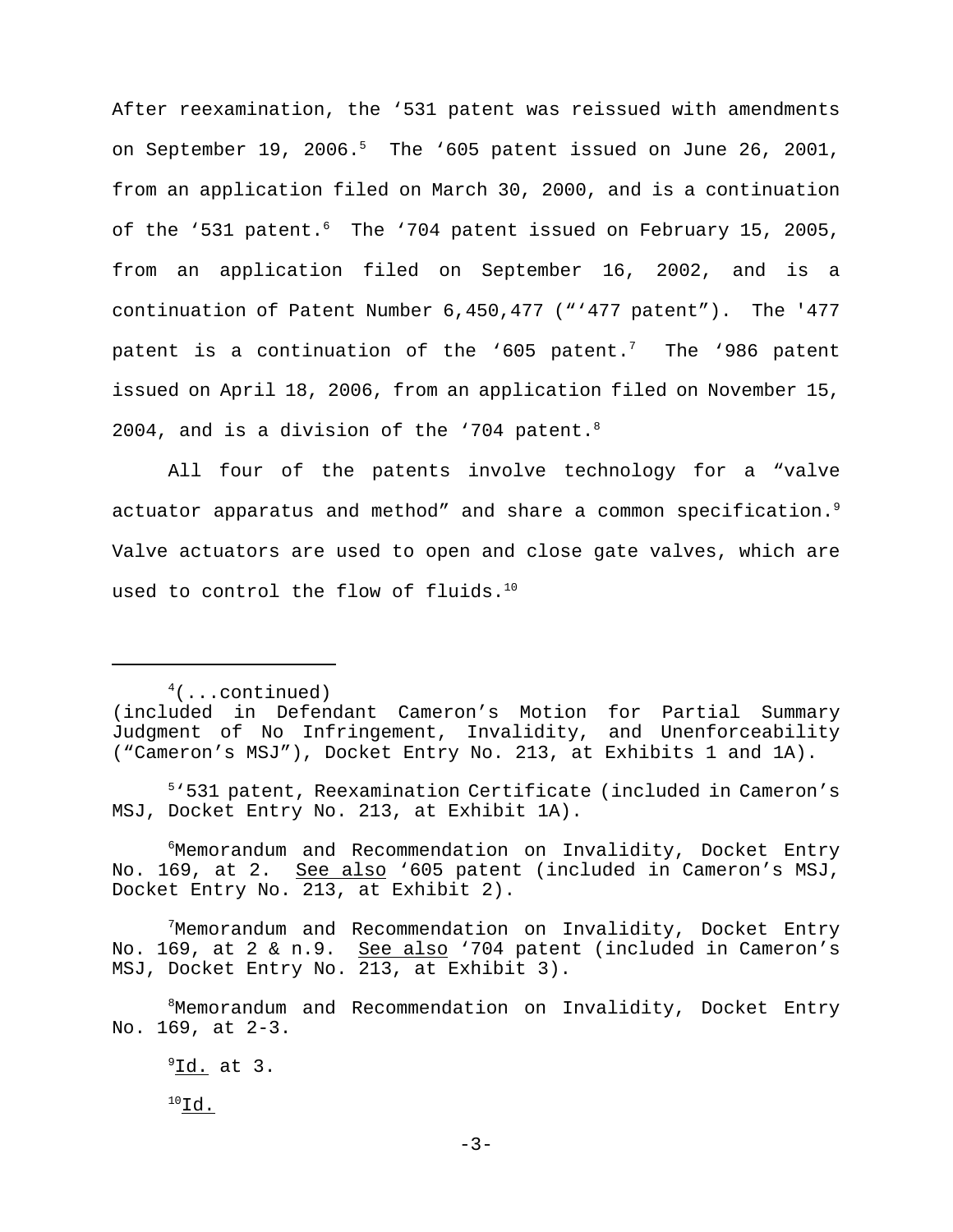After reexamination, the ‘531 patent was reissued with amendments on September 19, 2006.[5] The ‘605 patent issued on June 26, 2001, from an application filed on March 30, 2000, and is a continuation of the ‘531 patent.[6] The ‘704 patent issued on February 15, 2005, from an application filed on September 16, 2002, and is a continuation of Patent Number 6,450,477 (“‘477 patent”). The '477 patent is a continuation of the ‘605 patent.[7] The ‘986 patent issued on April 18, 2006, from an application filed on November 15, 2004, and is a division of the ‘704 patent.[8]

All four of the patents involve technology for a “valve actuator apparatus and method” and share a common specification.[9] Valve actuators are used to open and close gate valves, which are used to control the flow of fluids.[10]

---

[4](...continued) (included in Defendant Cameron’s Motion for Partial Summary Judgment of No Infringement, Invalidity, and Unenforceability (“Cameron’s MSJ”), Docket Entry No. 213, at Exhibits 1 and 1A).

[5]‘531 patent, Reexamination Certificate (included in Cameron’s MSJ, Docket Entry No. 213, at Exhibit 1A).

[6]Memorandum and Recommendation on Invalidity, Docket Entry No. 169, at 2. See also ‘605 patent (included in Cameron’s MSJ, Docket Entry No. 213, at Exhibit 2).

[7]Memorandum and Recommendation on Invalidity, Docket Entry No. 169, at 2 & n.9. See also ‘704 patent (included in Cameron’s MSJ, Docket Entry No. 213, at Exhibit 3).

[8]Memorandum and Recommendation on Invalidity, Docket Entry No. 169, at 2-3.

[9]Id. at 3.

[10]Id.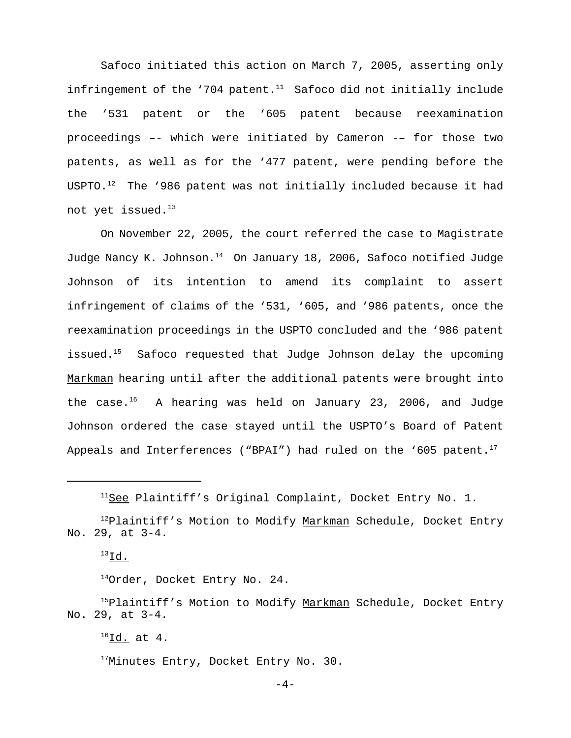Safoco initiated this action on March 7, 2005, asserting only infringement of the '704 patent.[11] Safoco did not initially include the '531 patent or the '605 patent because reexamination proceedings –- which were initiated by Cameron -– for those two patents, as well as for the '477 patent, were pending before the USPTO.[12] The '986 patent was not initially included because it had not yet issued.[13]

On November 22, 2005, the court referred the case to Magistrate Judge Nancy K. Johnson.[14] On January 18, 2006, Safoco notified Judge Johnson of its intention to amend its complaint to assert infringement of claims of the '531, '605, and '986 patents, once the reexamination proceedings in the USPTO concluded and the '986 patent issued.[15] Safoco requested that Judge Johnson delay the upcoming Markman hearing until after the additional patents were brought into the case.[16] A hearing was held on January 23, 2006, and Judge Johnson ordered the case stayed until the USPTO's Board of Patent Appeals and Interferences ("BPAI") had ruled on the '605 patent.[17]

---

[11]See Plaintiff's Original Complaint, Docket Entry No. 1.

[12]Plaintiff's Motion to Modify Markman Schedule, Docket Entry No. 29, at 3-4.

[13]Id.

[14]Order, Docket Entry No. 24.

[15]Plaintiff's Motion to Modify Markman Schedule, Docket Entry No. 29, at 3-4.

[16]Id. at 4.

[17]Minutes Entry, Docket Entry No. 30.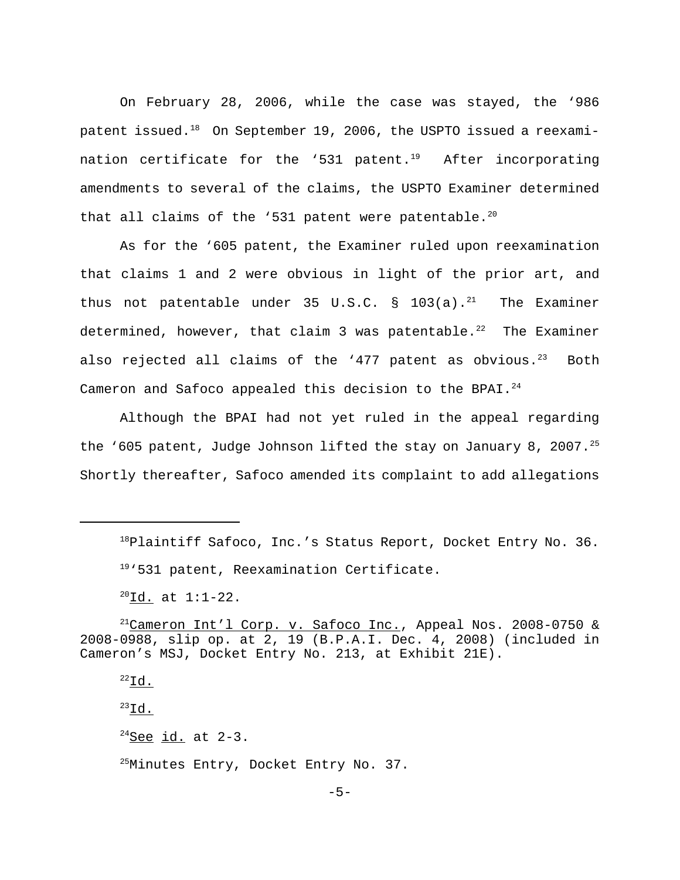On February 28, 2006, while the case was stayed, the '986 patent issued.[18] On September 19, 2006, the USPTO issued a reexamination certificate for the '531 patent.[19] After incorporating amendments to several of the claims, the USPTO Examiner determined that all claims of the '531 patent were patentable.[20]

As for the '605 patent, the Examiner ruled upon reexamination that claims 1 and 2 were obvious in light of the prior art, and thus not patentable under 35 U.S.C. § 103(a).[21] The Examiner determined, however, that claim 3 was patentable.[22] The Examiner also rejected all claims of the '477 patent as obvious.[23] Both Cameron and Safoco appealed this decision to the BPAI.[24]

Although the BPAI had not yet ruled in the appeal regarding the '605 patent, Judge Johnson lifted the stay on January 8, 2007.[25] Shortly thereafter, Safoco amended its complaint to add allegations

---

[18]Plaintiff Safoco, Inc.'s Status Report, Docket Entry No. 36.

[19]'531 patent, Reexamination Certificate.

[20]Id. at 1:1-22.

[21]Cameron Int'l Corp. v. Safoco Inc., Appeal Nos. 2008-0750 & 2008-0988, slip op. at 2, 19 (B.P.A.I. Dec. 4, 2008) (included in Cameron's MSJ, Docket Entry No. 213, at Exhibit 21E).

[22]Id.

[23]Id.

[24]See id. at 2-3.

[25]Minutes Entry, Docket Entry No. 37.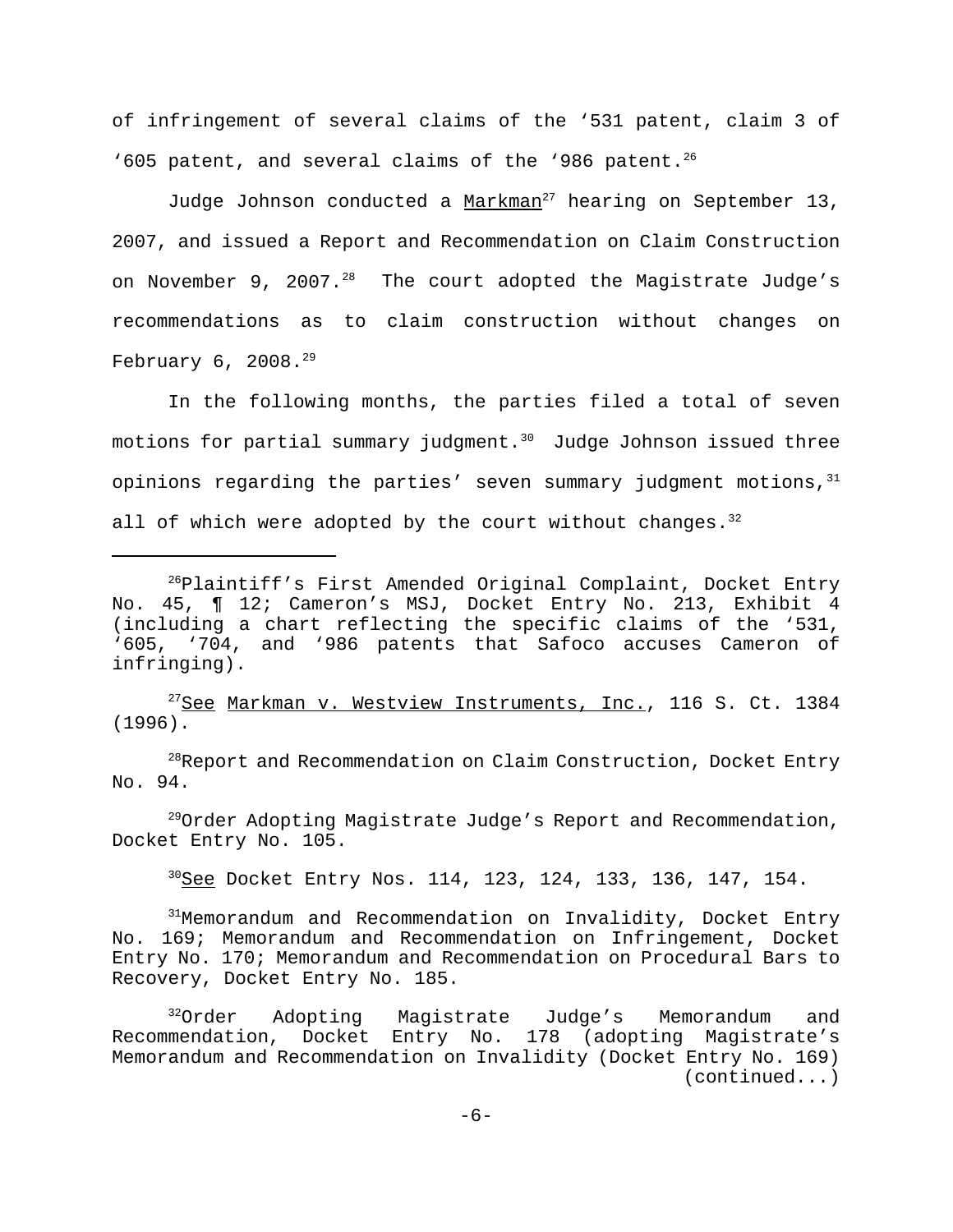of infringement of several claims of the '531 patent, claim 3 of '605 patent, and several claims of the '986 patent.[26]

Judge Johnson conducted a Markman[27] hearing on September 13, 2007, and issued a Report and Recommendation on Claim Construction on November 9, 2007.[28] The court adopted the Magistrate Judge's recommendations as to claim construction without changes on February 6, 2008.[29]

In the following months, the parties filed a total of seven motions for partial summary judgment.[30] Judge Johnson issued three opinions regarding the parties' seven summary judgment motions,[31] all of which were adopted by the court without changes.[32]

---

[26]Plaintiff's First Amended Original Complaint, Docket Entry No. 45, ¶ 12; Cameron's MSJ, Docket Entry No. 213, Exhibit 4 (including a chart reflecting the specific claims of the '531, '605, '704, and '986 patents that Safoco accuses Cameron of infringing).

[27]See Markman v. Westview Instruments, Inc., 116 S. Ct. 1384 (1996).

[28]Report and Recommendation on Claim Construction, Docket Entry No. 94.

[29]Order Adopting Magistrate Judge's Report and Recommendation, Docket Entry No. 105.

[30]See Docket Entry Nos. 114, 123, 124, 133, 136, 147, 154.

[31]Memorandum and Recommendation on Invalidity, Docket Entry No. 169; Memorandum and Recommendation on Infringement, Docket Entry No. 170; Memorandum and Recommendation on Procedural Bars to Recovery, Docket Entry No. 185.

[32]Order Adopting Magistrate Judge's Memorandum and Recommendation, Docket Entry No. 178 (adopting Magistrate's Memorandum and Recommendation on Invalidity (Docket Entry No. 169) (continued...)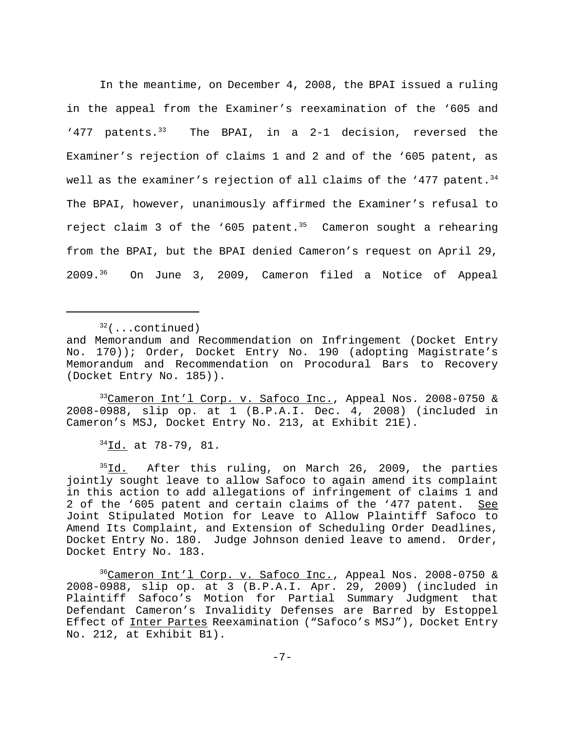In the meantime, on December 4, 2008, the BPAI issued a ruling in the appeal from the Examiner's reexamination of the '605 and '477 patents.[33] The BPAI, in a 2-1 decision, reversed the Examiner's rejection of claims 1 and 2 and of the '605 patent, as well as the examiner's rejection of all claims of the '477 patent.[34] The BPAI, however, unanimously affirmed the Examiner's refusal to reject claim 3 of the '605 patent.[35] Cameron sought a rehearing from the BPAI, but the BPAI denied Cameron's request on April 29, 2009.[36] On June 3, 2009, Cameron filed a Notice of Appeal

---

[32](...continued) and Memorandum and Recommendation on Infringement (Docket Entry No. 170)); Order, Docket Entry No. 190 (adopting Magistrate's Memorandum and Recommendation on Procodural Bars to Recovery (Docket Entry No. 185)).

[33]Cameron Int'l Corp. v. Safoco Inc., Appeal Nos. 2008-0750 & 2008-0988, slip op. at 1 (B.P.A.I. Dec. 4, 2008) (included in Cameron's MSJ, Docket Entry No. 213, at Exhibit 21E).

[34]Id. at 78-79, 81.

[35]Id. After this ruling, on March 26, 2009, the parties jointly sought leave to allow Safoco to again amend its complaint in this action to add allegations of infringement of claims 1 and 2 of the '605 patent and certain claims of the '477 patent. See Joint Stipulated Motion for Leave to Allow Plaintiff Safoco to Amend Its Complaint, and Extension of Scheduling Order Deadlines, Docket Entry No. 180. Judge Johnson denied leave to amend. Order, Docket Entry No. 183.

[36]Cameron Int'l Corp. v. Safoco Inc., Appeal Nos. 2008-0750 & 2008-0988, slip op. at 3 (B.P.A.I. Apr. 29, 2009) (included in Plaintiff Safoco's Motion for Partial Summary Judgment that Defendant Cameron's Invalidity Defenses are Barred by Estoppel Effect of Inter Partes Reexamination ("Safoco's MSJ"), Docket Entry No. 212, at Exhibit B1).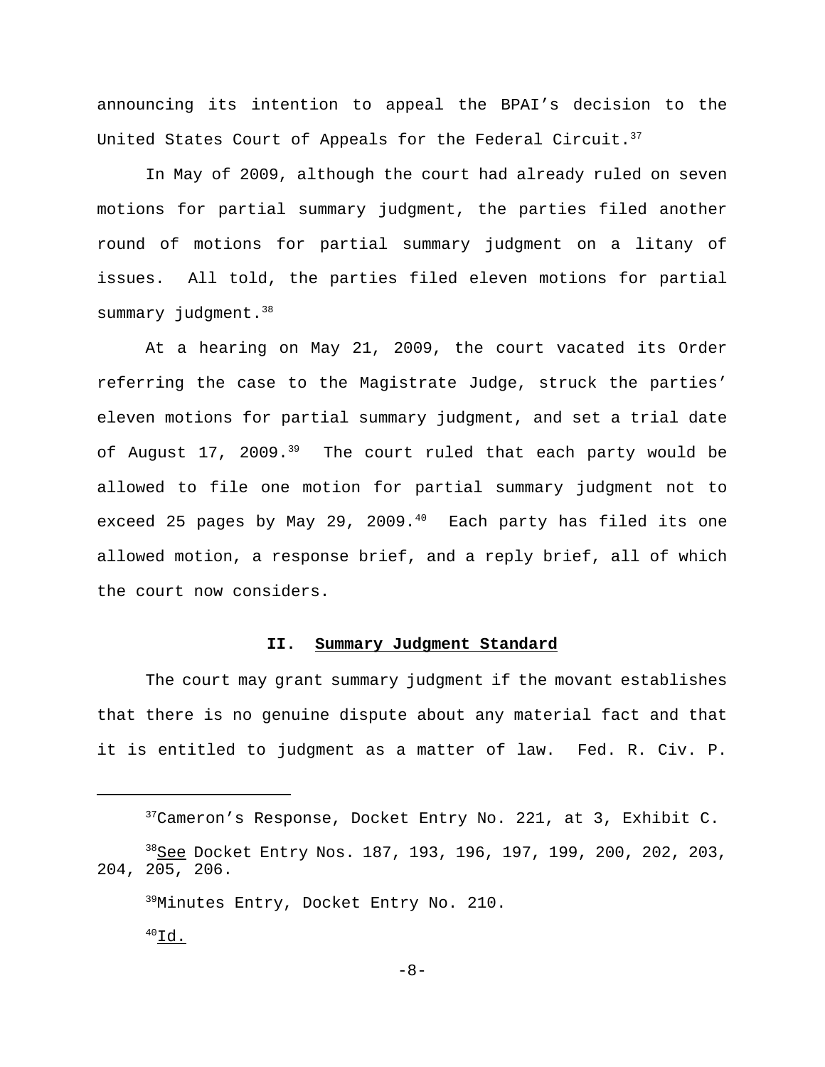announcing its intention to appeal the BPAI's decision to the United States Court of Appeals for the Federal Circuit.[37]

In May of 2009, although the court had already ruled on seven motions for partial summary judgment, the parties filed another round of motions for partial summary judgment on a litany of issues. All told, the parties filed eleven motions for partial summary judgment.[38]

At a hearing on May 21, 2009, the court vacated its Order referring the case to the Magistrate Judge, struck the parties' eleven motions for partial summary judgment, and set a trial date of August 17, 2009.[39] The court ruled that each party would be allowed to file one motion for partial summary judgment not to exceed 25 pages by May 29, 2009.[40] Each party has filed its one allowed motion, a response brief, and a reply brief, all of which the court now considers.

## II. Summary Judgment Standard

The court may grant summary judgment if the movant establishes that there is no genuine dispute about any material fact and that it is entitled to judgment as a matter of law. Fed. R. Civ. P.

---

[37]Cameron's Response, Docket Entry No. 221, at 3, Exhibit C.

[38]See Docket Entry Nos. 187, 193, 196, 197, 199, 200, 202, 203, 204, 205, 206.

[39]Minutes Entry, Docket Entry No. 210.

[40]Id.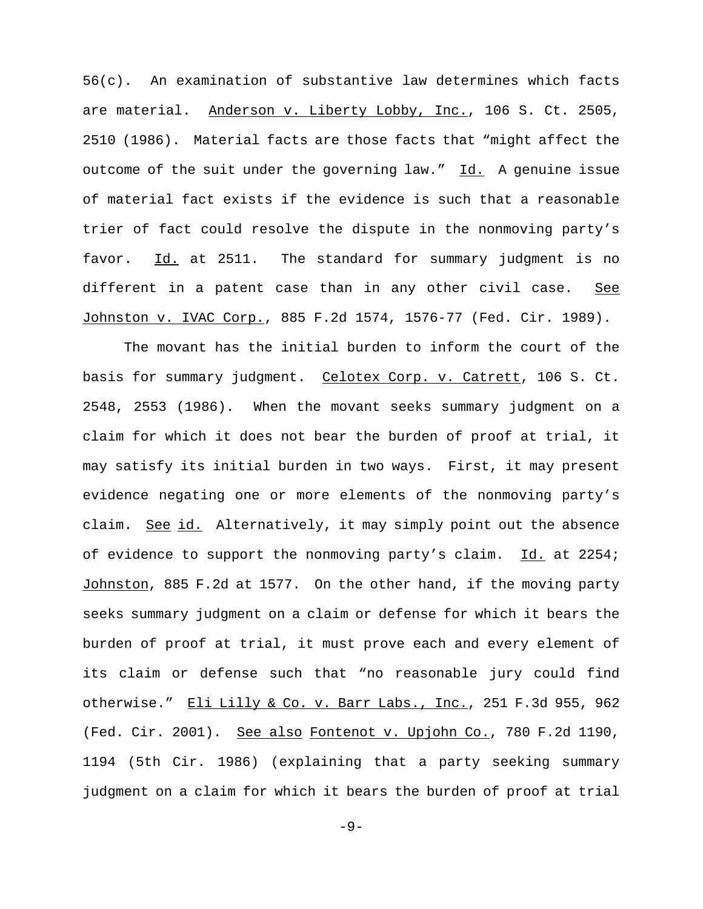56(c). An examination of substantive law determines which facts are material. Anderson v. Liberty Lobby, Inc., 106 S. Ct. 2505, 2510 (1986). Material facts are those facts that "might affect the outcome of the suit under the governing law." Id. A genuine issue of material fact exists if the evidence is such that a reasonable trier of fact could resolve the dispute in the nonmoving party's favor. Id. at 2511. The standard for summary judgment is no different in a patent case than in any other civil case. See Johnston v. IVAC Corp., 885 F.2d 1574, 1576-77 (Fed. Cir. 1989).

The movant has the initial burden to inform the court of the basis for summary judgment. Celotex Corp. v. Catrett, 106 S. Ct. 2548, 2553 (1986). When the movant seeks summary judgment on a claim for which it does not bear the burden of proof at trial, it may satisfy its initial burden in two ways. First, it may present evidence negating one or more elements of the nonmoving party's claim. See id. Alternatively, it may simply point out the absence of evidence to support the nonmoving party's claim. Id. at 2254; Johnston, 885 F.2d at 1577. On the other hand, if the moving party seeks summary judgment on a claim or defense for which it bears the burden of proof at trial, it must prove each and every element of its claim or defense such that "no reasonable jury could find otherwise." Eli Lilly & Co. v. Barr Labs., Inc., 251 F.3d 955, 962 (Fed. Cir. 2001). See also Fontenot v. Upjohn Co., 780 F.2d 1190, 1194 (5th Cir. 1986) (explaining that a party seeking summary judgment on a claim for which it bears the burden of proof at trial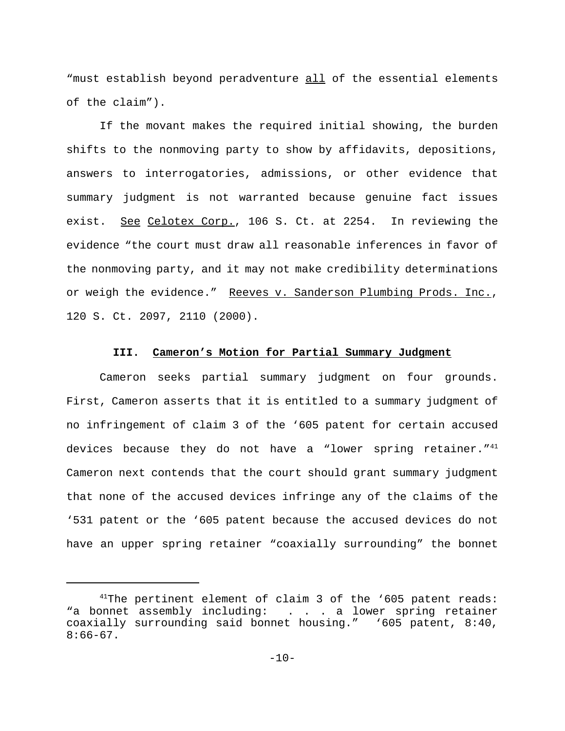"must establish beyond peradventure <u>all</u> of the essential elements of the claim").

If the movant makes the required initial showing, the burden shifts to the nonmoving party to show by affidavits, depositions, answers to interrogatories, admissions, or other evidence that summary judgment is not warranted because genuine fact issues exist. <u>See</u> <u>Celotex Corp.</u>, 106 S. Ct. at 2254. In reviewing the evidence "the court must draw all reasonable inferences in favor of the nonmoving party, and it may not make credibility determinations or weigh the evidence." <u>Reeves v. Sanderson Plumbing Prods. Inc.</u>, 120 S. Ct. 2097, 2110 (2000).

## III. Cameron's Motion for Partial Summary Judgment

Cameron seeks partial summary judgment on four grounds. First, Cameron asserts that it is entitled to a summary judgment of no infringement of claim 3 of the '605 patent for certain accused devices because they do not have a "lower spring retainer."[41] Cameron next contends that the court should grant summary judgment that none of the accused devices infringe any of the claims of the '531 patent or the '605 patent because the accused devices do not have an upper spring retainer "coaxially surrounding" the bonnet

---

[41] The pertinent element of claim 3 of the '605 patent reads: "a bonnet assembly including: . . . a lower spring retainer coaxially surrounding said bonnet housing." '605 patent, 8:40, 8:66-67.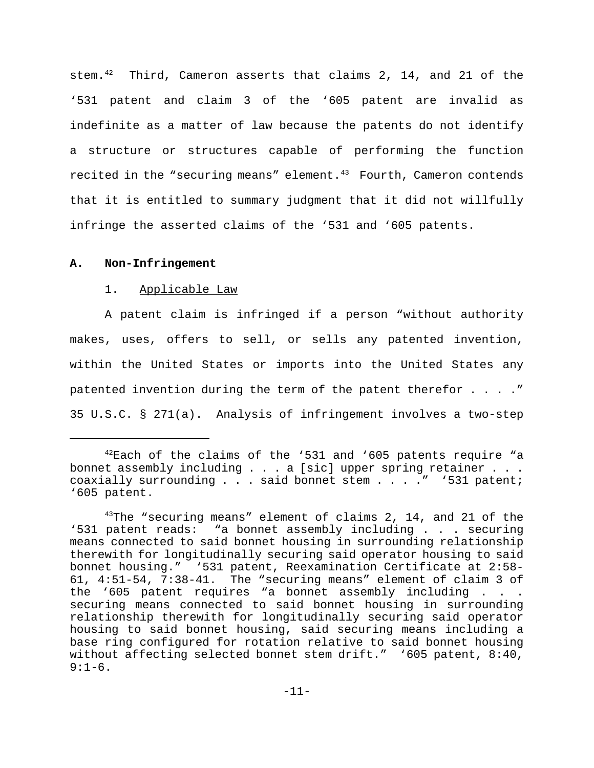stem.[42] Third, Cameron asserts that claims 2, 14, and 21 of the '531 patent and claim 3 of the '605 patent are invalid as indefinite as a matter of law because the patents do not identify a structure or structures capable of performing the function recited in the "securing means" element.[43] Fourth, Cameron contends that it is entitled to summary judgment that it did not willfully infringe the asserted claims of the '531 and '605 patents.

**A. Non-Infringement**

1. Applicable Law

A patent claim is infringed if a person "without authority makes, uses, offers to sell, or sells any patented invention, within the United States or imports into the United States any patented invention during the term of the patent therefor . . . ." 35 U.S.C. § 271(a). Analysis of infringement involves a two-step

---

[42] Each of the claims of the '531 and '605 patents require "a bonnet assembly including . . . a [sic] upper spring retainer . . . coaxially surrounding . . . said bonnet stem . . . ." '531 patent; '605 patent.

[43] The "securing means" element of claims 2, 14, and 21 of the '531 patent reads: "a bonnet assembly including . . . securing means connected to said bonnet housing in surrounding relationship therewith for longitudinally securing said operator housing to said bonnet housing." '531 patent, Reexamination Certificate at 2:58-61, 4:51-54, 7:38-41. The "securing means" element of claim 3 of the '605 patent requires "a bonnet assembly including . . . securing means connected to said bonnet housing in surrounding relationship therewith for longitudinally securing said operator housing to said bonnet housing, said securing means including a base ring configured for rotation relative to said bonnet housing without affecting selected bonnet stem drift." '605 patent, 8:40, 9:1-6.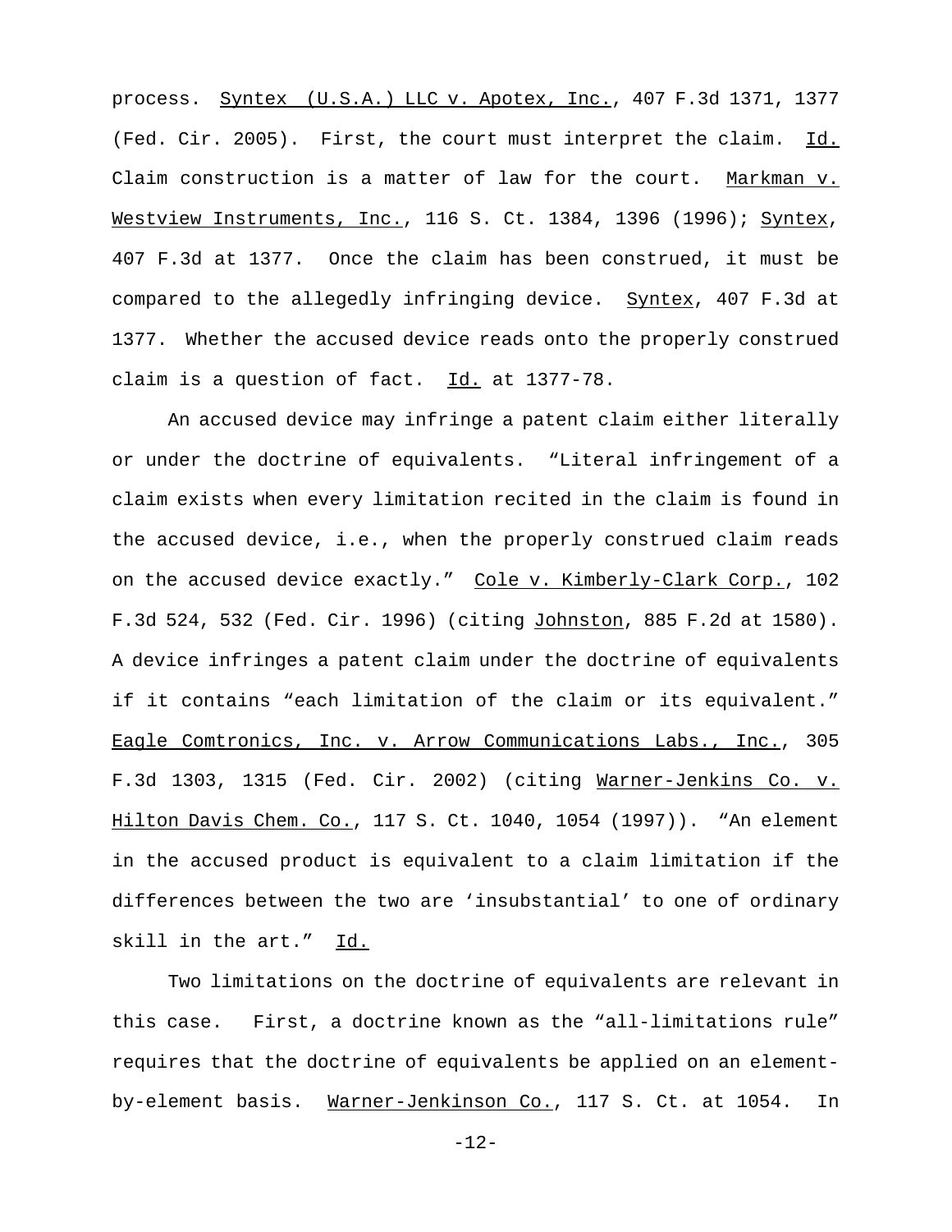process. Syntex (U.S.A.) LLC v. Apotex, Inc., 407 F.3d 1371, 1377 (Fed. Cir. 2005). First, the court must interpret the claim. Id. Claim construction is a matter of law for the court. Markman v. Westview Instruments, Inc., 116 S. Ct. 1384, 1396 (1996); Syntex, 407 F.3d at 1377. Once the claim has been construed, it must be compared to the allegedly infringing device. Syntex, 407 F.3d at 1377. Whether the accused device reads onto the properly construed claim is a question of fact. Id. at 1377-78.

An accused device may infringe a patent claim either literally or under the doctrine of equivalents. "Literal infringement of a claim exists when every limitation recited in the claim is found in the accused device, i.e., when the properly construed claim reads on the accused device exactly." Cole v. Kimberly-Clark Corp., 102 F.3d 524, 532 (Fed. Cir. 1996) (citing Johnston, 885 F.2d at 1580). A device infringes a patent claim under the doctrine of equivalents if it contains "each limitation of the claim or its equivalent." Eagle Comtronics, Inc. v. Arrow Communications Labs., Inc., 305 F.3d 1303, 1315 (Fed. Cir. 2002) (citing Warner-Jenkins Co. v. Hilton Davis Chem. Co., 117 S. Ct. 1040, 1054 (1997)). "An element in the accused product is equivalent to a claim limitation if the differences between the two are 'insubstantial' to one of ordinary skill in the art." Id.

Two limitations on the doctrine of equivalents are relevant in this case. First, a doctrine known as the "all-limitations rule" requires that the doctrine of equivalents be applied on an element-by-element basis. Warner-Jenkinson Co., 117 S. Ct. at 1054. In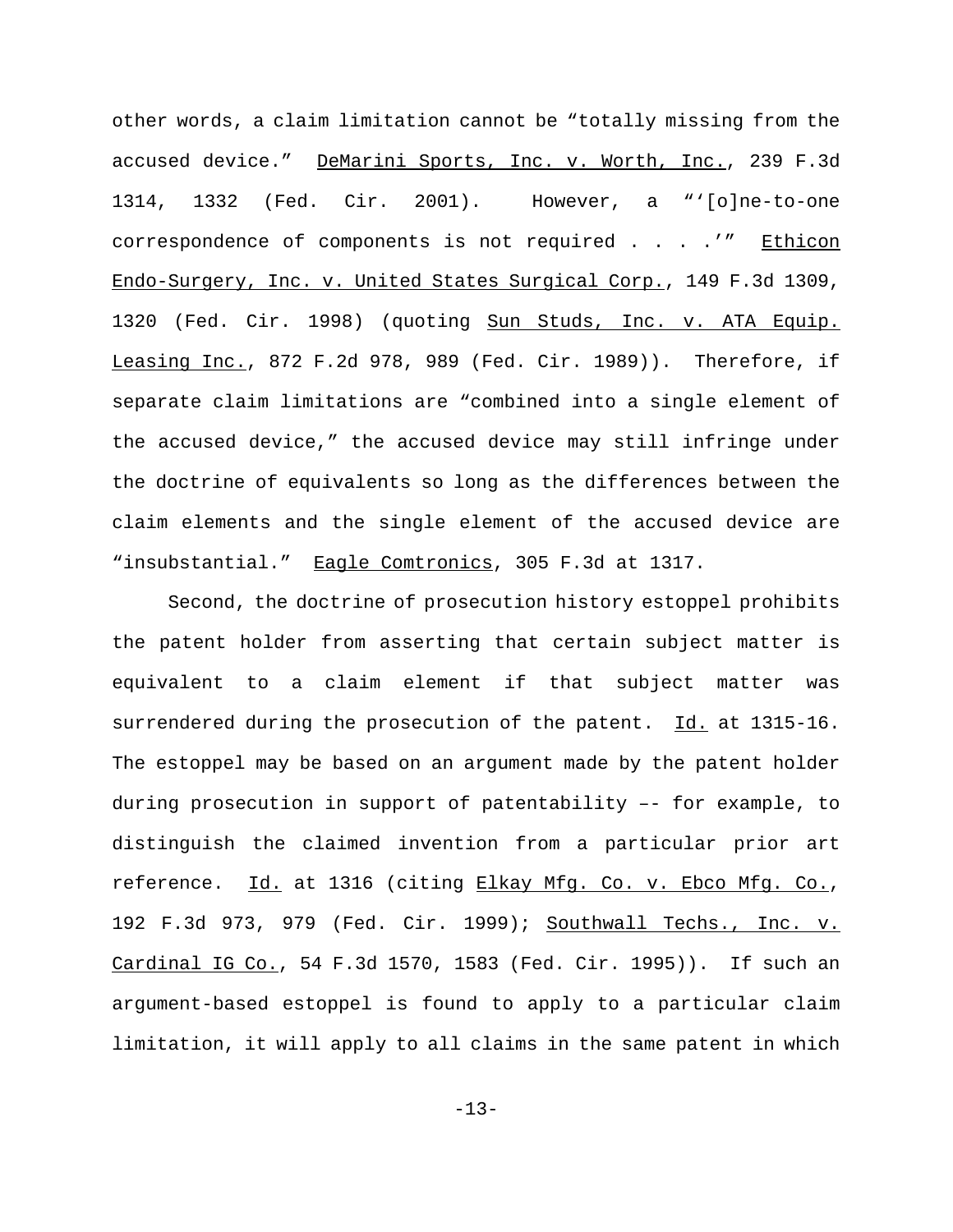other words, a claim limitation cannot be "totally missing from the accused device." DeMarini Sports, Inc. v. Worth, Inc., 239 F.3d 1314, 1332 (Fed. Cir. 2001). However, a "'[o]ne-to-one correspondence of components is not required . . . .'" Ethicon Endo-Surgery, Inc. v. United States Surgical Corp., 149 F.3d 1309, 1320 (Fed. Cir. 1998) (quoting Sun Studs, Inc. v. ATA Equip. Leasing Inc., 872 F.2d 978, 989 (Fed. Cir. 1989)). Therefore, if separate claim limitations are "combined into a single element of the accused device," the accused device may still infringe under the doctrine of equivalents so long as the differences between the claim elements and the single element of the accused device are "insubstantial." Eagle Comtronics, 305 F.3d at 1317.

Second, the doctrine of prosecution history estoppel prohibits the patent holder from asserting that certain subject matter is equivalent to a claim element if that subject matter was surrendered during the prosecution of the patent. Id. at 1315-16. The estoppel may be based on an argument made by the patent holder during prosecution in support of patentability –- for example, to distinguish the claimed invention from a particular prior art reference. Id. at 1316 (citing Elkay Mfg. Co. v. Ebco Mfg. Co., 192 F.3d 973, 979 (Fed. Cir. 1999); Southwall Techs., Inc. v. Cardinal IG Co., 54 F.3d 1570, 1583 (Fed. Cir. 1995)). If such an argument-based estoppel is found to apply to a particular claim limitation, it will apply to all claims in the same patent in which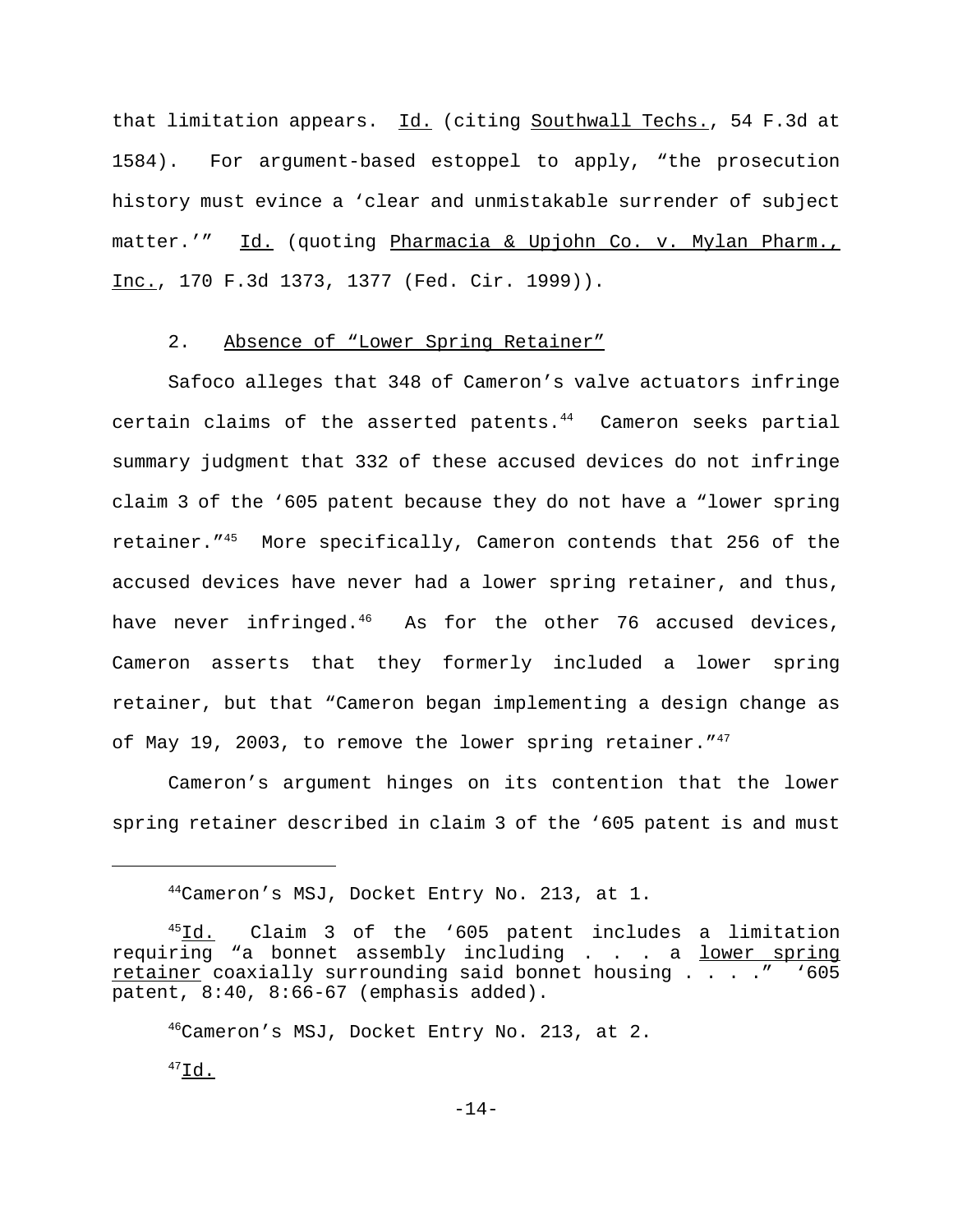that limitation appears. Id. (citing Southwall Techs., 54 F.3d at 1584). For argument-based estoppel to apply, "the prosecution history must evince a 'clear and unmistakable surrender of subject matter.'" Id. (quoting Pharmacia & Upjohn Co. v. Mylan Pharm., Inc., 170 F.3d 1373, 1377 (Fed. Cir. 1999)).

2. Absence of "Lower Spring Retainer"

Safoco alleges that 348 of Cameron's valve actuators infringe certain claims of the asserted patents.[44] Cameron seeks partial summary judgment that 332 of these accused devices do not infringe claim 3 of the '605 patent because they do not have a "lower spring retainer."[45] More specifically, Cameron contends that 256 of the accused devices have never had a lower spring retainer, and thus, have never infringed.[46] As for the other 76 accused devices, Cameron asserts that they formerly included a lower spring retainer, but that "Cameron began implementing a design change as of May 19, 2003, to remove the lower spring retainer."[47]

Cameron's argument hinges on its contention that the lower spring retainer described in claim 3 of the '605 patent is and must

---

[44]Cameron's MSJ, Docket Entry No. 213, at 1.

[45]Id. Claim 3 of the '605 patent includes a limitation requiring "a bonnet assembly including . . . a lower spring retainer coaxially surrounding said bonnet housing . . . ." '605 patent, 8:40, 8:66-67 (emphasis added).

[46]Cameron's MSJ, Docket Entry No. 213, at 2.

[47]Id.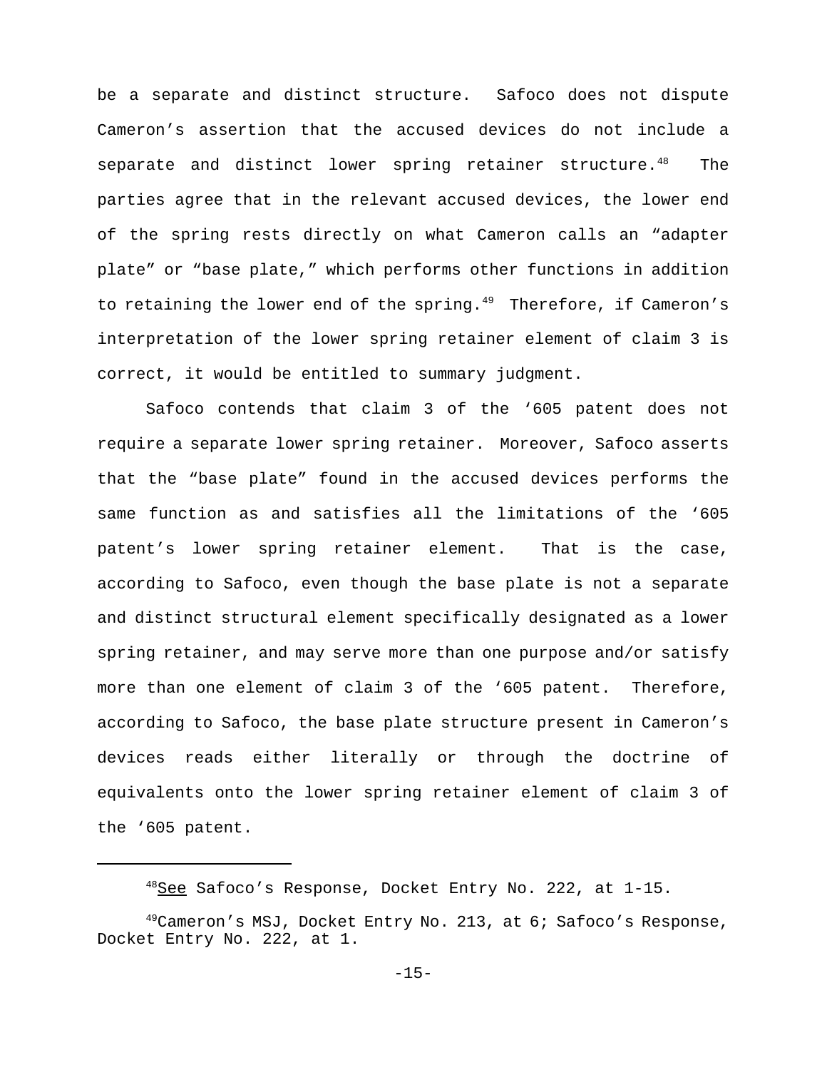be a separate and distinct structure. Safoco does not dispute Cameron's assertion that the accused devices do not include a separate and distinct lower spring retainer structure.[48] The parties agree that in the relevant accused devices, the lower end of the spring rests directly on what Cameron calls an "adapter plate" or "base plate," which performs other functions in addition to retaining the lower end of the spring.[49] Therefore, if Cameron's interpretation of the lower spring retainer element of claim 3 is correct, it would be entitled to summary judgment.

Safoco contends that claim 3 of the '605 patent does not require a separate lower spring retainer. Moreover, Safoco asserts that the "base plate" found in the accused devices performs the same function as and satisfies all the limitations of the '605 patent's lower spring retainer element. That is the case, according to Safoco, even though the base plate is not a separate and distinct structural element specifically designated as a lower spring retainer, and may serve more than one purpose and/or satisfy more than one element of claim 3 of the '605 patent. Therefore, according to Safoco, the base plate structure present in Cameron's devices reads either literally or through the doctrine of equivalents onto the lower spring retainer element of claim 3 of the '605 patent.

---

[48]See Safoco's Response, Docket Entry No. 222, at 1-15.

[49]Cameron's MSJ, Docket Entry No. 213, at 6; Safoco's Response, Docket Entry No. 222, at 1.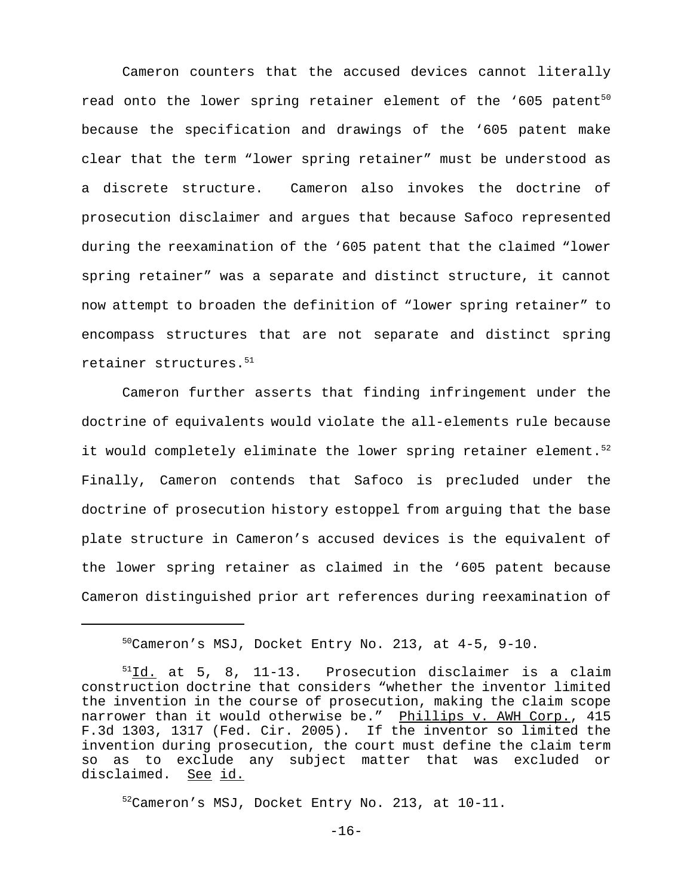Cameron counters that the accused devices cannot literally read onto the lower spring retainer element of the '605 patent[50] because the specification and drawings of the '605 patent make clear that the term "lower spring retainer" must be understood as a discrete structure. Cameron also invokes the doctrine of prosecution disclaimer and argues that because Safoco represented during the reexamination of the '605 patent that the claimed "lower spring retainer" was a separate and distinct structure, it cannot now attempt to broaden the definition of "lower spring retainer" to encompass structures that are not separate and distinct spring retainer structures.[51]

Cameron further asserts that finding infringement under the doctrine of equivalents would violate the all-elements rule because it would completely eliminate the lower spring retainer element.[52] Finally, Cameron contends that Safoco is precluded under the doctrine of prosecution history estoppel from arguing that the base plate structure in Cameron's accused devices is the equivalent of the lower spring retainer as claimed in the '605 patent because Cameron distinguished prior art references during reexamination of

---

[50]Cameron's MSJ, Docket Entry No. 213, at 4-5, 9-10.

[51]Id. at 5, 8, 11-13. Prosecution disclaimer is a claim construction doctrine that considers "whether the inventor limited the invention in the course of prosecution, making the claim scope narrower than it would otherwise be." Phillips v. AWH Corp., 415 F.3d 1303, 1317 (Fed. Cir. 2005). If the inventor so limited the invention during prosecution, the court must define the claim term so as to exclude any subject matter that was excluded or disclaimed. See id.

[52]Cameron's MSJ, Docket Entry No. 213, at 10-11.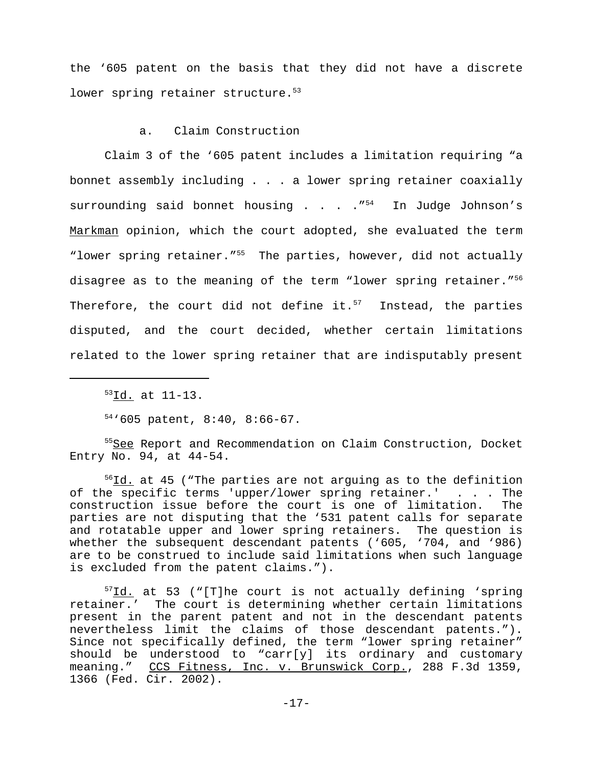the '605 patent on the basis that they did not have a discrete lower spring retainer structure.[53]

a. Claim Construction

Claim 3 of the '605 patent includes a limitation requiring "a bonnet assembly including . . . a lower spring retainer coaxially surrounding said bonnet housing . . . ."[54] In Judge Johnson's Markman opinion, which the court adopted, she evaluated the term "lower spring retainer."[55] The parties, however, did not actually disagree as to the meaning of the term "lower spring retainer."[56] Therefore, the court did not define it.[57] Instead, the parties disputed, and the court decided, whether certain limitations related to the lower spring retainer that are indisputably present

---

[53]Id. at 11-13.

[54]'605 patent, 8:40, 8:66-67.

[55]See Report and Recommendation on Claim Construction, Docket Entry No. 94, at 44-54.

[56]Id. at 45 ("The parties are not arguing as to the definition of the specific terms 'upper/lower spring retainer.' . . . The construction issue before the court is one of limitation. The parties are not disputing that the '531 patent calls for separate and rotatable upper and lower spring retainers. The question is whether the subsequent descendant patents ('605, '704, and '986) are to be construed to include said limitations when such language is excluded from the patent claims.").

[57]Id. at 53 ("[T]he court is not actually defining 'spring retainer.' The court is determining whether certain limitations present in the parent patent and not in the descendant patents nevertheless limit the claims of those descendant patents."). Since not specifically defined, the term "lower spring retainer" should be understood to "carr[y] its ordinary and customary meaning." CCS Fitness, Inc. v. Brunswick Corp., 288 F.3d 1359, 1366 (Fed. Cir. 2002).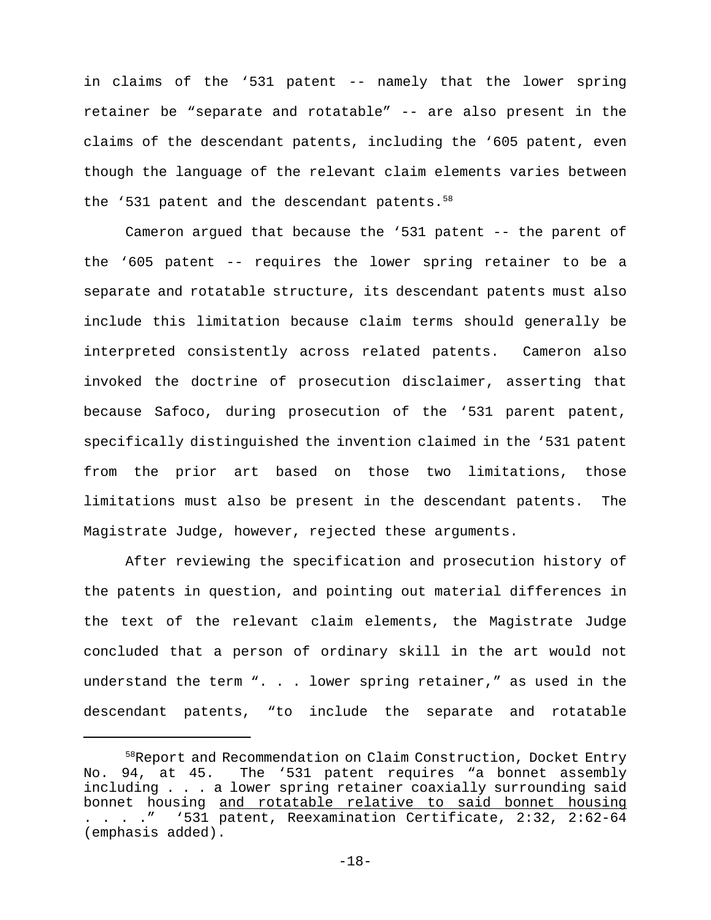in claims of the '531 patent -- namely that the lower spring retainer be "separate and rotatable" -- are also present in the claims of the descendant patents, including the '605 patent, even though the language of the relevant claim elements varies between the '531 patent and the descendant patents.[58]

Cameron argued that because the '531 patent -- the parent of the '605 patent -- requires the lower spring retainer to be a separate and rotatable structure, its descendant patents must also include this limitation because claim terms should generally be interpreted consistently across related patents. Cameron also invoked the doctrine of prosecution disclaimer, asserting that because Safoco, during prosecution of the '531 parent patent, specifically distinguished the invention claimed in the '531 patent from the prior art based on those two limitations, those limitations must also be present in the descendant patents. The Magistrate Judge, however, rejected these arguments.

After reviewing the specification and prosecution history of the patents in question, and pointing out material differences in the text of the relevant claim elements, the Magistrate Judge concluded that a person of ordinary skill in the art would not understand the term ". . . lower spring retainer," as used in the descendant patents, "to include the separate and rotatable

---

[58]Report and Recommendation on Claim Construction, Docket Entry No. 94, at 45. The '531 patent requires "a bonnet assembly including . . . a lower spring retainer coaxially surrounding said bonnet housing <u>and rotatable relative to said bonnet housing</u> . . . ." '531 patent, Reexamination Certificate, 2:32, 2:62-64 (emphasis added).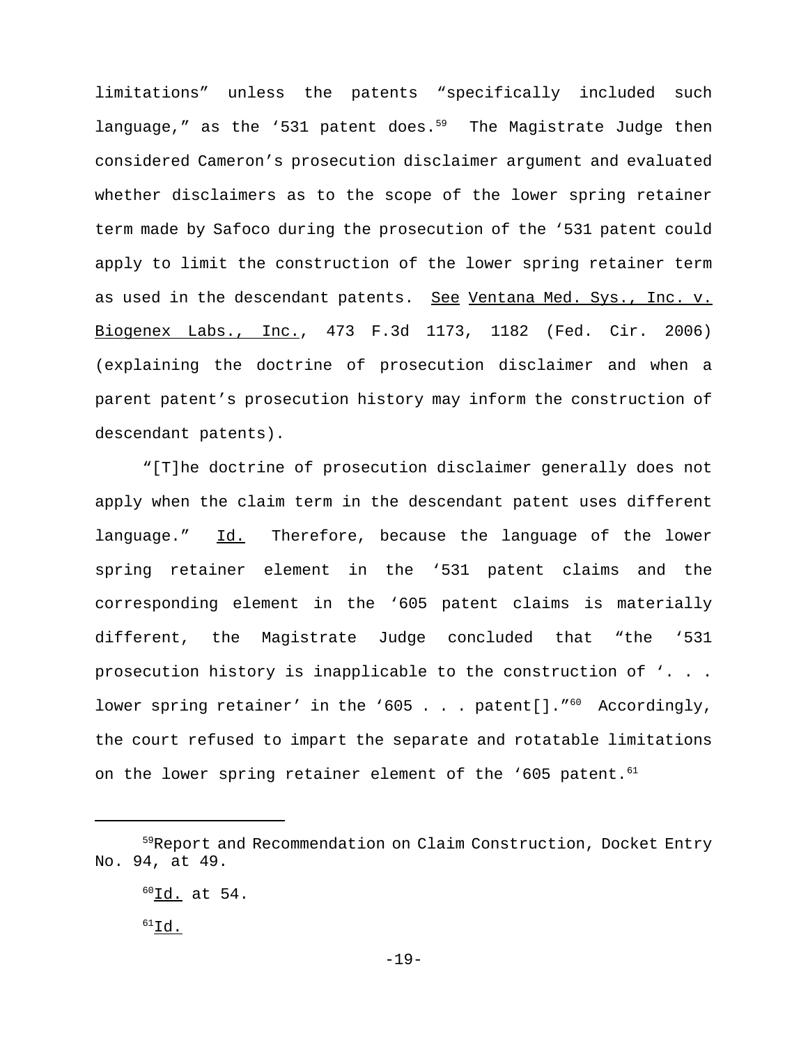limitations" unless the patents "specifically included such language," as the '531 patent does.[59] The Magistrate Judge then considered Cameron's prosecution disclaimer argument and evaluated whether disclaimers as to the scope of the lower spring retainer term made by Safoco during the prosecution of the '531 patent could apply to limit the construction of the lower spring retainer term as used in the descendant patents. See Ventana Med. Sys., Inc. v. Biogenex Labs., Inc., 473 F.3d 1173, 1182 (Fed. Cir. 2006) (explaining the doctrine of prosecution disclaimer and when a parent patent's prosecution history may inform the construction of descendant patents).

"[T]he doctrine of prosecution disclaimer generally does not apply when the claim term in the descendant patent uses different language." Id. Therefore, because the language of the lower spring retainer element in the '531 patent claims and the corresponding element in the '605 patent claims is materially different, the Magistrate Judge concluded that "the '531 prosecution history is inapplicable to the construction of '. . . lower spring retainer' in the '605 . . . patent[]."[60] Accordingly, the court refused to impart the separate and rotatable limitations on the lower spring retainer element of the '605 patent.[61]

---

[59]Report and Recommendation on Claim Construction, Docket Entry No. 94, at 49.

[60]Id. at 54.

[61]Id.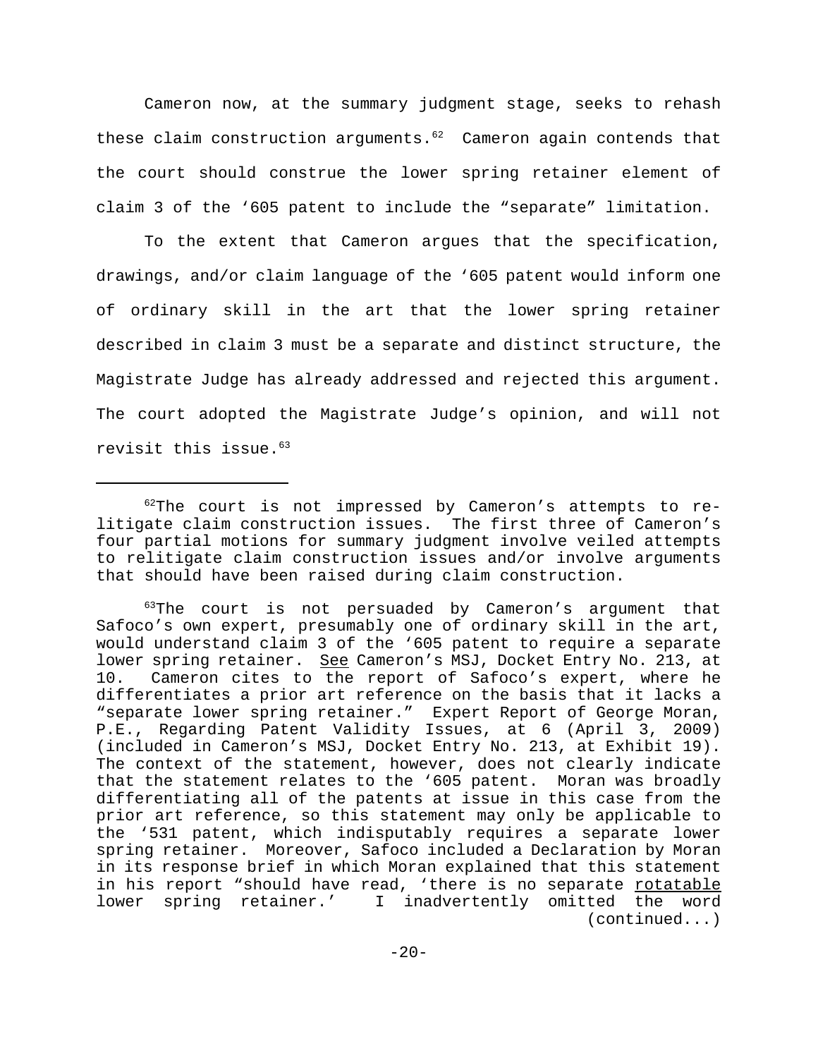Cameron now, at the summary judgment stage, seeks to rehash these claim construction arguments.[62] Cameron again contends that the court should construe the lower spring retainer element of claim 3 of the '605 patent to include the "separate" limitation.

To the extent that Cameron argues that the specification, drawings, and/or claim language of the '605 patent would inform one of ordinary skill in the art that the lower spring retainer described in claim 3 must be a separate and distinct structure, the Magistrate Judge has already addressed and rejected this argument. The court adopted the Magistrate Judge's opinion, and will not revisit this issue.[63]

---

[62]The court is not impressed by Cameron's attempts to re-litigate claim construction issues. The first three of Cameron's four partial motions for summary judgment involve veiled attempts to relitigate claim construction issues and/or involve arguments that should have been raised during claim construction.

[63]The court is not persuaded by Cameron's argument that Safoco's own expert, presumably one of ordinary skill in the art, would understand claim 3 of the '605 patent to require a separate lower spring retainer. See Cameron's MSJ, Docket Entry No. 213, at 10. Cameron cites to the report of Safoco's expert, where he differentiates a prior art reference on the basis that it lacks a "separate lower spring retainer." Expert Report of George Moran, P.E., Regarding Patent Validity Issues, at 6 (April 3, 2009) (included in Cameron's MSJ, Docket Entry No. 213, at Exhibit 19). The context of the statement, however, does not clearly indicate that the statement relates to the '605 patent. Moran was broadly differentiating all of the patents at issue in this case from the prior art reference, so this statement may only be applicable to the '531 patent, which indisputably requires a separate lower spring retainer. Moreover, Safoco included a Declaration by Moran in its response brief in which Moran explained that this statement in his report "should have read, 'there is no separate rotatable lower spring retainer.' I inadvertently omitted the word (continued...)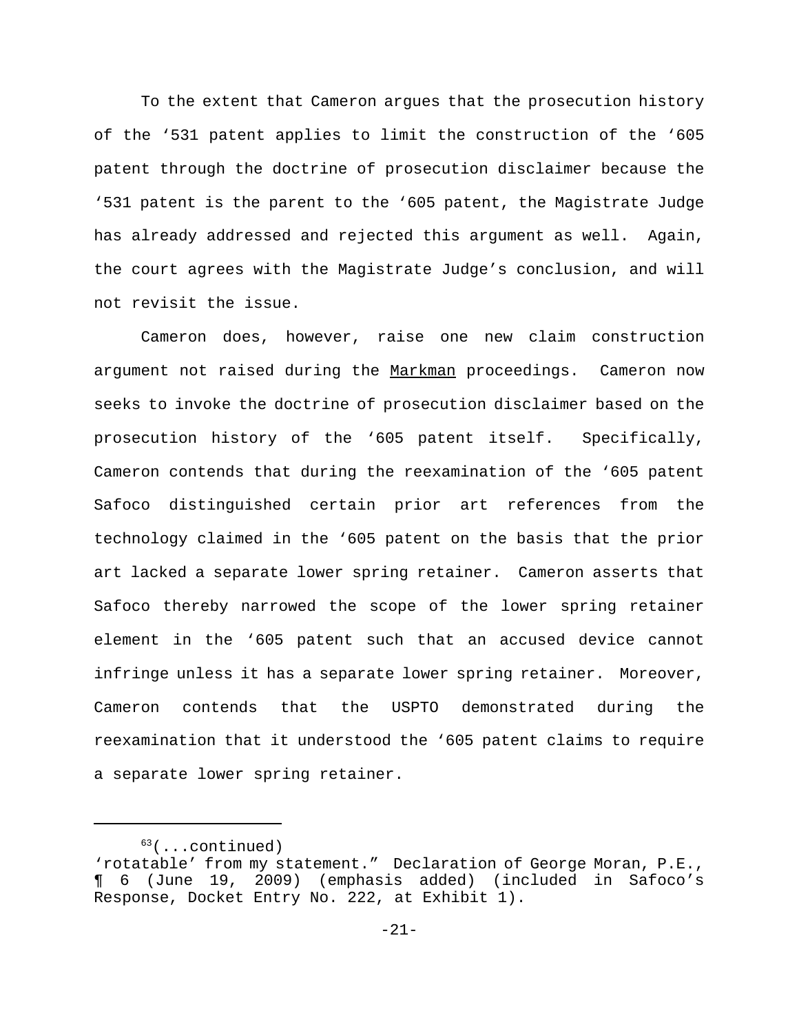To the extent that Cameron argues that the prosecution history of the '531 patent applies to limit the construction of the '605 patent through the doctrine of prosecution disclaimer because the '531 patent is the parent to the '605 patent, the Magistrate Judge has already addressed and rejected this argument as well. Again, the court agrees with the Magistrate Judge's conclusion, and will not revisit the issue.

Cameron does, however, raise one new claim construction argument not raised during the Markman proceedings. Cameron now seeks to invoke the doctrine of prosecution disclaimer based on the prosecution history of the '605 patent itself. Specifically, Cameron contends that during the reexamination of the '605 patent Safoco distinguished certain prior art references from the technology claimed in the '605 patent on the basis that the prior art lacked a separate lower spring retainer. Cameron asserts that Safoco thereby narrowed the scope of the lower spring retainer element in the '605 patent such that an accused device cannot infringe unless it has a separate lower spring retainer. Moreover, Cameron contends that the USPTO demonstrated during the reexamination that it understood the '605 patent claims to require a separate lower spring retainer.

---

[63](...continued)
'rotatable' from my statement." Declaration of George Moran, P.E., ¶ 6 (June 19, 2009) (emphasis added) (included in Safoco's Response, Docket Entry No. 222, at Exhibit 1).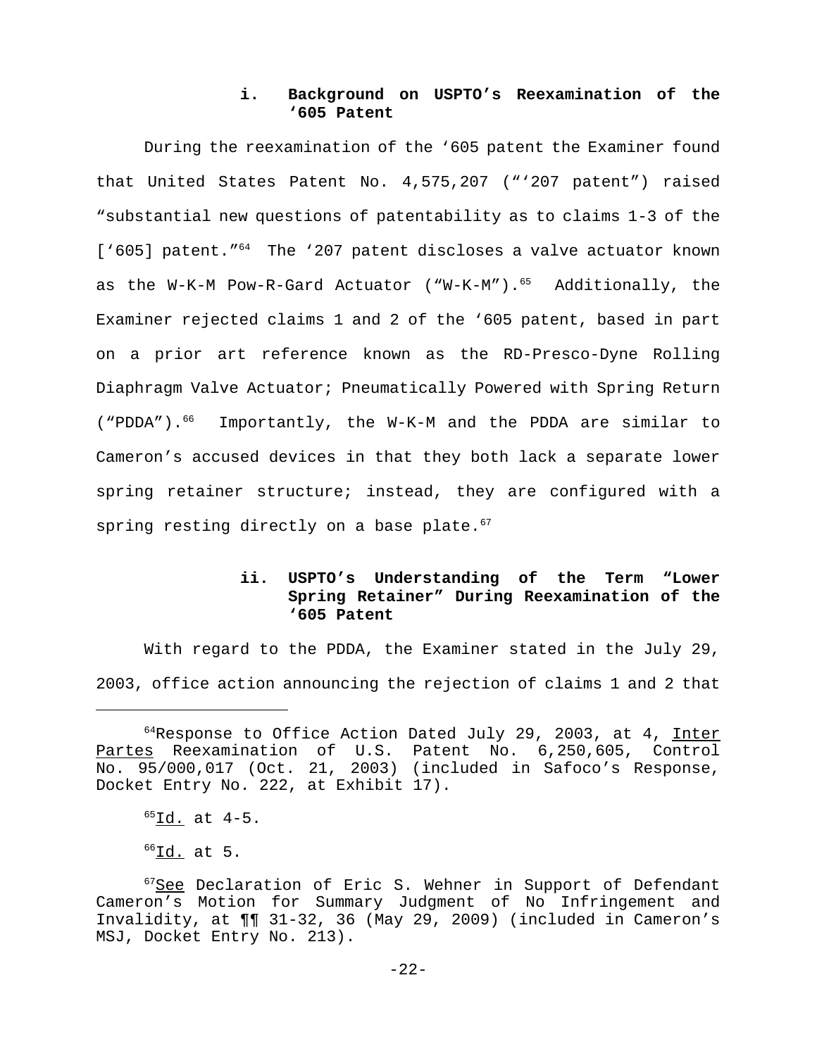#### i. Background on USPTO's Reexamination of the '605 Patent

During the reexamination of the '605 patent the Examiner found that United States Patent No. 4,575,207 ("'207 patent") raised "substantial new questions of patentability as to claims 1-3 of the ['605] patent."[64] The '207 patent discloses a valve actuator known as the W-K-M Pow-R-Gard Actuator ("W-K-M").[65] Additionally, the Examiner rejected claims 1 and 2 of the '605 patent, based in part on a prior art reference known as the RD-Presco-Dyne Rolling Diaphragm Valve Actuator; Pneumatically Powered with Spring Return ("PDDA").[66] Importantly, the W-K-M and the PDDA are similar to Cameron's accused devices in that they both lack a separate lower spring retainer structure; instead, they are configured with a spring resting directly on a base plate.[67]

#### ii. USPTO's Understanding of the Term "Lower Spring Retainer" During Reexamination of the '605 Patent

With regard to the PDDA, the Examiner stated in the July 29, 2003, office action announcing the rejection of claims 1 and 2 that

---

[64] Response to Office Action Dated July 29, 2003, at 4, Inter Partes Reexamination of U.S. Patent No. 6,250,605, Control No. 95/000,017 (Oct. 21, 2003) (included in Safoco's Response, Docket Entry No. 222, at Exhibit 17).

[65] Id. at 4-5.

[66] Id. at 5.

[67] See Declaration of Eric S. Wehner in Support of Defendant Cameron's Motion for Summary Judgment of No Infringement and Invalidity, at ¶¶ 31-32, 36 (May 29, 2009) (included in Cameron's MSJ, Docket Entry No. 213).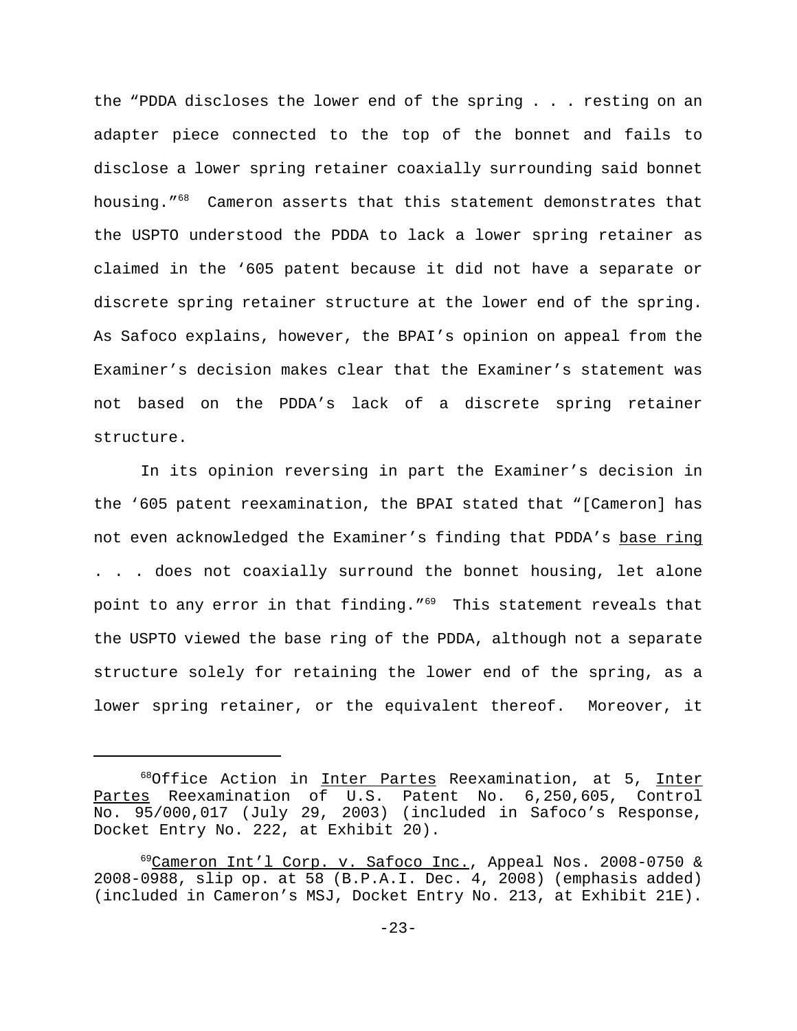the "PDDA discloses the lower end of the spring . . . resting on an adapter piece connected to the top of the bonnet and fails to disclose a lower spring retainer coaxially surrounding said bonnet housing."[68] Cameron asserts that this statement demonstrates that the USPTO understood the PDDA to lack a lower spring retainer as claimed in the '605 patent because it did not have a separate or discrete spring retainer structure at the lower end of the spring. As Safoco explains, however, the BPAI's opinion on appeal from the Examiner's decision makes clear that the Examiner's statement was not based on the PDDA's lack of a discrete spring retainer structure.

In its opinion reversing in part the Examiner's decision in the '605 patent reexamination, the BPAI stated that "[Cameron] has not even acknowledged the Examiner's finding that PDDA's <u>base ring</u> . . . does not coaxially surround the bonnet housing, let alone point to any error in that finding."[69] This statement reveals that the USPTO viewed the base ring of the PDDA, although not a separate structure solely for retaining the lower end of the spring, as a lower spring retainer, or the equivalent thereof. Moreover, it

---

[68] Office Action in <u>Inter Partes</u> Reexamination, at 5, <u>Inter Partes</u> Reexamination of U.S. Patent No. 6,250,605, Control No. 95/000,017 (July 29, 2003) (included in Safoco's Response, Docket Entry No. 222, at Exhibit 20).

[69] <u>Cameron Int'l Corp. v. Safoco Inc.</u>, Appeal Nos. 2008-0750 & 2008-0988, slip op. at 58 (B.P.A.I. Dec. 4, 2008) (emphasis added) (included in Cameron's MSJ, Docket Entry No. 213, at Exhibit 21E).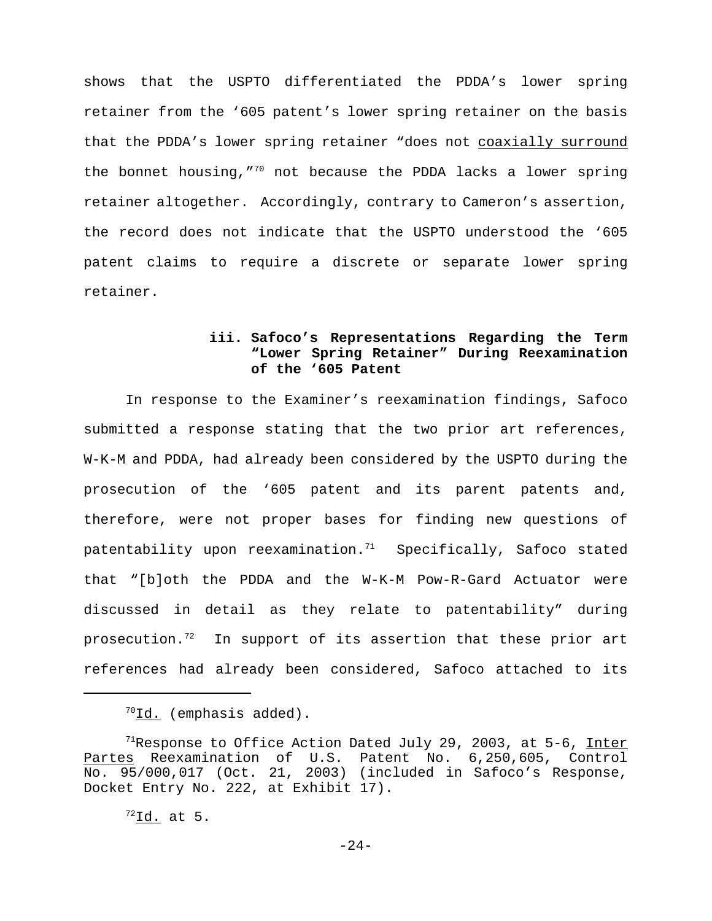shows that the USPTO differentiated the PDDA's lower spring retainer from the '605 patent's lower spring retainer on the basis that the PDDA's lower spring retainer "does not coaxially surround the bonnet housing,"[70] not because the PDDA lacks a lower spring retainer altogether. Accordingly, contrary to Cameron's assertion, the record does not indicate that the USPTO understood the '605 patent claims to require a discrete or separate lower spring retainer.

### iii. Safoco's Representations Regarding the Term "Lower Spring Retainer" During Reexamination of the '605 Patent

In response to the Examiner's reexamination findings, Safoco submitted a response stating that the two prior art references, W-K-M and PDDA, had already been considered by the USPTO during the prosecution of the '605 patent and its parent patents and, therefore, were not proper bases for finding new questions of patentability upon reexamination.[71] Specifically, Safoco stated that "[b]oth the PDDA and the W-K-M Pow-R-Gard Actuator were discussed in detail as they relate to patentability" during prosecution.[72] In support of its assertion that these prior art references had already been considered, Safoco attached to its

---

[70] Id. (emphasis added).

[71] Response to Office Action Dated July 29, 2003, at 5-6, Inter Partes Reexamination of U.S. Patent No. 6,250,605, Control No. 95/000,017 (Oct. 21, 2003) (included in Safoco's Response, Docket Entry No. 222, at Exhibit 17).

[72] Id. at 5.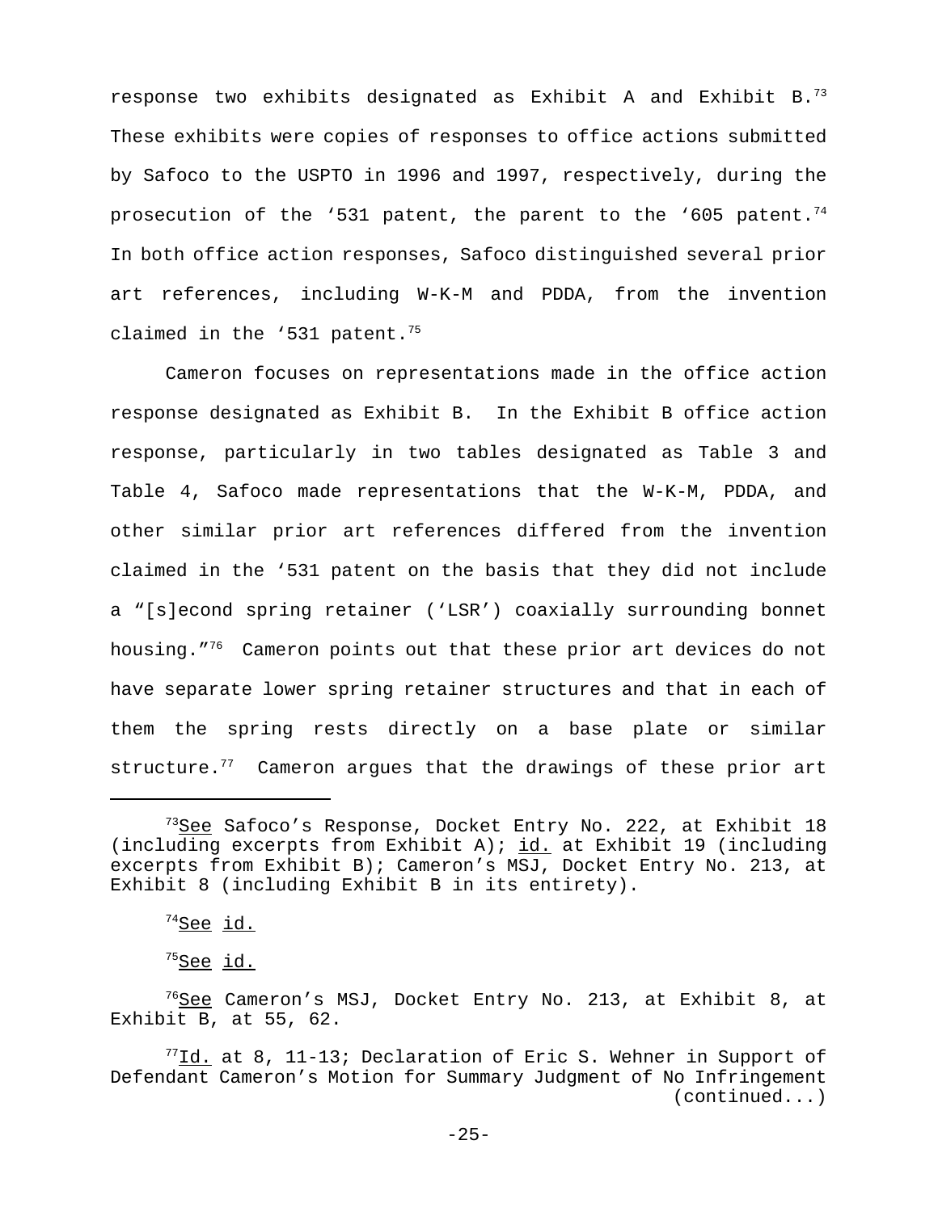response two exhibits designated as Exhibit A and Exhibit B.[73] These exhibits were copies of responses to office actions submitted by Safoco to the USPTO in 1996 and 1997, respectively, during the prosecution of the '531 patent, the parent to the '605 patent.[74] In both office action responses, Safoco distinguished several prior art references, including W-K-M and PDDA, from the invention claimed in the '531 patent.[75]

Cameron focuses on representations made in the office action response designated as Exhibit B. In the Exhibit B office action response, particularly in two tables designated as Table 3 and Table 4, Safoco made representations that the W-K-M, PDDA, and other similar prior art references differed from the invention claimed in the '531 patent on the basis that they did not include a "[s]econd spring retainer ('LSR') coaxially surrounding bonnet housing."[76] Cameron points out that these prior art devices do not have separate lower spring retainer structures and that in each of them the spring rests directly on a base plate or similar structure.[77] Cameron argues that the drawings of these prior art

---

[73]<u>See</u> Safoco's Response, Docket Entry No. 222, at Exhibit 18 (including excerpts from Exhibit A); <u>id.</u> at Exhibit 19 (including excerpts from Exhibit B); Cameron's MSJ, Docket Entry No. 213, at Exhibit 8 (including Exhibit B in its entirety).

[74]<u>See</u> <u>id.</u>

[75]<u>See</u> <u>id.</u>

[76]<u>See</u> Cameron's MSJ, Docket Entry No. 213, at Exhibit 8, at Exhibit B, at 55, 62.

[77]<u>Id.</u> at 8, 11-13; Declaration of Eric S. Wehner in Support of Defendant Cameron's Motion for Summary Judgment of No Infringement (continued...)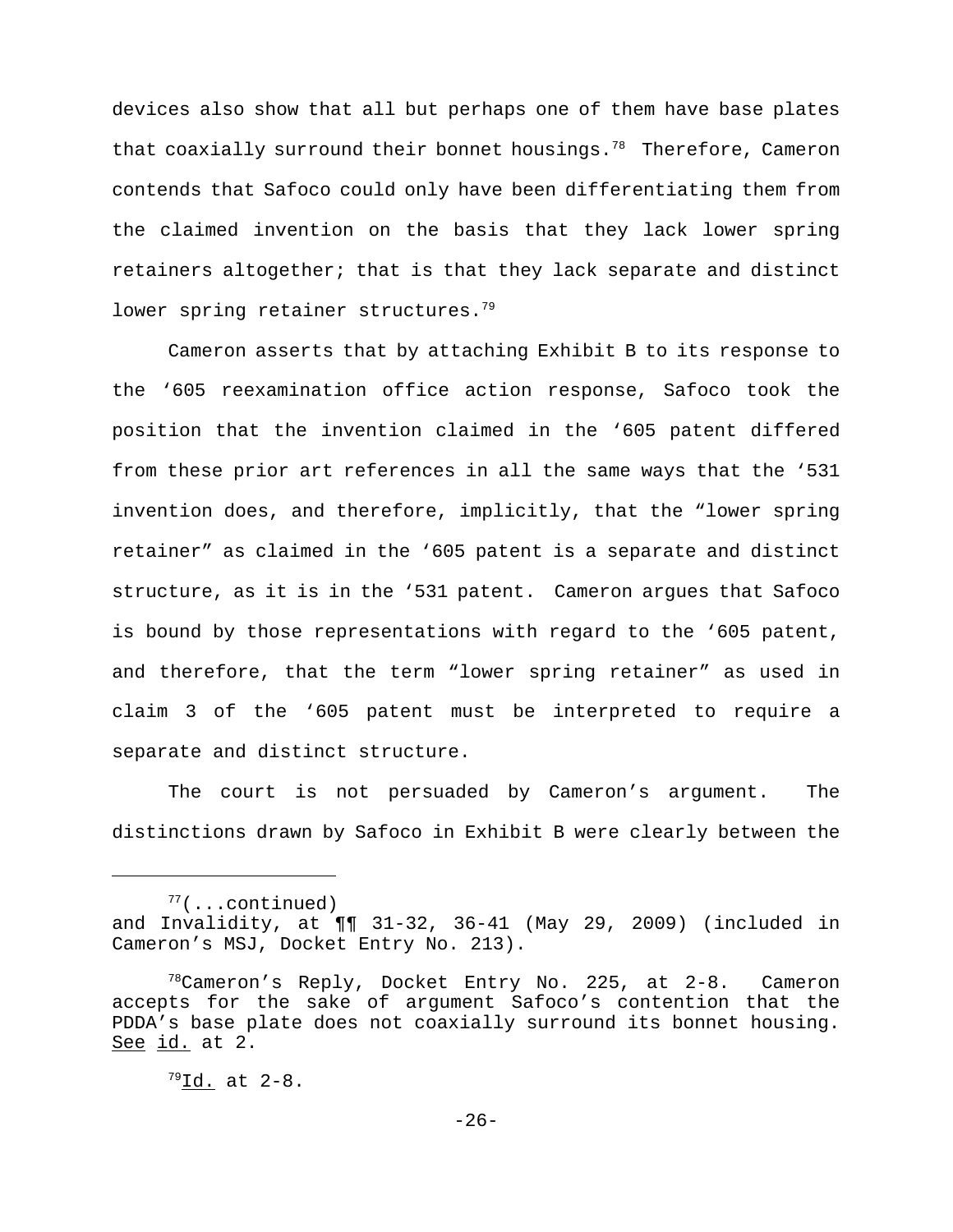devices also show that all but perhaps one of them have base plates that coaxially surround their bonnet housings.[78] Therefore, Cameron contends that Safoco could only have been differentiating them from the claimed invention on the basis that they lack lower spring retainers altogether; that is that they lack separate and distinct lower spring retainer structures.[79]

Cameron asserts that by attaching Exhibit B to its response to the '605 reexamination office action response, Safoco took the position that the invention claimed in the '605 patent differed from these prior art references in all the same ways that the '531 invention does, and therefore, implicitly, that the "lower spring retainer" as claimed in the '605 patent is a separate and distinct structure, as it is in the '531 patent. Cameron argues that Safoco is bound by those representations with regard to the '605 patent, and therefore, that the term "lower spring retainer" as used in claim 3 of the '605 patent must be interpreted to require a separate and distinct structure.

The court is not persuaded by Cameron's argument. The distinctions drawn by Safoco in Exhibit B were clearly between the

---

[77](...continued) and Invalidity, at ¶¶ 31-32, 36-41 (May 29, 2009) (included in Cameron's MSJ, Docket Entry No. 213).

[78]Cameron's Reply, Docket Entry No. 225, at 2-8. Cameron accepts for the sake of argument Safoco's contention that the PDDA's base plate does not coaxially surround its bonnet housing. See id. at 2.

[79]Id. at 2-8.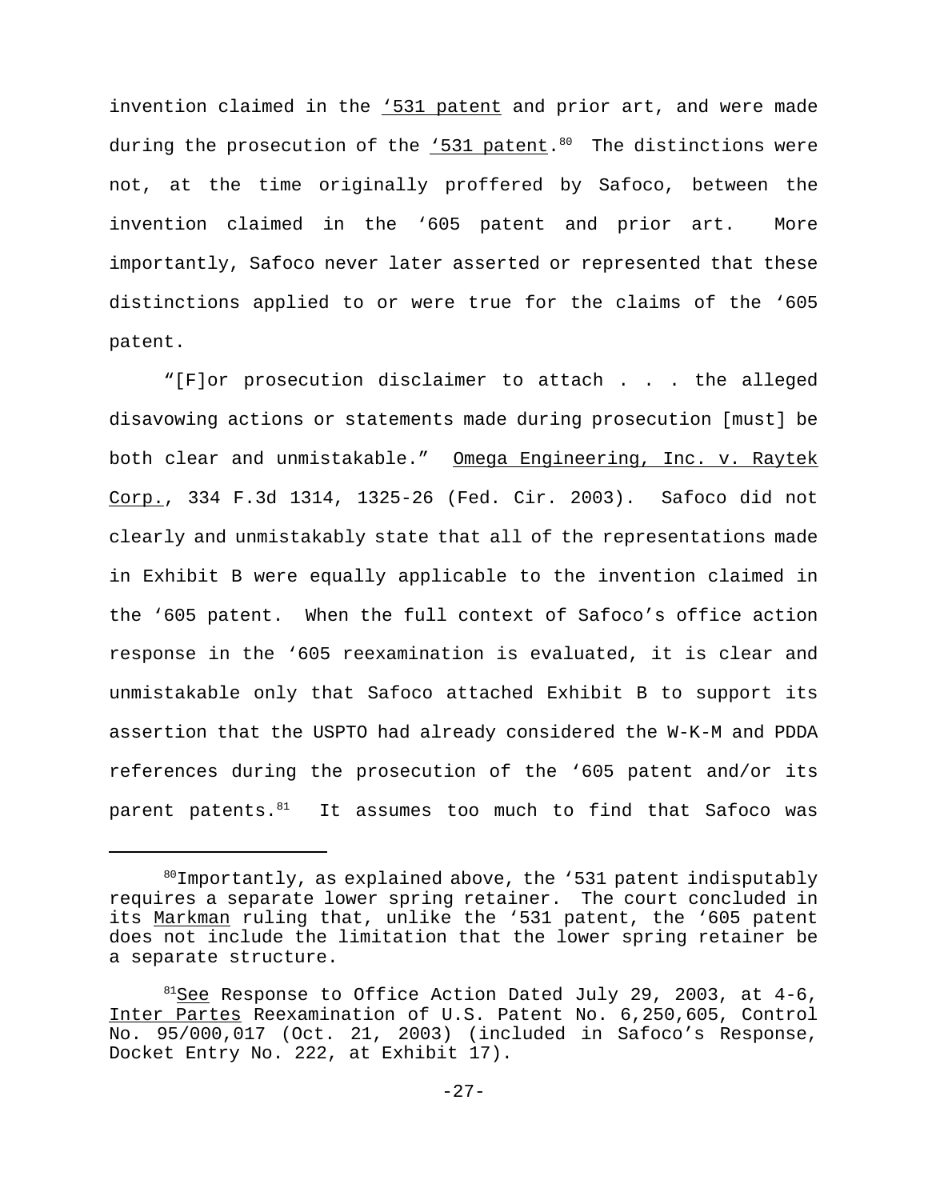invention claimed in the '531 patent and prior art, and were made during the prosecution of the '531 patent.[80] The distinctions were not, at the time originally proffered by Safoco, between the invention claimed in the '605 patent and prior art. More importantly, Safoco never later asserted or represented that these distinctions applied to or were true for the claims of the '605 patent.

"[F]or prosecution disclaimer to attach . . . the alleged disavowing actions or statements made during prosecution [must] be both clear and unmistakable." Omega Engineering, Inc. v. Raytek Corp., 334 F.3d 1314, 1325-26 (Fed. Cir. 2003). Safoco did not clearly and unmistakably state that all of the representations made in Exhibit B were equally applicable to the invention claimed in the '605 patent. When the full context of Safoco's office action response in the '605 reexamination is evaluated, it is clear and unmistakable only that Safoco attached Exhibit B to support its assertion that the USPTO had already considered the W-K-M and PDDA references during the prosecution of the '605 patent and/or its parent patents.[81] It assumes too much to find that Safoco was

---

[80] Importantly, as explained above, the '531 patent indisputably requires a separate lower spring retainer. The court concluded in its Markman ruling that, unlike the '531 patent, the '605 patent does not include the limitation that the lower spring retainer be a separate structure.

[81] See Response to Office Action Dated July 29, 2003, at 4-6, Inter Partes Reexamination of U.S. Patent No. 6,250,605, Control No. 95/000,017 (Oct. 21, 2003) (included in Safoco's Response, Docket Entry No. 222, at Exhibit 17).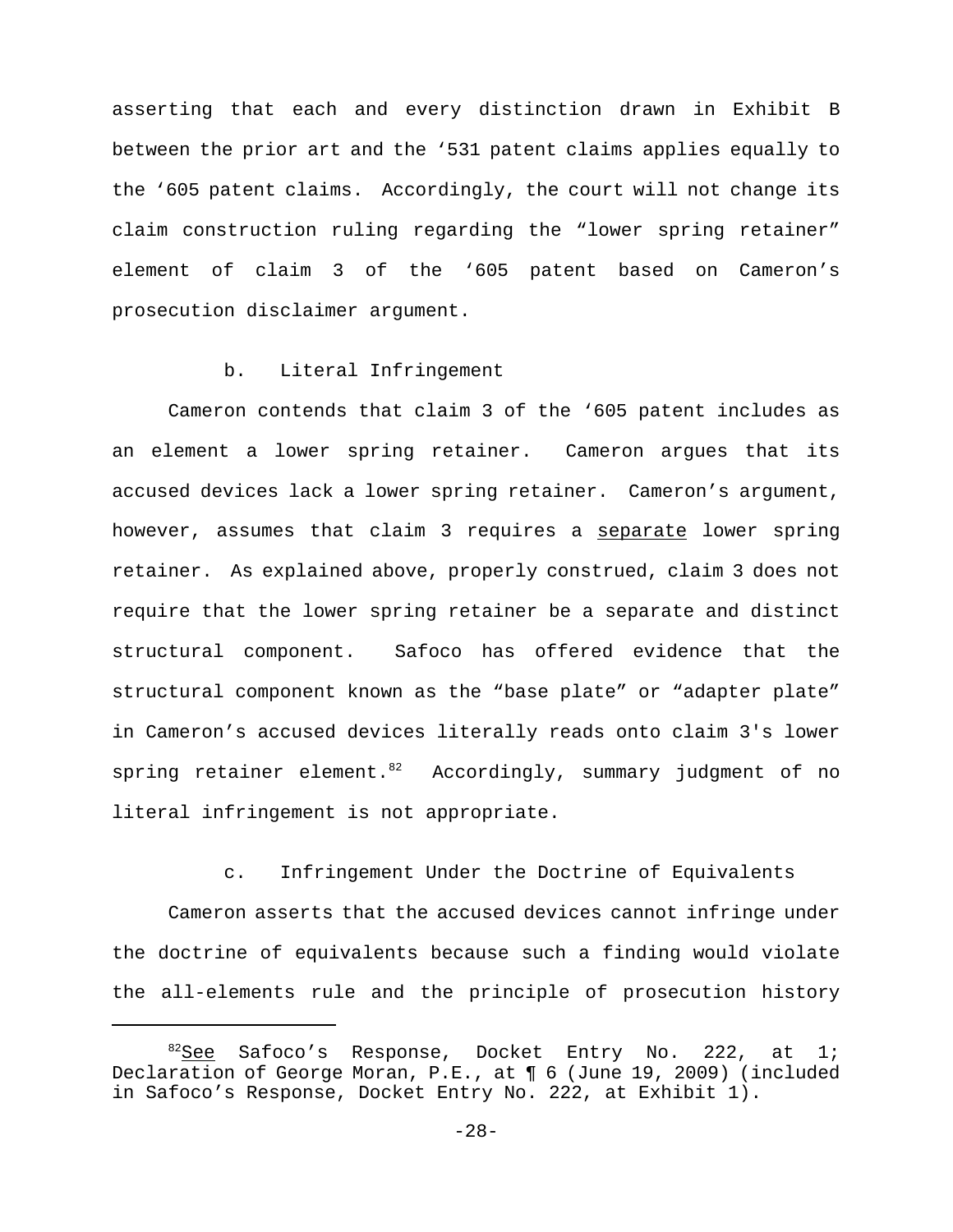asserting that each and every distinction drawn in Exhibit B between the prior art and the '531 patent claims applies equally to the '605 patent claims. Accordingly, the court will not change its claim construction ruling regarding the "lower spring retainer" element of claim 3 of the '605 patent based on Cameron's prosecution disclaimer argument.

b. Literal Infringement

Cameron contends that claim 3 of the '605 patent includes as an element a lower spring retainer. Cameron argues that its accused devices lack a lower spring retainer. Cameron's argument, however, assumes that claim 3 requires a <u>separate</u> lower spring retainer. As explained above, properly construed, claim 3 does not require that the lower spring retainer be a separate and distinct structural component. Safoco has offered evidence that the structural component known as the "base plate" or "adapter plate" in Cameron's accused devices literally reads onto claim 3's lower spring retainer element.[82] Accordingly, summary judgment of no literal infringement is not appropriate.

c. Infringement Under the Doctrine of Equivalents

Cameron asserts that the accused devices cannot infringe under the doctrine of equivalents because such a finding would violate the all-elements rule and the principle of prosecution history

---

[82]<u>See</u> Safoco's Response, Docket Entry No. 222, at 1; Declaration of George Moran, P.E., at ¶ 6 (June 19, 2009) (included in Safoco's Response, Docket Entry No. 222, at Exhibit 1).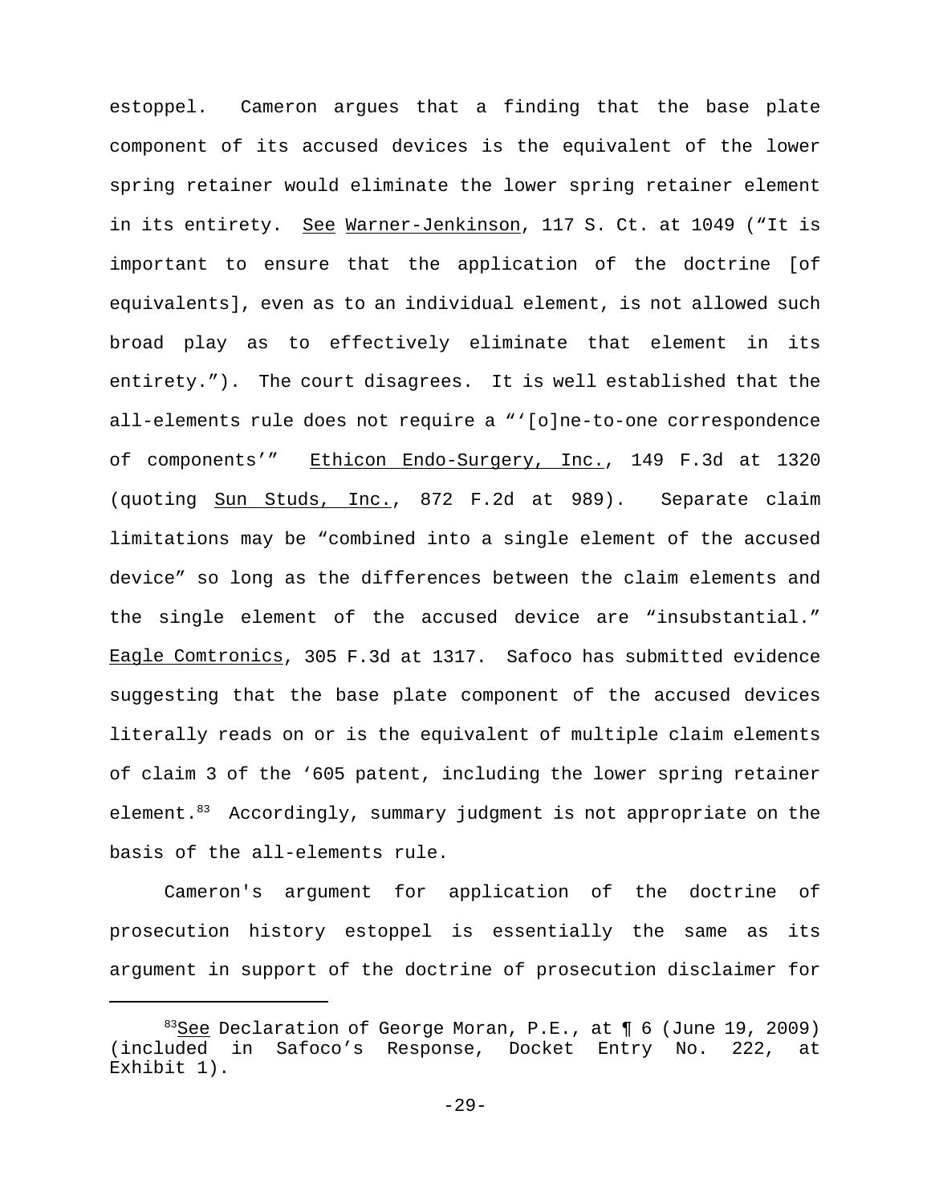estoppel. Cameron argues that a finding that the base plate component of its accused devices is the equivalent of the lower spring retainer would eliminate the lower spring retainer element in its entirety. See Warner-Jenkinson, 117 S. Ct. at 1049 ("It is important to ensure that the application of the doctrine [of equivalents], even as to an individual element, is not allowed such broad play as to effectively eliminate that element in its entirety."). The court disagrees. It is well established that the all-elements rule does not require a "'[o]ne-to-one correspondence of components'" Ethicon Endo-Surgery, Inc., 149 F.3d at 1320 (quoting Sun Studs, Inc., 872 F.2d at 989). Separate claim limitations may be "combined into a single element of the accused device" so long as the differences between the claim elements and the single element of the accused device are "insubstantial." Eagle Comtronics, 305 F.3d at 1317. Safoco has submitted evidence suggesting that the base plate component of the accused devices literally reads on or is the equivalent of multiple claim elements of claim 3 of the '605 patent, including the lower spring retainer element.[83] Accordingly, summary judgment is not appropriate on the basis of the all-elements rule.

Cameron's argument for application of the doctrine of prosecution history estoppel is essentially the same as its argument in support of the doctrine of prosecution disclaimer for

---

[83] See Declaration of George Moran, P.E., at ¶ 6 (June 19, 2009) (included in Safoco's Response, Docket Entry No. 222, at Exhibit 1).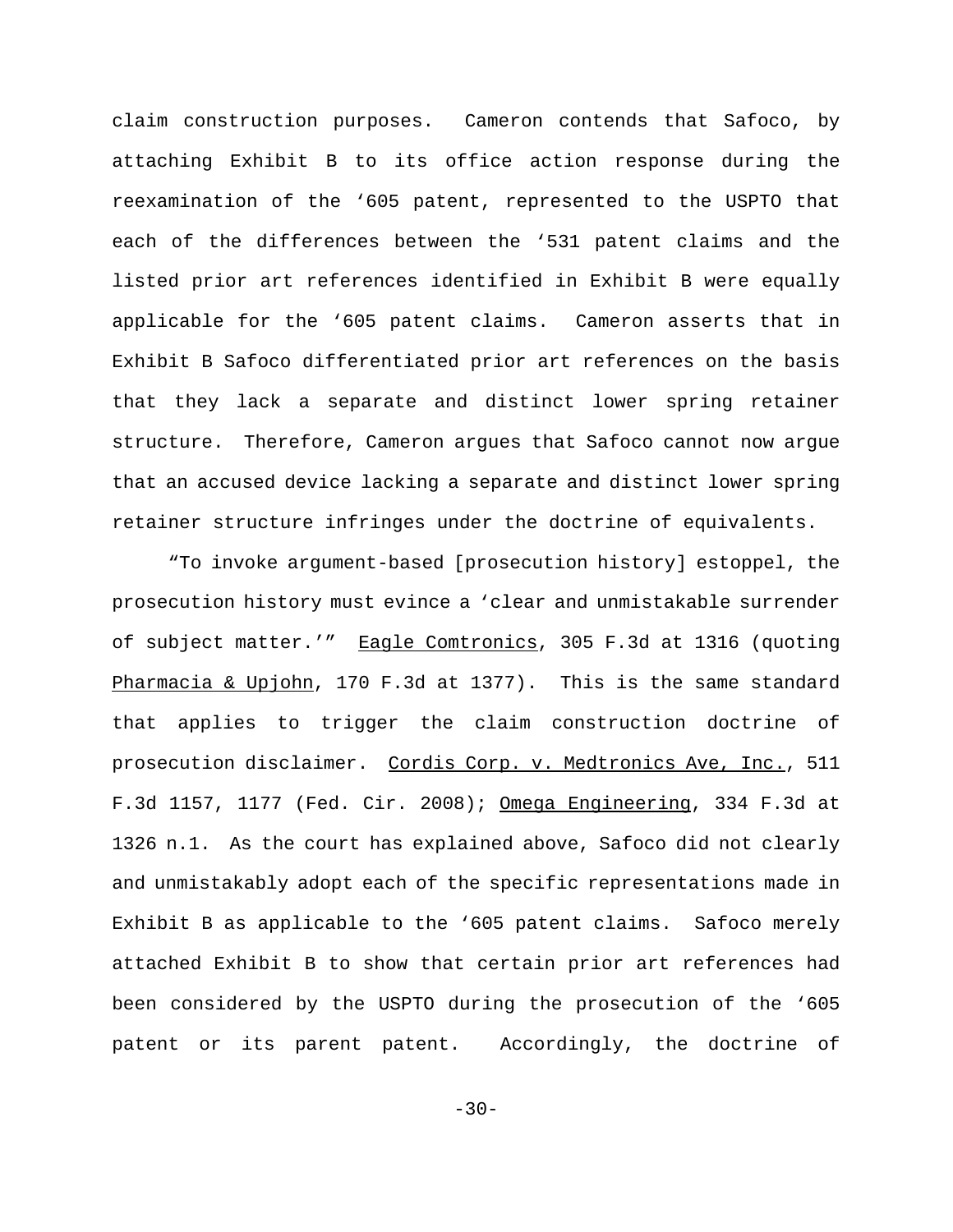claim construction purposes. Cameron contends that Safoco, by attaching Exhibit B to its office action response during the reexamination of the '605 patent, represented to the USPTO that each of the differences between the '531 patent claims and the listed prior art references identified in Exhibit B were equally applicable for the '605 patent claims. Cameron asserts that in Exhibit B Safoco differentiated prior art references on the basis that they lack a separate and distinct lower spring retainer structure. Therefore, Cameron argues that Safoco cannot now argue that an accused device lacking a separate and distinct lower spring retainer structure infringes under the doctrine of equivalents.

"To invoke argument-based [prosecution history] estoppel, the prosecution history must evince a 'clear and unmistakable surrender of subject matter.'" Eagle Comtronics, 305 F.3d at 1316 (quoting Pharmacia & Upjohn, 170 F.3d at 1377). This is the same standard that applies to trigger the claim construction doctrine of prosecution disclaimer. Cordis Corp. v. Medtronics Ave, Inc., 511 F.3d 1157, 1177 (Fed. Cir. 2008); Omega Engineering, 334 F.3d at 1326 n.1. As the court has explained above, Safoco did not clearly and unmistakably adopt each of the specific representations made in Exhibit B as applicable to the '605 patent claims. Safoco merely attached Exhibit B to show that certain prior art references had been considered by the USPTO during the prosecution of the '605 patent or its parent patent. Accordingly, the doctrine of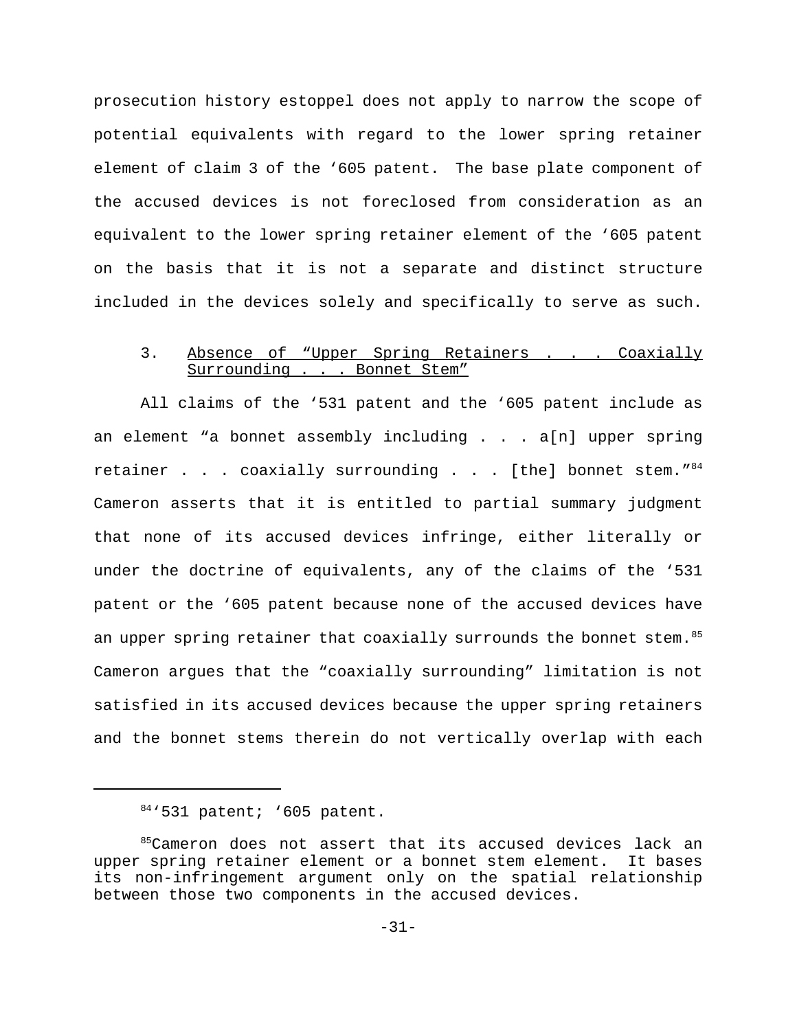prosecution history estoppel does not apply to narrow the scope of potential equivalents with regard to the lower spring retainer element of claim 3 of the '605 patent. The base plate component of the accused devices is not foreclosed from consideration as an equivalent to the lower spring retainer element of the '605 patent on the basis that it is not a separate and distinct structure included in the devices solely and specifically to serve as such.

### 3. Absence of "Upper Spring Retainers . . . Coaxially Surrounding . . . Bonnet Stem"

All claims of the '531 patent and the '605 patent include as an element "a bonnet assembly including . . . a[n] upper spring retainer . . . coaxially surrounding . . . [the] bonnet stem."[84] Cameron asserts that it is entitled to partial summary judgment that none of its accused devices infringe, either literally or under the doctrine of equivalents, any of the claims of the '531 patent or the '605 patent because none of the accused devices have an upper spring retainer that coaxially surrounds the bonnet stem.[85] Cameron argues that the "coaxially surrounding" limitation is not satisfied in its accused devices because the upper spring retainers and the bonnet stems therein do not vertically overlap with each

[84] '531 patent; '605 patent.

[85] Cameron does not assert that its accused devices lack an upper spring retainer element or a bonnet stem element. It bases its non-infringement argument only on the spatial relationship between those two components in the accused devices.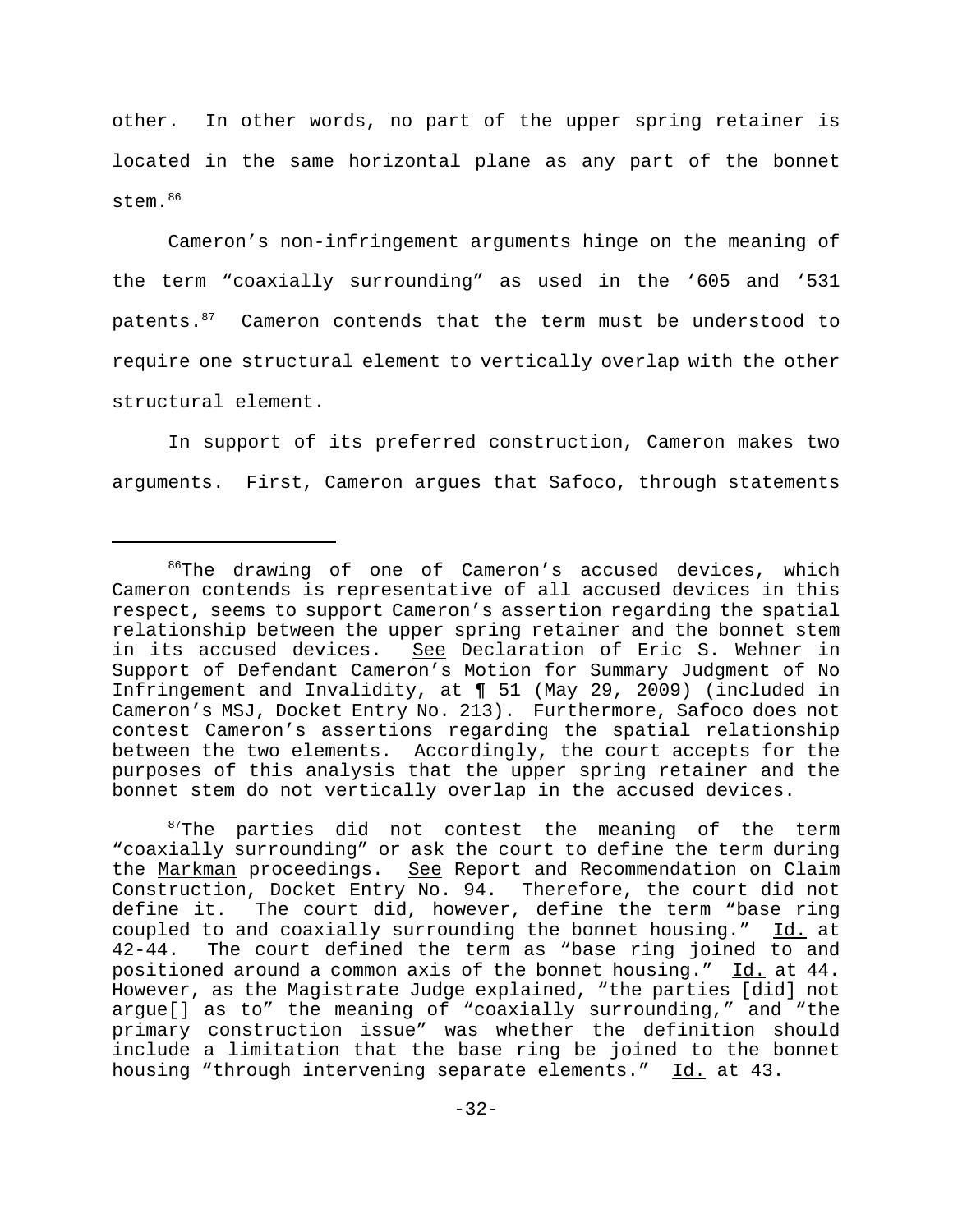other. In other words, no part of the upper spring retainer is located in the same horizontal plane as any part of the bonnet stem.[86]

Cameron's non-infringement arguments hinge on the meaning of the term "coaxially surrounding" as used in the '605 and '531 patents.[87] Cameron contends that the term must be understood to require one structural element to vertically overlap with the other structural element.

In support of its preferred construction, Cameron makes two arguments. First, Cameron argues that Safoco, through statements

---

[86]The drawing of one of Cameron's accused devices, which Cameron contends is representative of all accused devices in this respect, seems to support Cameron's assertion regarding the spatial relationship between the upper spring retainer and the bonnet stem in its accused devices. See Declaration of Eric S. Wehner in Support of Defendant Cameron's Motion for Summary Judgment of No Infringement and Invalidity, at ¶ 51 (May 29, 2009) (included in Cameron's MSJ, Docket Entry No. 213). Furthermore, Safoco does not contest Cameron's assertions regarding the spatial relationship between the two elements. Accordingly, the court accepts for the purposes of this analysis that the upper spring retainer and the bonnet stem do not vertically overlap in the accused devices.

[87]The parties did not contest the meaning of the term "coaxially surrounding" or ask the court to define the term during the Markman proceedings. See Report and Recommendation on Claim Construction, Docket Entry No. 94. Therefore, the court did not define it. The court did, however, define the term "base ring coupled to and coaxially surrounding the bonnet housing." Id. at 42-44. The court defined the term as "base ring joined to and positioned around a common axis of the bonnet housing." Id. at 44. However, as the Magistrate Judge explained, "the parties [did] not argue[] as to" the meaning of "coaxially surrounding," and "the primary construction issue" was whether the definition should include a limitation that the base ring be joined to the bonnet housing "through intervening separate elements." Id. at 43.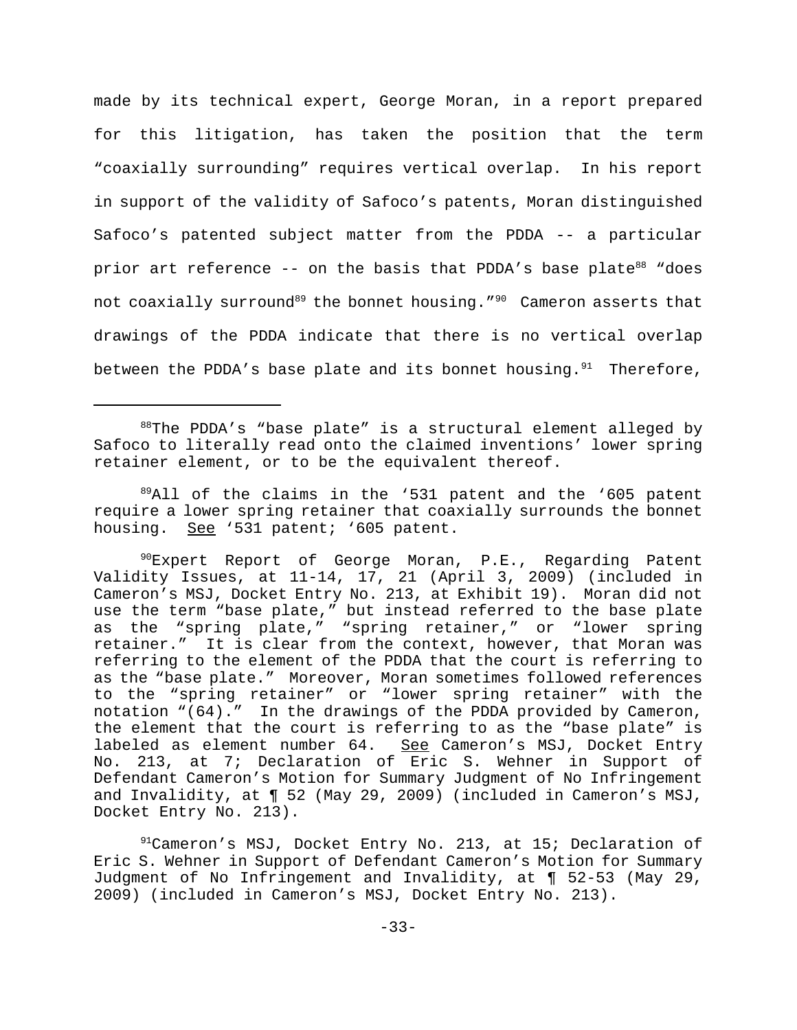made by its technical expert, George Moran, in a report prepared for this litigation, has taken the position that the term "coaxially surrounding" requires vertical overlap. In his report in support of the validity of Safoco's patents, Moran distinguished Safoco's patented subject matter from the PDDA -- a particular prior art reference -- on the basis that PDDA's base plate[88] "does not coaxially surround[89] the bonnet housing."[90] Cameron asserts that drawings of the PDDA indicate that there is no vertical overlap between the PDDA's base plate and its bonnet housing.[91] Therefore,

---

[88]The PDDA's "base plate" is a structural element alleged by Safoco to literally read onto the claimed inventions' lower spring retainer element, or to be the equivalent thereof.

[89]All of the claims in the '531 patent and the '605 patent require a lower spring retainer that coaxially surrounds the bonnet housing. See '531 patent; '605 patent.

[90]Expert Report of George Moran, P.E., Regarding Patent Validity Issues, at 11-14, 17, 21 (April 3, 2009) (included in Cameron's MSJ, Docket Entry No. 213, at Exhibit 19). Moran did not use the term "base plate," but instead referred to the base plate as the "spring plate," "spring retainer," or "lower spring retainer." It is clear from the context, however, that Moran was referring to the element of the PDDA that the court is referring to as the "base plate." Moreover, Moran sometimes followed references to the "spring retainer" or "lower spring retainer" with the notation "(64)." In the drawings of the PDDA provided by Cameron, the element that the court is referring to as the "base plate" is labeled as element number 64. See Cameron's MSJ, Docket Entry No. 213, at 7; Declaration of Eric S. Wehner in Support of Defendant Cameron's Motion for Summary Judgment of No Infringement and Invalidity, at ¶ 52 (May 29, 2009) (included in Cameron's MSJ, Docket Entry No. 213).

[91]Cameron's MSJ, Docket Entry No. 213, at 15; Declaration of Eric S. Wehner in Support of Defendant Cameron's Motion for Summary Judgment of No Infringement and Invalidity, at ¶ 52-53 (May 29, 2009) (included in Cameron's MSJ, Docket Entry No. 213).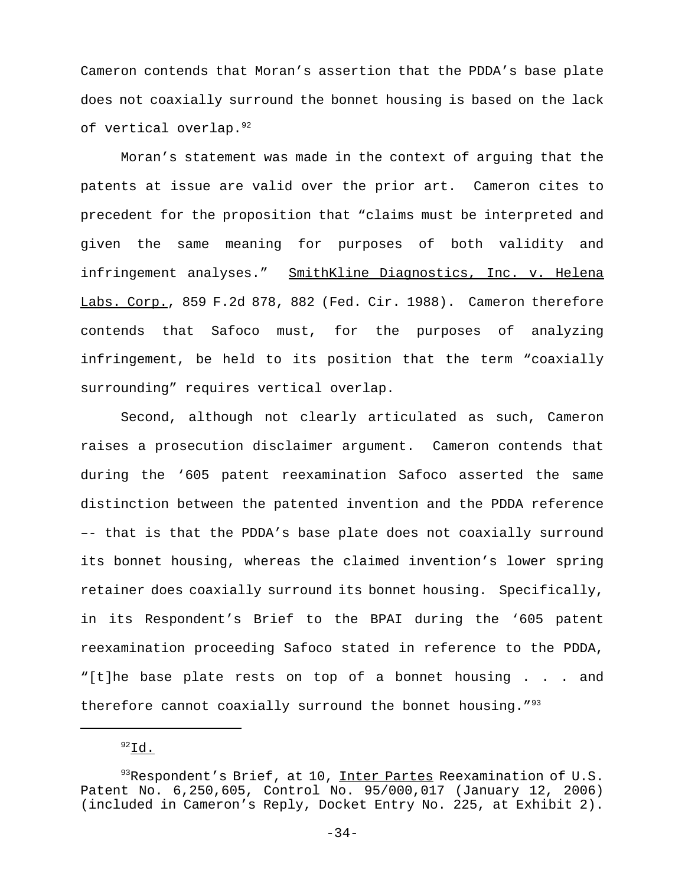Cameron contends that Moran's assertion that the PDDA's base plate does not coaxially surround the bonnet housing is based on the lack of vertical overlap.[92]

Moran's statement was made in the context of arguing that the patents at issue are valid over the prior art. Cameron cites to precedent for the proposition that "claims must be interpreted and given the same meaning for purposes of both validity and infringement analyses." SmithKline Diagnostics, Inc. v. Helena Labs. Corp., 859 F.2d 878, 882 (Fed. Cir. 1988). Cameron therefore contends that Safoco must, for the purposes of analyzing infringement, be held to its position that the term "coaxially surrounding" requires vertical overlap.

Second, although not clearly articulated as such, Cameron raises a prosecution disclaimer argument. Cameron contends that during the '605 patent reexamination Safoco asserted the same distinction between the patented invention and the PDDA reference –- that is that the PDDA's base plate does not coaxially surround its bonnet housing, whereas the claimed invention's lower spring retainer does coaxially surround its bonnet housing. Specifically, in its Respondent's Brief to the BPAI during the '605 patent reexamination proceeding Safoco stated in reference to the PDDA, "[t]he base plate rests on top of a bonnet housing . . . and therefore cannot coaxially surround the bonnet housing."[93]

---

[92] Id.

[93] Respondent's Brief, at 10, Inter Partes Reexamination of U.S. Patent No. 6,250,605, Control No. 95/000,017 (January 12, 2006) (included in Cameron's Reply, Docket Entry No. 225, at Exhibit 2).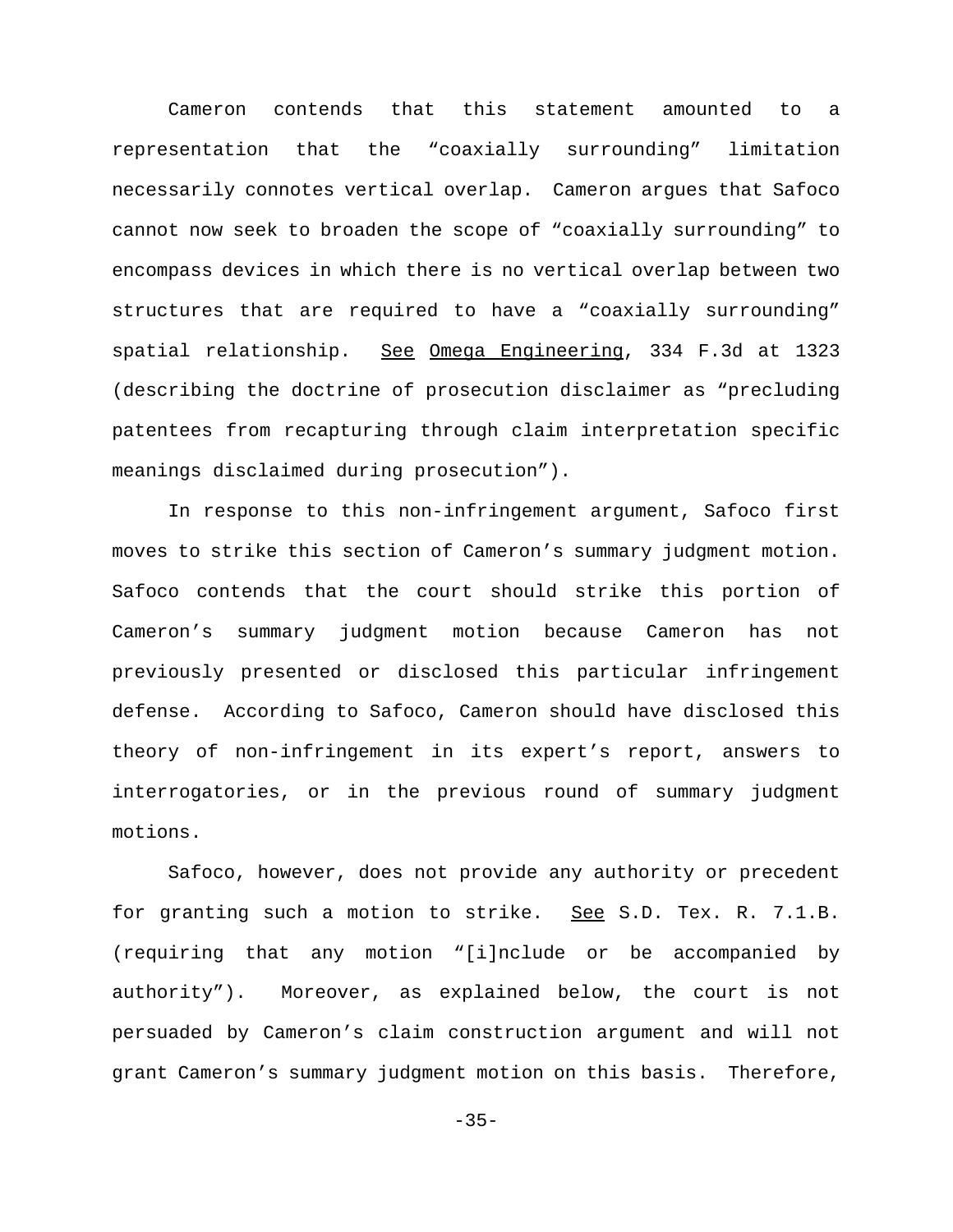Cameron contends that this statement amounted to a representation that the “coaxially surrounding” limitation necessarily connotes vertical overlap. Cameron argues that Safoco cannot now seek to broaden the scope of “coaxially surrounding” to encompass devices in which there is no vertical overlap between two structures that are required to have a “coaxially surrounding” spatial relationship. See Omega Engineering, 334 F.3d at 1323 (describing the doctrine of prosecution disclaimer as “precluding patentees from recapturing through claim interpretation specific meanings disclaimed during prosecution”).

In response to this non-infringement argument, Safoco first moves to strike this section of Cameron’s summary judgment motion. Safoco contends that the court should strike this portion of Cameron’s summary judgment motion because Cameron has not previously presented or disclosed this particular infringement defense. According to Safoco, Cameron should have disclosed this theory of non-infringement in its expert’s report, answers to interrogatories, or in the previous round of summary judgment motions.

Safoco, however, does not provide any authority or precedent for granting such a motion to strike. See S.D. Tex. R. 7.1.B. (requiring that any motion “[i]nclude or be accompanied by authority”). Moreover, as explained below, the court is not persuaded by Cameron’s claim construction argument and will not grant Cameron’s summary judgment motion on this basis. Therefore,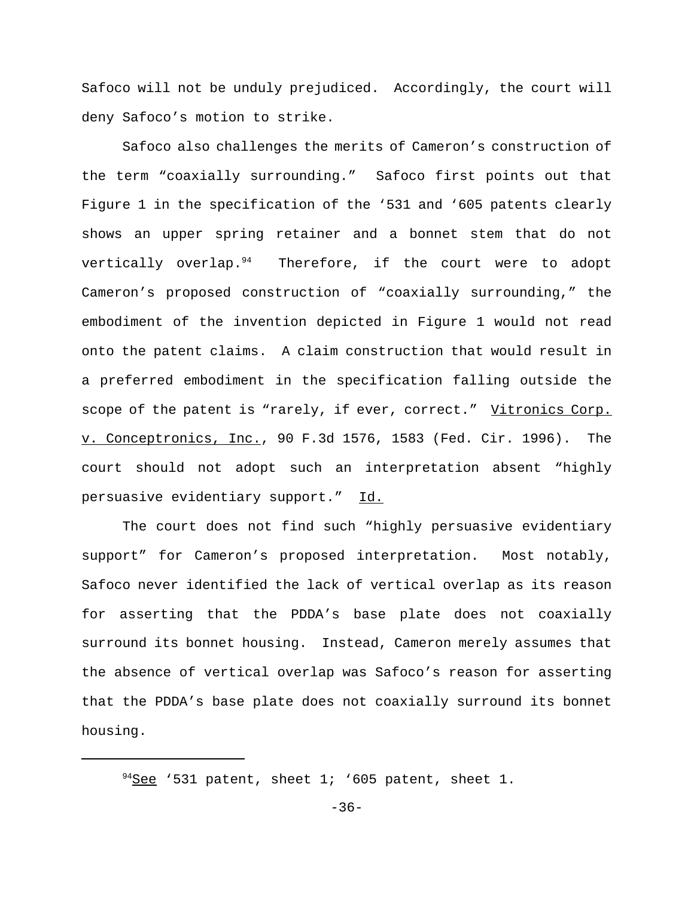Safoco will not be unduly prejudiced. Accordingly, the court will deny Safoco's motion to strike.

Safoco also challenges the merits of Cameron's construction of the term "coaxially surrounding." Safoco first points out that Figure 1 in the specification of the '531 and '605 patents clearly shows an upper spring retainer and a bonnet stem that do not vertically overlap.[94] Therefore, if the court were to adopt Cameron's proposed construction of "coaxially surrounding," the embodiment of the invention depicted in Figure 1 would not read onto the patent claims. A claim construction that would result in a preferred embodiment in the specification falling outside the scope of the patent is "rarely, if ever, correct." Vitronics Corp. v. Conceptronics, Inc., 90 F.3d 1576, 1583 (Fed. Cir. 1996). The court should not adopt such an interpretation absent "highly persuasive evidentiary support." Id.

The court does not find such "highly persuasive evidentiary support" for Cameron's proposed interpretation. Most notably, Safoco never identified the lack of vertical overlap as its reason for asserting that the PDDA's base plate does not coaxially surround its bonnet housing. Instead, Cameron merely assumes that the absence of vertical overlap was Safoco's reason for asserting that the PDDA's base plate does not coaxially surround its bonnet housing.

---

[94] See '531 patent, sheet 1; '605 patent, sheet 1.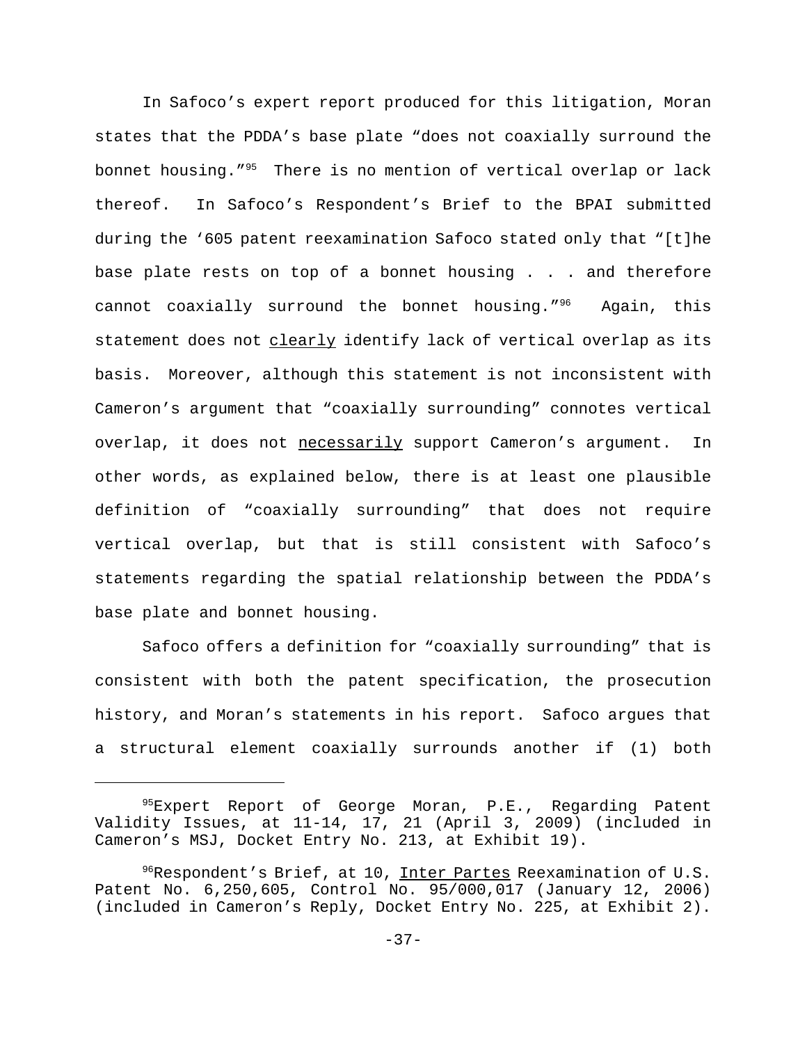In Safoco's expert report produced for this litigation, Moran states that the PDDA's base plate "does not coaxially surround the bonnet housing."[95] There is no mention of vertical overlap or lack thereof. In Safoco's Respondent's Brief to the BPAI submitted during the '605 patent reexamination Safoco stated only that "[t]he base plate rests on top of a bonnet housing . . . and therefore cannot coaxially surround the bonnet housing."[96] Again, this statement does not <u>clearly</u> identify lack of vertical overlap as its basis. Moreover, although this statement is not inconsistent with Cameron's argument that "coaxially surrounding" connotes vertical overlap, it does not <u>necessarily</u> support Cameron's argument. In other words, as explained below, there is at least one plausible definition of "coaxially surrounding" that does not require vertical overlap, but that is still consistent with Safoco's statements regarding the spatial relationship between the PDDA's base plate and bonnet housing.

Safoco offers a definition for "coaxially surrounding" that is consistent with both the patent specification, the prosecution history, and Moran's statements in his report. Safoco argues that a structural element coaxially surrounds another if (1) both

---

[95] Expert Report of George Moran, P.E., Regarding Patent Validity Issues, at 11-14, 17, 21 (April 3, 2009) (included in Cameron's MSJ, Docket Entry No. 213, at Exhibit 19).

[96] Respondent's Brief, at 10, <u>Inter Partes</u> Reexamination of U.S. Patent No. 6,250,605, Control No. 95/000,017 (January 12, 2006) (included in Cameron's Reply, Docket Entry No. 225, at Exhibit 2).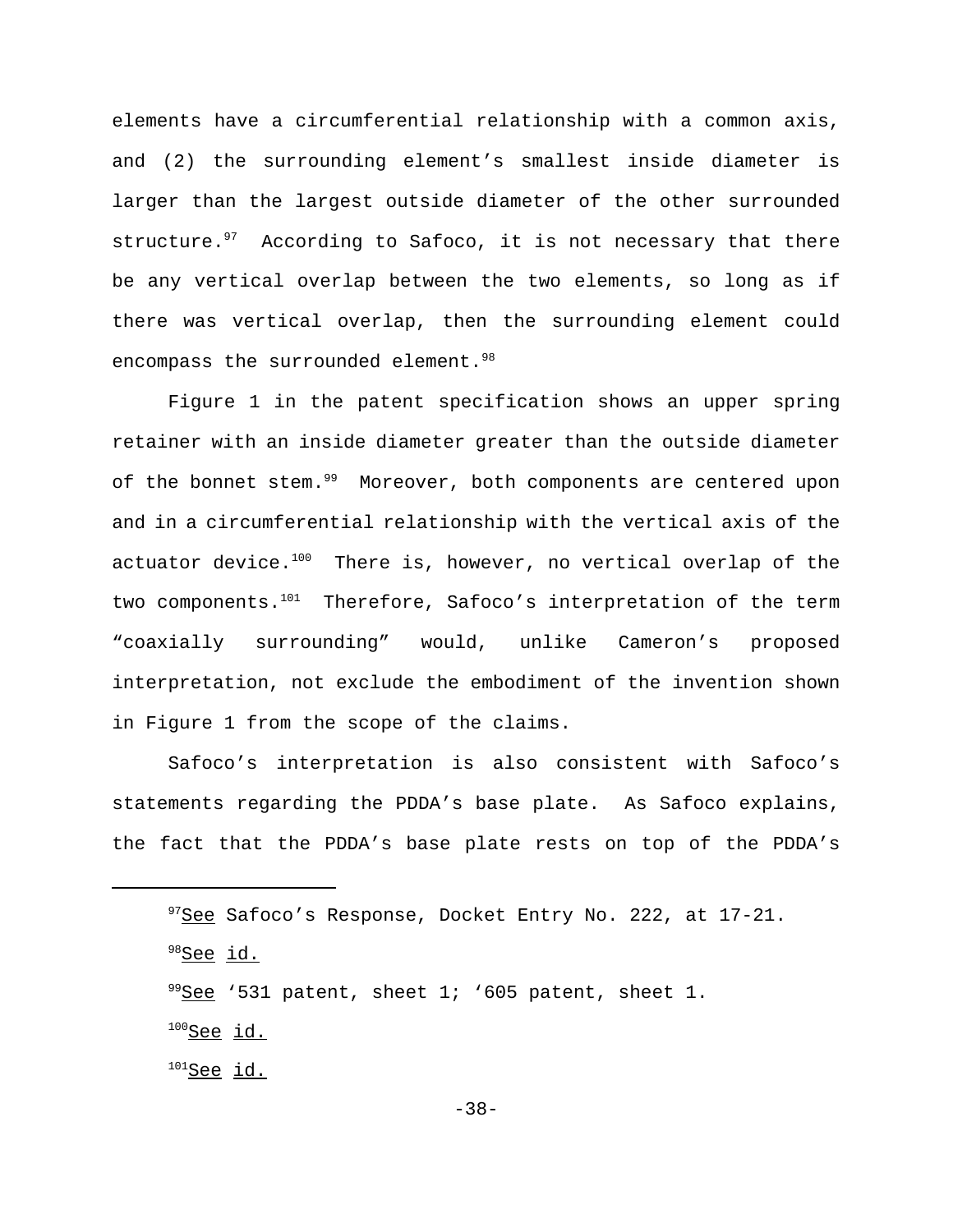elements have a circumferential relationship with a common axis, and (2) the surrounding element's smallest inside diameter is larger than the largest outside diameter of the other surrounded structure.[97] According to Safoco, it is not necessary that there be any vertical overlap between the two elements, so long as if there was vertical overlap, then the surrounding element could encompass the surrounded element.[98]

Figure 1 in the patent specification shows an upper spring retainer with an inside diameter greater than the outside diameter of the bonnet stem.[99] Moreover, both components are centered upon and in a circumferential relationship with the vertical axis of the actuator device.[100] There is, however, no vertical overlap of the two components.[101] Therefore, Safoco's interpretation of the term "coaxially surrounding" would, unlike Cameron's proposed interpretation, not exclude the embodiment of the invention shown in Figure 1 from the scope of the claims.

Safoco's interpretation is also consistent with Safoco's statements regarding the PDDA's base plate. As Safoco explains, the fact that the PDDA's base plate rests on top of the PDDA's

---

[97] See Safoco's Response, Docket Entry No. 222, at 17-21.

[98] See id.

[99] See '531 patent, sheet 1; '605 patent, sheet 1.

[100] See id.

[101] See id.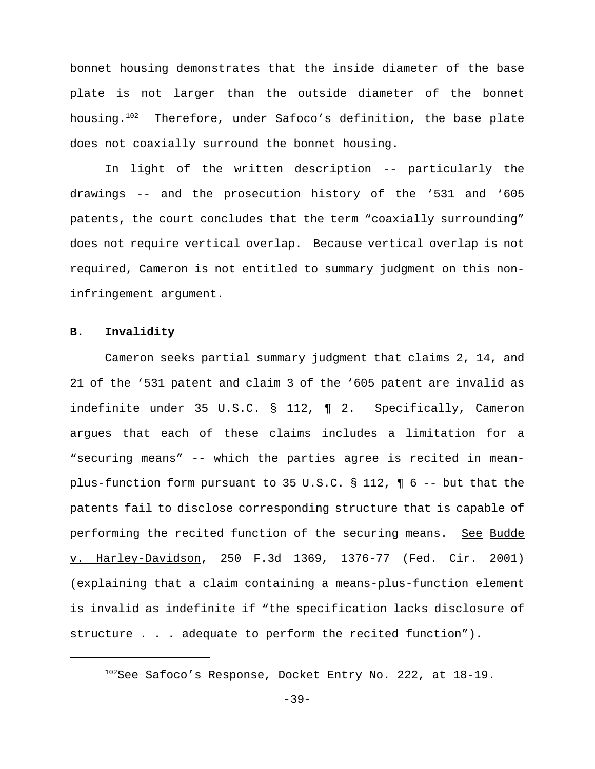bonnet housing demonstrates that the inside diameter of the base plate is not larger than the outside diameter of the bonnet housing.[102] Therefore, under Safoco's definition, the base plate does not coaxially surround the bonnet housing.

In light of the written description -- particularly the drawings -- and the prosecution history of the '531 and '605 patents, the court concludes that the term "coaxially surrounding" does not require vertical overlap. Because vertical overlap is not required, Cameron is not entitled to summary judgment on this non-infringement argument.

## B. Invalidity

Cameron seeks partial summary judgment that claims 2, 14, and 21 of the '531 patent and claim 3 of the '605 patent are invalid as indefinite under 35 U.S.C. § 112, ¶ 2. Specifically, Cameron argues that each of these claims includes a limitation for a "securing means" -- which the parties agree is recited in mean-plus-function form pursuant to 35 U.S.C. § 112, ¶ 6 -- but that the patents fail to disclose corresponding structure that is capable of performing the recited function of the securing means. See Budde v. Harley-Davidson, 250 F.3d 1369, 1376-77 (Fed. Cir. 2001) (explaining that a claim containing a means-plus-function element is invalid as indefinite if "the specification lacks disclosure of structure . . . adequate to perform the recited function").

---

[102] See Safoco's Response, Docket Entry No. 222, at 18-19.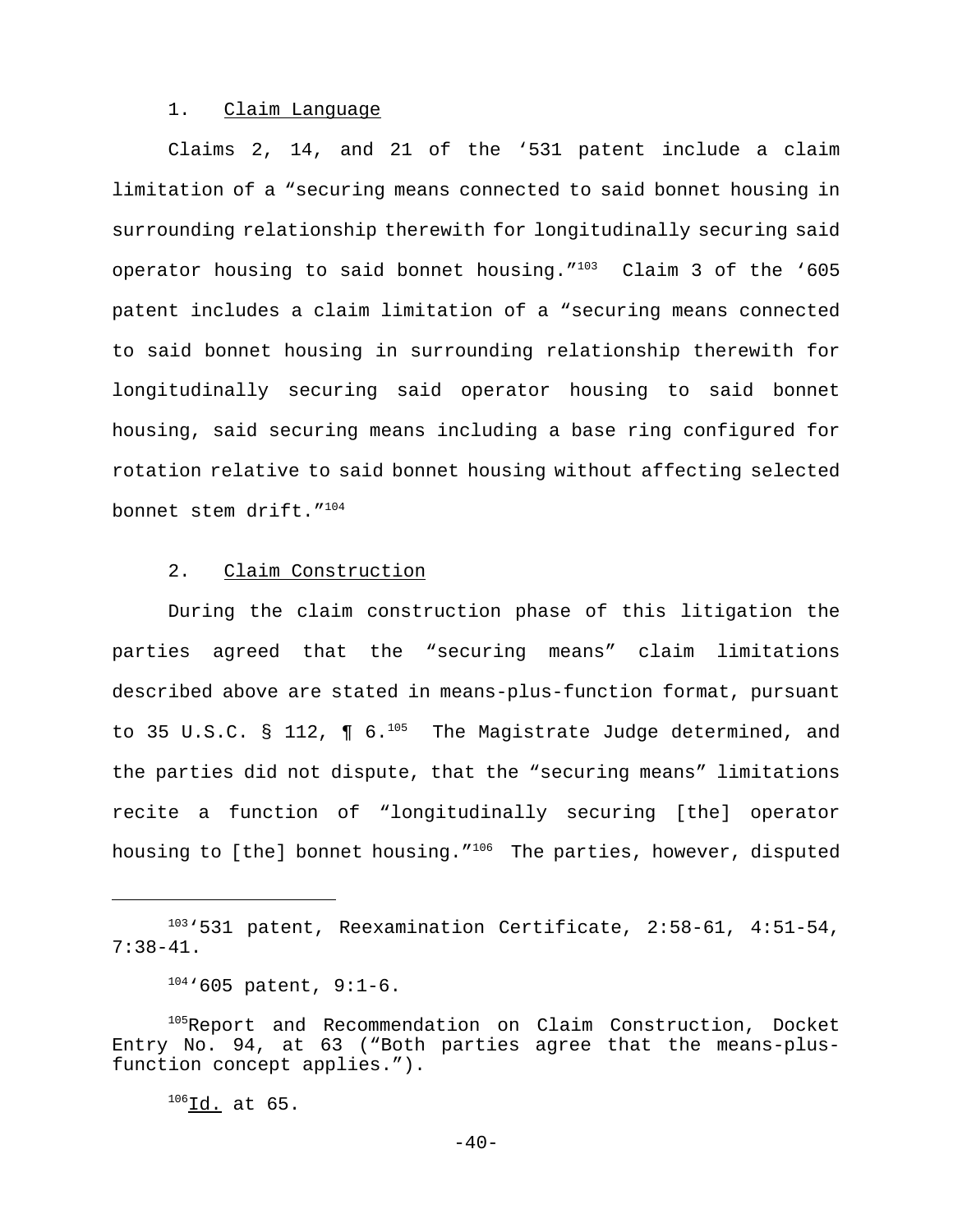1. Claim Language

Claims 2, 14, and 21 of the ‘531 patent include a claim limitation of a “securing means connected to said bonnet housing in surrounding relationship therewith for longitudinally securing said operator housing to said bonnet housing.”[103] Claim 3 of the ‘605 patent includes a claim limitation of a “securing means connected to said bonnet housing in surrounding relationship therewith for longitudinally securing said operator housing to said bonnet housing, said securing means including a base ring configured for rotation relative to said bonnet housing without affecting selected bonnet stem drift.”[104]

2. Claim Construction

During the claim construction phase of this litigation the parties agreed that the “securing means” claim limitations described above are stated in means-plus-function format, pursuant to 35 U.S.C. § 112, ¶ 6.[105] The Magistrate Judge determined, and the parties did not dispute, that the “securing means” limitations recite a function of “longitudinally securing [the] operator housing to [the] bonnet housing.”[106] The parties, however, disputed

---

[103]‘531 patent, Reexamination Certificate, 2:58-61, 4:51-54, 7:38-41.

[104]‘605 patent, 9:1-6.

[105]Report and Recommendation on Claim Construction, Docket Entry No. 94, at 63 (“Both parties agree that the means-plus-function concept applies.”).

[106]Id. at 65.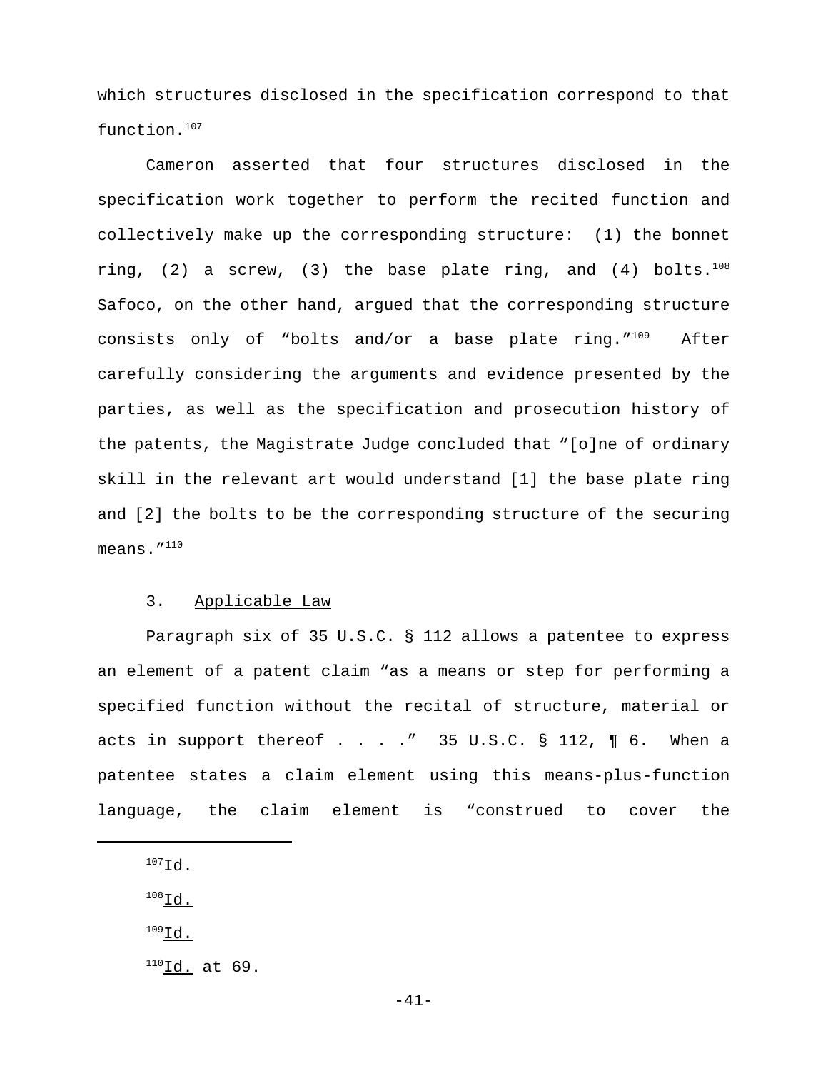which structures disclosed in the specification correspond to that function.[107]

Cameron asserted that four structures disclosed in the specification work together to perform the recited function and collectively make up the corresponding structure: (1) the bonnet ring, (2) a screw, (3) the base plate ring, and (4) bolts.[108] Safoco, on the other hand, argued that the corresponding structure consists only of "bolts and/or a base plate ring."[109] After carefully considering the arguments and evidence presented by the parties, as well as the specification and prosecution history of the patents, the Magistrate Judge concluded that "[o]ne of ordinary skill in the relevant art would understand [1] the base plate ring and [2] the bolts to be the corresponding structure of the securing means."[110]

3. Applicable Law

Paragraph six of 35 U.S.C. § 112 allows a patentee to express an element of a patent claim "as a means or step for performing a specified function without the recital of structure, material or acts in support thereof . . . ." 35 U.S.C. § 112, ¶ 6. When a patentee states a claim element using this means-plus-function language, the claim element is "construed to cover the

---

[107] Id.

[108] Id.

[109] Id.

[110] Id. at 69.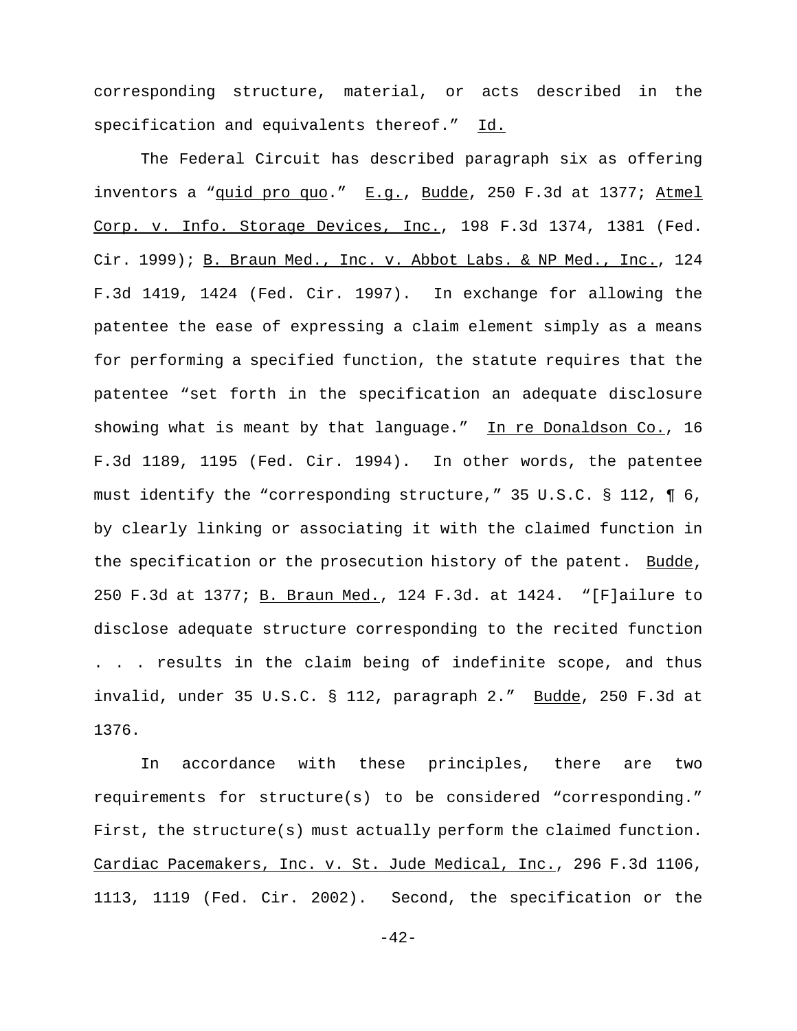corresponding structure, material, or acts described in the specification and equivalents thereof." Id.

The Federal Circuit has described paragraph six as offering inventors a "quid pro quo." E.g., Budde, 250 F.3d at 1377; Atmel Corp. v. Info. Storage Devices, Inc., 198 F.3d 1374, 1381 (Fed. Cir. 1999); B. Braun Med., Inc. v. Abbot Labs. & NP Med., Inc., 124 F.3d 1419, 1424 (Fed. Cir. 1997). In exchange for allowing the patentee the ease of expressing a claim element simply as a means for performing a specified function, the statute requires that the patentee "set forth in the specification an adequate disclosure showing what is meant by that language." In re Donaldson Co., 16 F.3d 1189, 1195 (Fed. Cir. 1994). In other words, the patentee must identify the "corresponding structure," 35 U.S.C. § 112, ¶ 6, by clearly linking or associating it with the claimed function in the specification or the prosecution history of the patent. Budde, 250 F.3d at 1377; B. Braun Med., 124 F.3d. at 1424. "[F]ailure to disclose adequate structure corresponding to the recited function . . . results in the claim being of indefinite scope, and thus invalid, under 35 U.S.C. § 112, paragraph 2." Budde, 250 F.3d at 1376.

In accordance with these principles, there are two requirements for structure(s) to be considered "corresponding." First, the structure(s) must actually perform the claimed function. Cardiac Pacemakers, Inc. v. St. Jude Medical, Inc., 296 F.3d 1106, 1113, 1119 (Fed. Cir. 2002). Second, the specification or the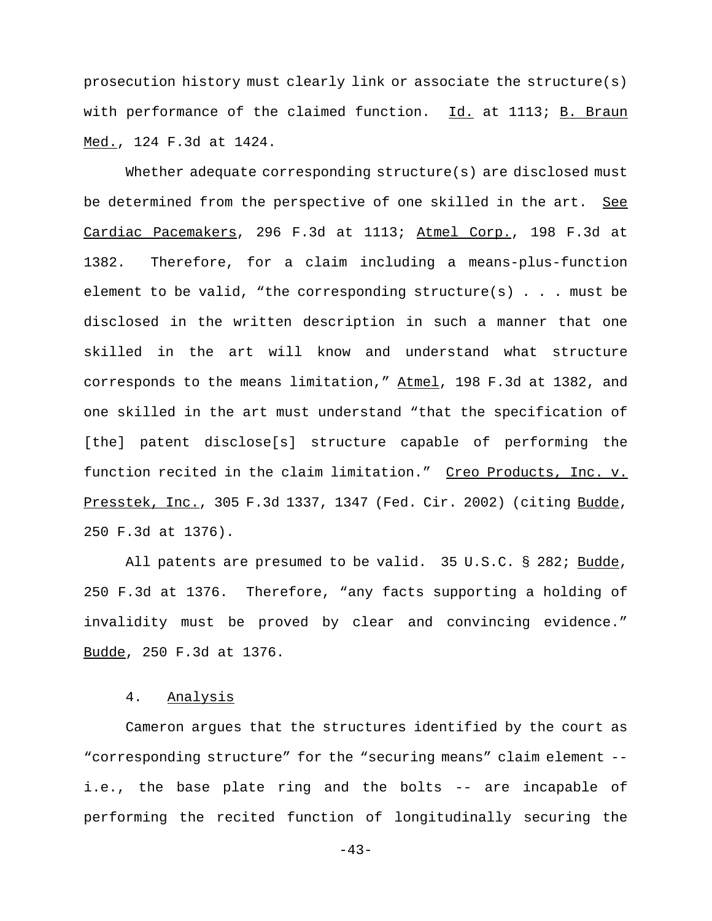prosecution history must clearly link or associate the structure(s) with performance of the claimed function. Id. at 1113; B. Braun Med., 124 F.3d at 1424.

Whether adequate corresponding structure(s) are disclosed must be determined from the perspective of one skilled in the art. See Cardiac Pacemakers, 296 F.3d at 1113; Atmel Corp., 198 F.3d at 1382. Therefore, for a claim including a means-plus-function element to be valid, "the corresponding structure(s) . . . must be disclosed in the written description in such a manner that one skilled in the art will know and understand what structure corresponds to the means limitation," Atmel, 198 F.3d at 1382, and one skilled in the art must understand "that the specification of [the] patent disclose[s] structure capable of performing the function recited in the claim limitation." Creo Products, Inc. v. Presstek, Inc., 305 F.3d 1337, 1347 (Fed. Cir. 2002) (citing Budde, 250 F.3d at 1376).

All patents are presumed to be valid. 35 U.S.C. § 282; Budde, 250 F.3d at 1376. Therefore, "any facts supporting a holding of invalidity must be proved by clear and convincing evidence." Budde, 250 F.3d at 1376.

#### 4. Analysis

Cameron argues that the structures identified by the court as "corresponding structure" for the "securing means" claim element -- i.e., the base plate ring and the bolts -- are incapable of performing the recited function of longitudinally securing the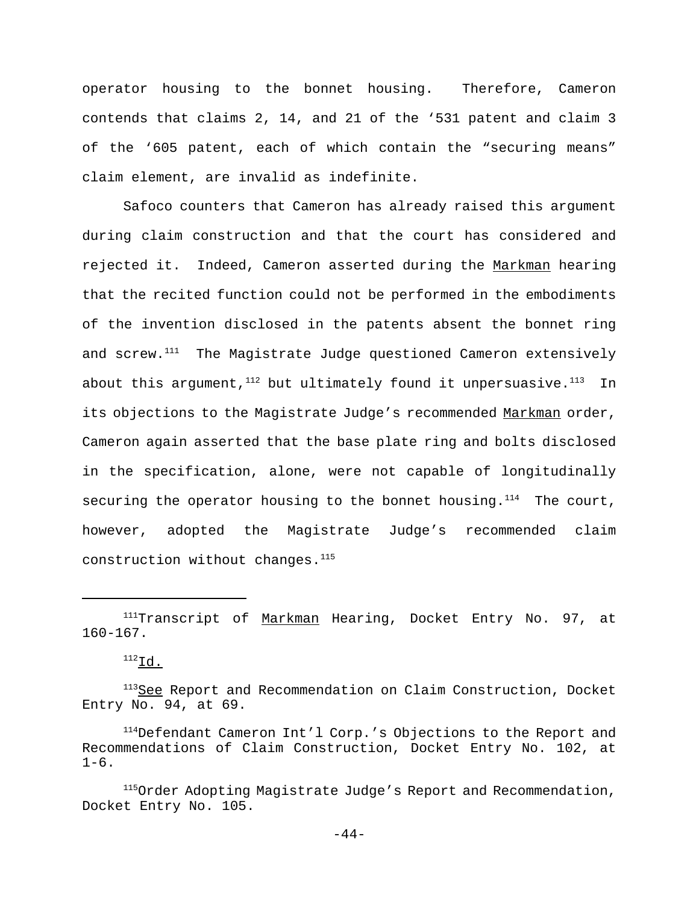operator housing to the bonnet housing. Therefore, Cameron contends that claims 2, 14, and 21 of the '531 patent and claim 3 of the '605 patent, each of which contain the "securing means" claim element, are invalid as indefinite.

Safoco counters that Cameron has already raised this argument during claim construction and that the court has considered and rejected it. Indeed, Cameron asserted during the Markman hearing that the recited function could not be performed in the embodiments of the invention disclosed in the patents absent the bonnet ring and screw.[111] The Magistrate Judge questioned Cameron extensively about this argument,[112] but ultimately found it unpersuasive.[113] In its objections to the Magistrate Judge's recommended Markman order, Cameron again asserted that the base plate ring and bolts disclosed in the specification, alone, were not capable of longitudinally securing the operator housing to the bonnet housing.[114] The court, however, adopted the Magistrate Judge's recommended claim construction without changes.[115]

---

[111]Transcript of Markman Hearing, Docket Entry No. 97, at 160-167.

[112]Id.

[113]See Report and Recommendation on Claim Construction, Docket Entry No. 94, at 69.

[114]Defendant Cameron Int'l Corp.'s Objections to the Report and Recommendations of Claim Construction, Docket Entry No. 102, at 1-6.

[115]Order Adopting Magistrate Judge's Report and Recommendation, Docket Entry No. 105.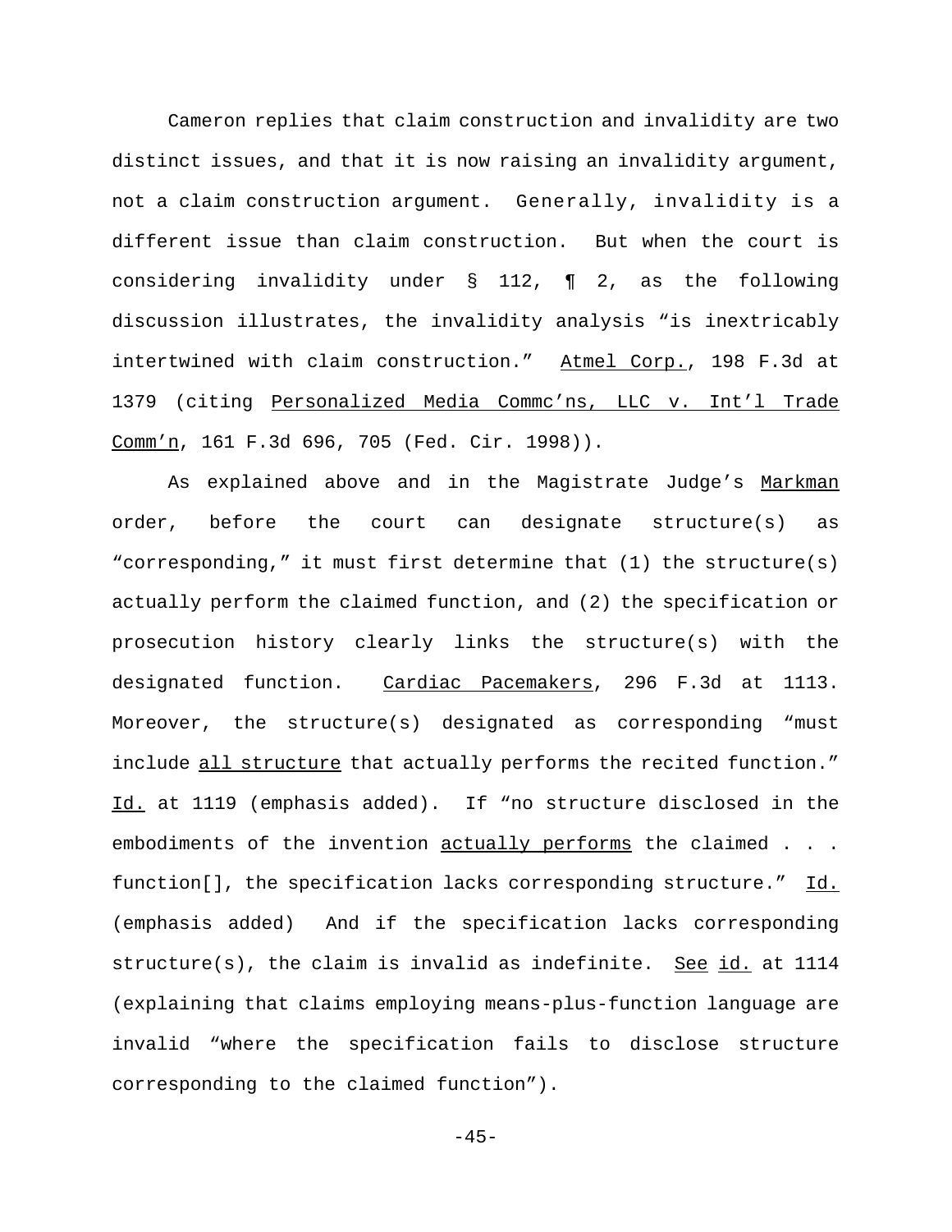Cameron replies that claim construction and invalidity are two distinct issues, and that it is now raising an invalidity argument, not a claim construction argument. Generally, invalidity is a different issue than claim construction. But when the court is considering invalidity under § 112, ¶ 2, as the following discussion illustrates, the invalidity analysis "is inextricably intertwined with claim construction." Atmel Corp., 198 F.3d at 1379 (citing Personalized Media Commc'ns, LLC v. Int'l Trade Comm'n, 161 F.3d 696, 705 (Fed. Cir. 1998)).

As explained above and in the Magistrate Judge's Markman order, before the court can designate structure(s) as "corresponding," it must first determine that (1) the structure(s) actually perform the claimed function, and (2) the specification or prosecution history clearly links the structure(s) with the designated function. Cardiac Pacemakers, 296 F.3d at 1113. Moreover, the structure(s) designated as corresponding "must include all structure that actually performs the recited function." Id. at 1119 (emphasis added). If "no structure disclosed in the embodiments of the invention actually performs the claimed . . . function[], the specification lacks corresponding structure." Id. (emphasis added) And if the specification lacks corresponding structure(s), the claim is invalid as indefinite. See id. at 1114 (explaining that claims employing means-plus-function language are invalid "where the specification fails to disclose structure corresponding to the claimed function").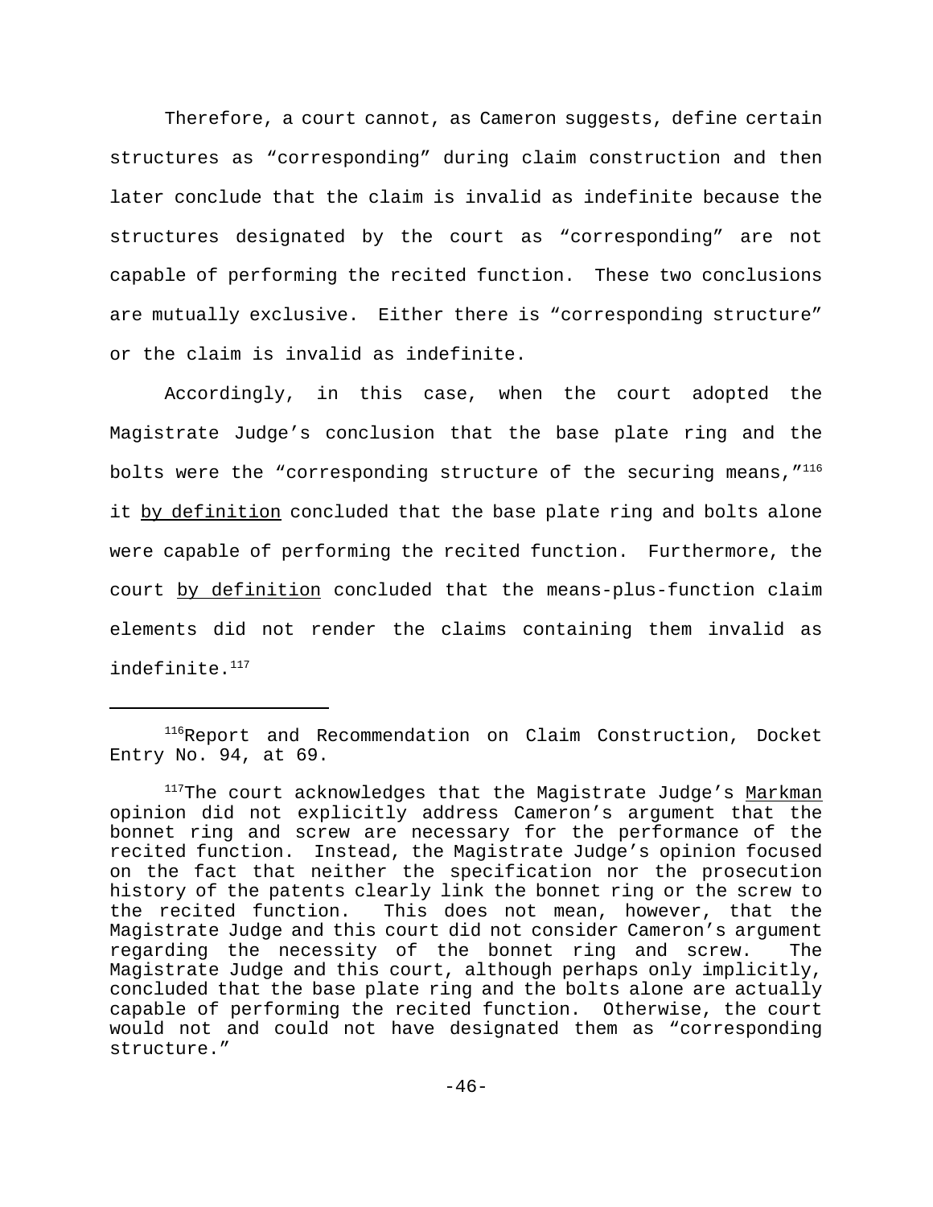Therefore, a court cannot, as Cameron suggests, define certain structures as "corresponding" during claim construction and then later conclude that the claim is invalid as indefinite because the structures designated by the court as "corresponding" are not capable of performing the recited function. These two conclusions are mutually exclusive. Either there is "corresponding structure" or the claim is invalid as indefinite.

Accordingly, in this case, when the court adopted the Magistrate Judge's conclusion that the base plate ring and the bolts were the "corresponding structure of the securing means,"[116] it by definition concluded that the base plate ring and bolts alone were capable of performing the recited function. Furthermore, the court by definition concluded that the means-plus-function claim elements did not render the claims containing them invalid as indefinite.[117]

---

[116]Report and Recommendation on Claim Construction, Docket Entry No. 94, at 69.

[117]The court acknowledges that the Magistrate Judge's Markman opinion did not explicitly address Cameron's argument that the bonnet ring and screw are necessary for the performance of the recited function. Instead, the Magistrate Judge's opinion focused on the fact that neither the specification nor the prosecution history of the patents clearly link the bonnet ring or the screw to the recited function. This does not mean, however, that the Magistrate Judge and this court did not consider Cameron's argument regarding the necessity of the bonnet ring and screw. The Magistrate Judge and this court, although perhaps only implicitly, concluded that the base plate ring and the bolts alone are actually capable of performing the recited function. Otherwise, the court would not and could not have designated them as "corresponding structure."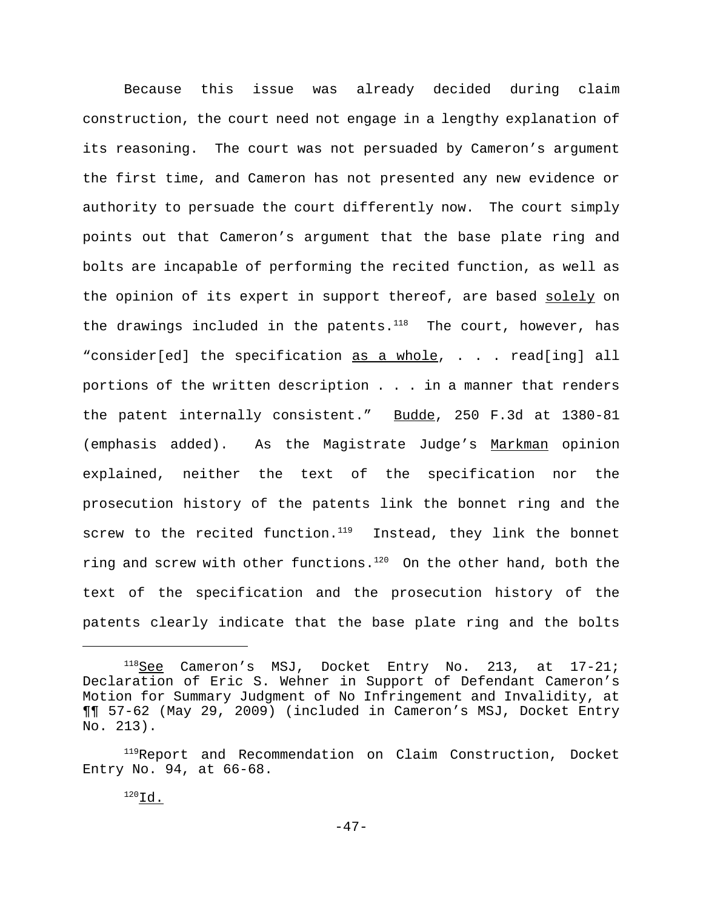Because this issue was already decided during claim construction, the court need not engage in a lengthy explanation of its reasoning. The court was not persuaded by Cameron's argument the first time, and Cameron has not presented any new evidence or authority to persuade the court differently now. The court simply points out that Cameron's argument that the base plate ring and bolts are incapable of performing the recited function, as well as the opinion of its expert in support thereof, are based _solely_ on the drawings included in the patents.[118] The court, however, has "consider[ed] the specification _as a whole_, . . . read[ing] all portions of the written description . . . in a manner that renders the patent internally consistent." _Budde_, 250 F.3d at 1380-81 (emphasis added). As the Magistrate Judge's _Markman_ opinion explained, neither the text of the specification nor the prosecution history of the patents link the bonnet ring and the screw to the recited function.[119] Instead, they link the bonnet ring and screw with other functions.[120] On the other hand, both the text of the specification and the prosecution history of the patents clearly indicate that the base plate ring and the bolts

---

[118] _See_ Cameron's MSJ, Docket Entry No. 213, at 17-21; Declaration of Eric S. Wehner in Support of Defendant Cameron's Motion for Summary Judgment of No Infringement and Invalidity, at ¶¶ 57-62 (May 29, 2009) (included in Cameron's MSJ, Docket Entry No. 213).

[119] Report and Recommendation on Claim Construction, Docket Entry No. 94, at 66-68.

[120] _Id._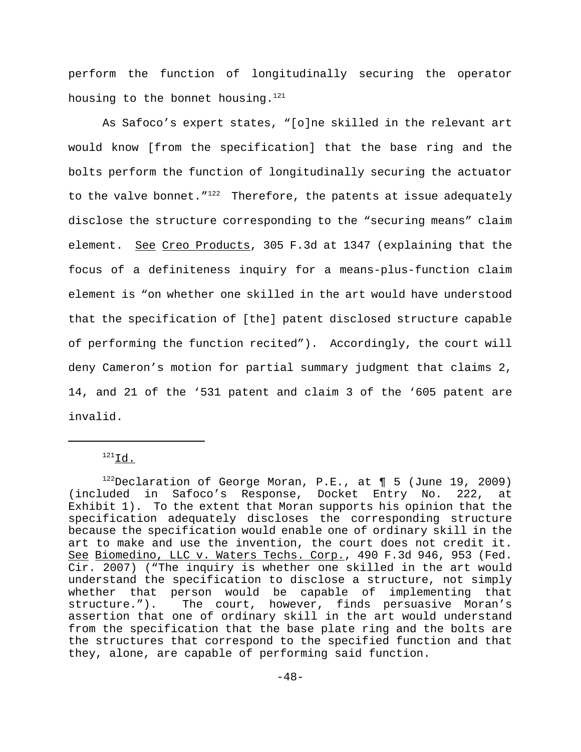perform the function of longitudinally securing the operator housing to the bonnet housing.[121]

As Safoco's expert states, "[o]ne skilled in the relevant art would know [from the specification] that the base ring and the bolts perform the function of longitudinally securing the actuator to the valve bonnet."[122] Therefore, the patents at issue adequately disclose the structure corresponding to the "securing means" claim element. See Creo Products, 305 F.3d at 1347 (explaining that the focus of a definiteness inquiry for a means-plus-function claim element is "on whether one skilled in the art would have understood that the specification of [the] patent disclosed structure capable of performing the function recited"). Accordingly, the court will deny Cameron's motion for partial summary judgment that claims 2, 14, and 21 of the '531 patent and claim 3 of the '605 patent are invalid.

---

[121] Id.

[122] Declaration of George Moran, P.E., at ¶ 5 (June 19, 2009) (included in Safoco's Response, Docket Entry No. 222, at Exhibit 1). To the extent that Moran supports his opinion that the specification adequately discloses the corresponding structure because the specification would enable one of ordinary skill in the art to make and use the invention, the court does not credit it. See Biomedino, LLC v. Waters Techs. Corp., 490 F.3d 946, 953 (Fed. Cir. 2007) ("The inquiry is whether one skilled in the art would understand the specification to disclose a structure, not simply whether that person would be capable of implementing that structure."). The court, however, finds persuasive Moran's assertion that one of ordinary skill in the art would understand from the specification that the base plate ring and the bolts are the structures that correspond to the specified function and that they, alone, are capable of performing said function.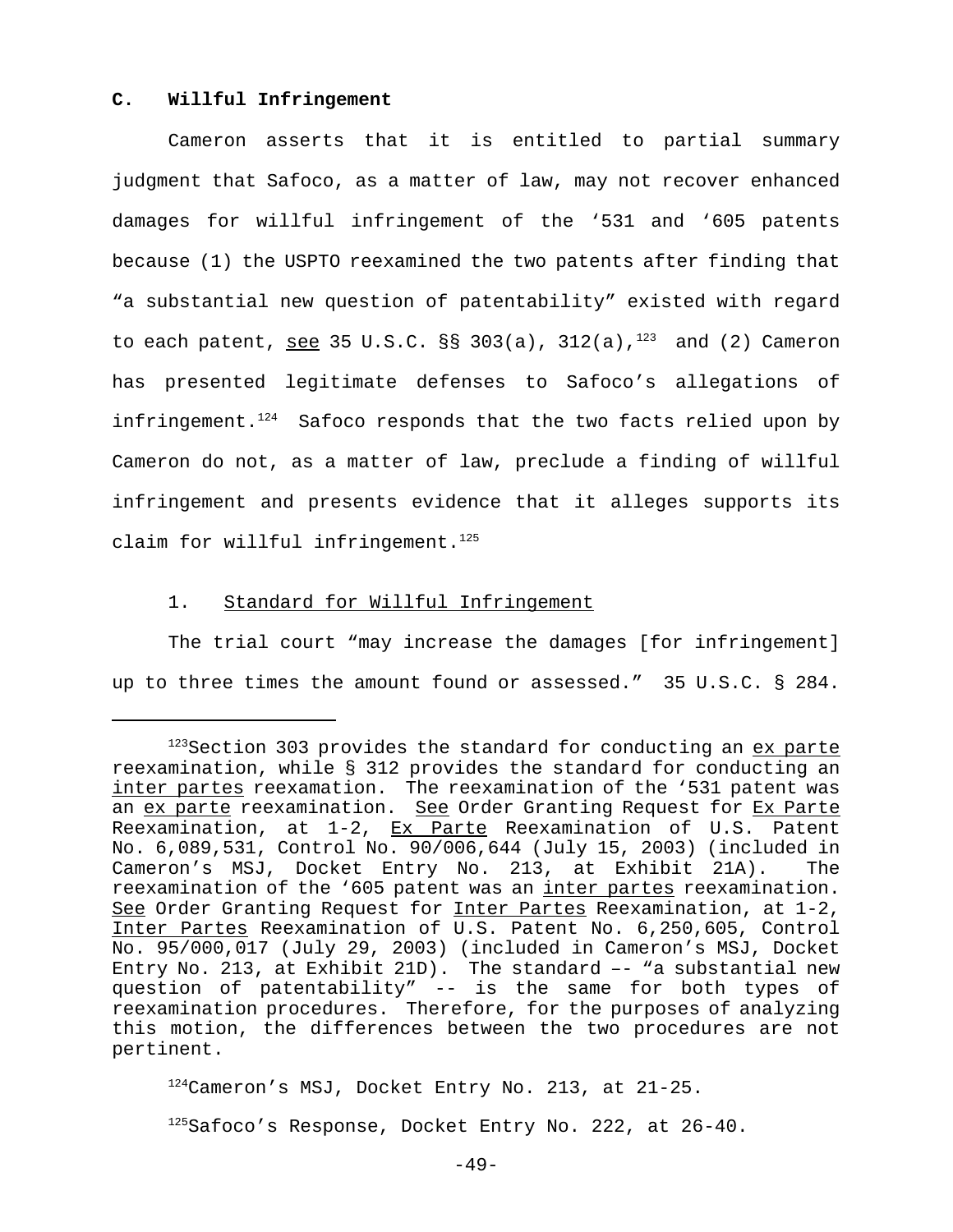### C. Willful Infringement

Cameron asserts that it is entitled to partial summary judgment that Safoco, as a matter of law, may not recover enhanced damages for willful infringement of the '531 and '605 patents because (1) the USPTO reexamined the two patents after finding that "a substantial new question of patentability" existed with regard to each patent, see 35 U.S.C. §§ 303(a), 312(a),[123] and (2) Cameron has presented legitimate defenses to Safoco's allegations of infringement.[124] Safoco responds that the two facts relied upon by Cameron do not, as a matter of law, preclude a finding of willful infringement and presents evidence that it alleges supports its claim for willful infringement.[125]

#### 1. Standard for Willful Infringement

The trial court "may increase the damages [for infringement] up to three times the amount found or assessed." 35 U.S.C. § 284.

---

[123]Section 303 provides the standard for conducting an ex parte reexamination, while § 312 provides the standard for conducting an inter partes reexamation. The reexamination of the '531 patent was an ex parte reexamination. See Order Granting Request for Ex Parte Reexamination, at 1-2, Ex Parte Reexamination of U.S. Patent No. 6,089,531, Control No. 90/006,644 (July 15, 2003) (included in Cameron's MSJ, Docket Entry No. 213, at Exhibit 21A). The reexamination of the '605 patent was an inter partes reexamination. See Order Granting Request for Inter Partes Reexamination, at 1-2, Inter Partes Reexamination of U.S. Patent No. 6,250,605, Control No. 95/000,017 (July 29, 2003) (included in Cameron's MSJ, Docket Entry No. 213, at Exhibit 21D). The standard –- "a substantial new question of patentability" -- is the same for both types of reexamination procedures. Therefore, for the purposes of analyzing this motion, the differences between the two procedures are not pertinent.

[124]Cameron's MSJ, Docket Entry No. 213, at 21-25.

[125]Safoco's Response, Docket Entry No. 222, at 26-40.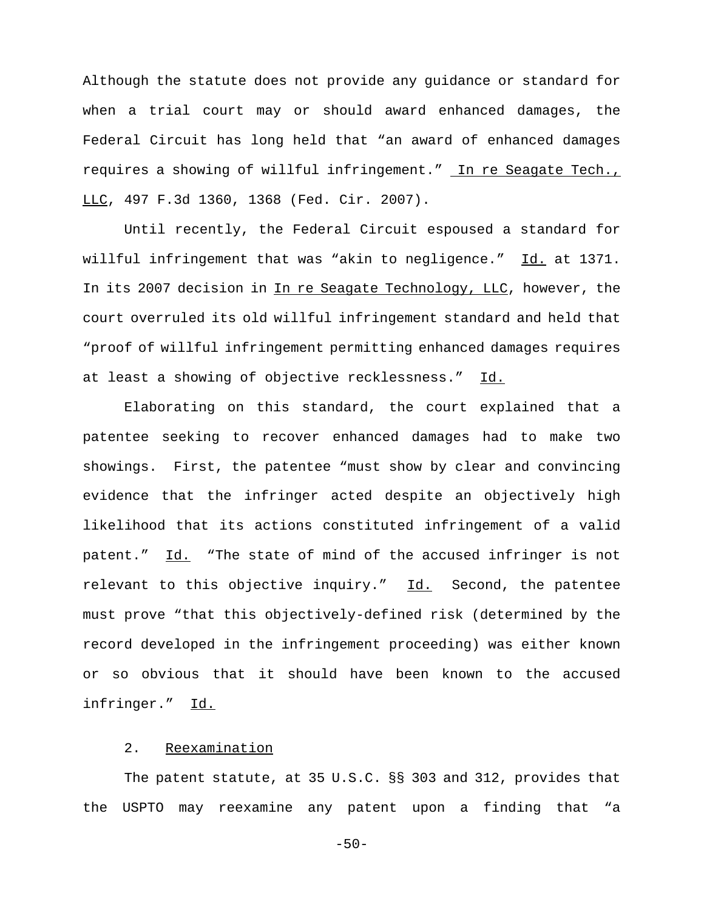Although the statute does not provide any guidance or standard for when a trial court may or should award enhanced damages, the Federal Circuit has long held that "an award of enhanced damages requires a showing of willful infringement." In re Seagate Tech., LLC, 497 F.3d 1360, 1368 (Fed. Cir. 2007).

Until recently, the Federal Circuit espoused a standard for willful infringement that was "akin to negligence." Id. at 1371. In its 2007 decision in In re Seagate Technology, LLC, however, the court overruled its old willful infringement standard and held that "proof of willful infringement permitting enhanced damages requires at least a showing of objective recklessness." Id.

Elaborating on this standard, the court explained that a patentee seeking to recover enhanced damages had to make two showings. First, the patentee "must show by clear and convincing evidence that the infringer acted despite an objectively high likelihood that its actions constituted infringement of a valid patent." Id. "The state of mind of the accused infringer is not relevant to this objective inquiry." Id. Second, the patentee must prove "that this objectively-defined risk (determined by the record developed in the infringement proceeding) was either known or so obvious that it should have been known to the accused infringer." Id.

2. Reexamination

The patent statute, at 35 U.S.C. §§ 303 and 312, provides that the USPTO may reexamine any patent upon a finding that "a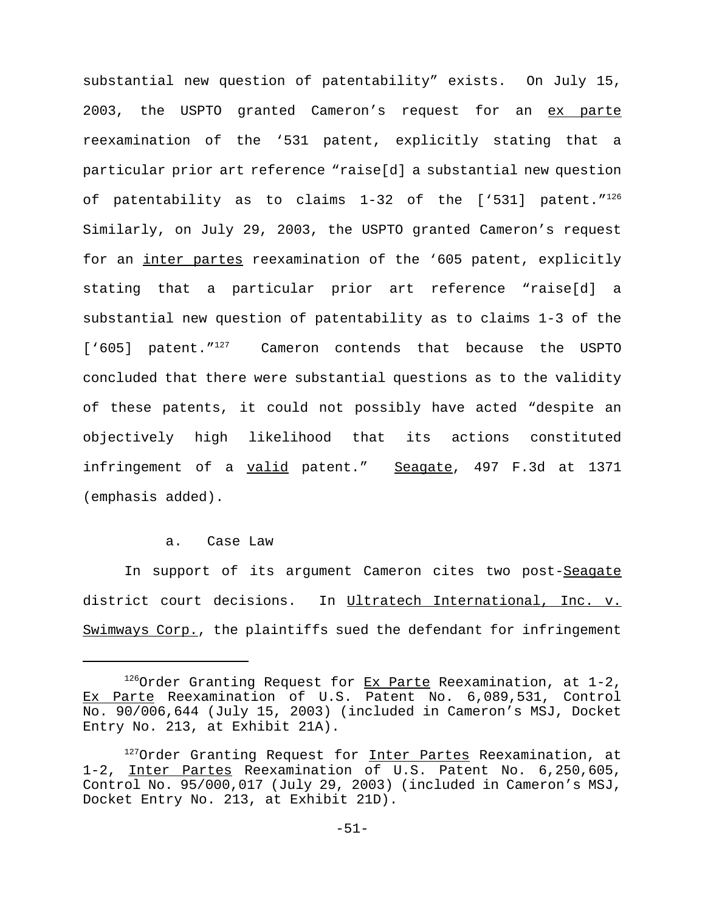substantial new question of patentability" exists. On July 15, 2003, the USPTO granted Cameron's request for an ex parte reexamination of the '531 patent, explicitly stating that a particular prior art reference "raise[d] a substantial new question of patentability as to claims 1-32 of the ['531] patent."[126] Similarly, on July 29, 2003, the USPTO granted Cameron's request for an inter partes reexamination of the '605 patent, explicitly stating that a particular prior art reference "raise[d] a substantial new question of patentability as to claims 1-3 of the ['605] patent."[127] Cameron contends that because the USPTO concluded that there were substantial questions as to the validity of these patents, it could not possibly have acted "despite an objectively high likelihood that its actions constituted infringement of a valid patent." Seagate, 497 F.3d at 1371 (emphasis added).

a. Case Law

In support of its argument Cameron cites two post-Seagate district court decisions. In Ultratech International, Inc. v. Swimways Corp., the plaintiffs sued the defendant for infringement

---

[126] Order Granting Request for Ex Parte Reexamination, at 1-2, Ex Parte Reexamination of U.S. Patent No. 6,089,531, Control No. 90/006,644 (July 15, 2003) (included in Cameron's MSJ, Docket Entry No. 213, at Exhibit 21A).

[127] Order Granting Request for Inter Partes Reexamination, at 1-2, Inter Partes Reexamination of U.S. Patent No. 6,250,605, Control No. 95/000,017 (July 29, 2003) (included in Cameron's MSJ, Docket Entry No. 213, at Exhibit 21D).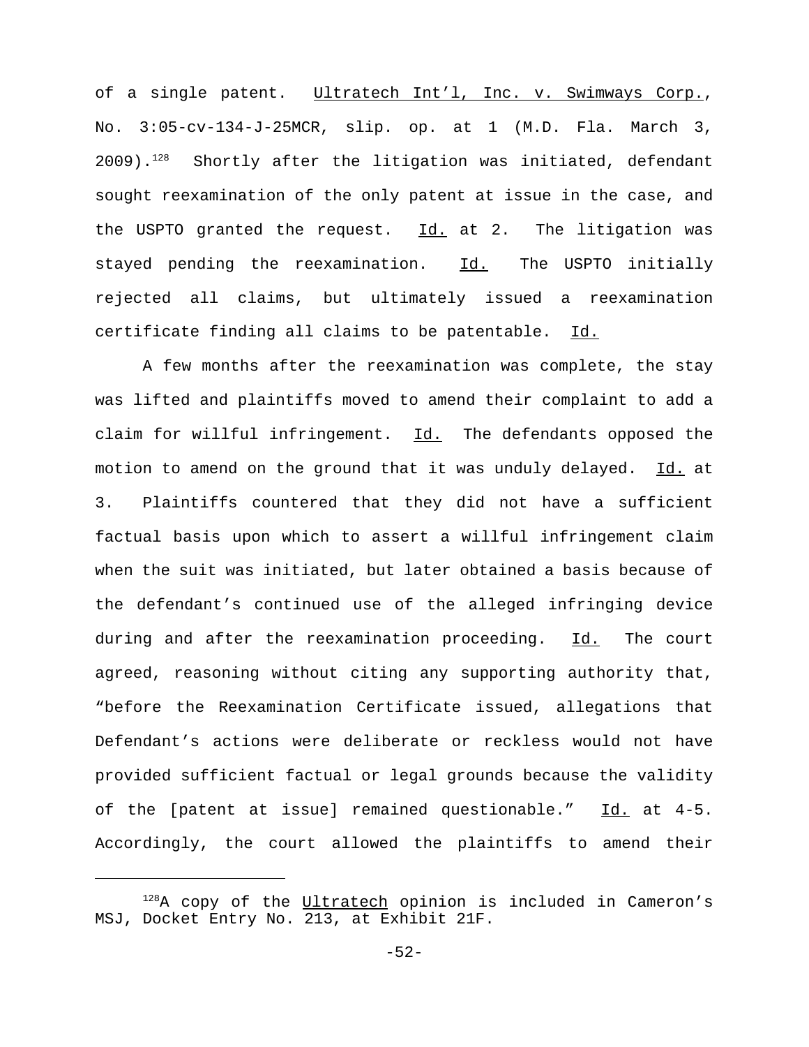of a single patent. Ultratech Int'l, Inc. v. Swimways Corp., No. 3:05-cv-134-J-25MCR, slip. op. at 1 (M.D. Fla. March 3, 2009).[128] Shortly after the litigation was initiated, defendant sought reexamination of the only patent at issue in the case, and the USPTO granted the request. Id. at 2. The litigation was stayed pending the reexamination. Id. The USPTO initially rejected all claims, but ultimately issued a reexamination certificate finding all claims to be patentable. Id.

A few months after the reexamination was complete, the stay was lifted and plaintiffs moved to amend their complaint to add a claim for willful infringement. Id. The defendants opposed the motion to amend on the ground that it was unduly delayed. Id. at 3. Plaintiffs countered that they did not have a sufficient factual basis upon which to assert a willful infringement claim when the suit was initiated, but later obtained a basis because of the defendant's continued use of the alleged infringing device during and after the reexamination proceeding. Id. The court agreed, reasoning without citing any supporting authority that, "before the Reexamination Certificate issued, allegations that Defendant's actions were deliberate or reckless would not have provided sufficient factual or legal grounds because the validity of the [patent at issue] remained questionable." Id. at 4-5. Accordingly, the court allowed the plaintiffs to amend their

[128]A copy of the Ultratech opinion is included in Cameron's MSJ, Docket Entry No. 213, at Exhibit 21F.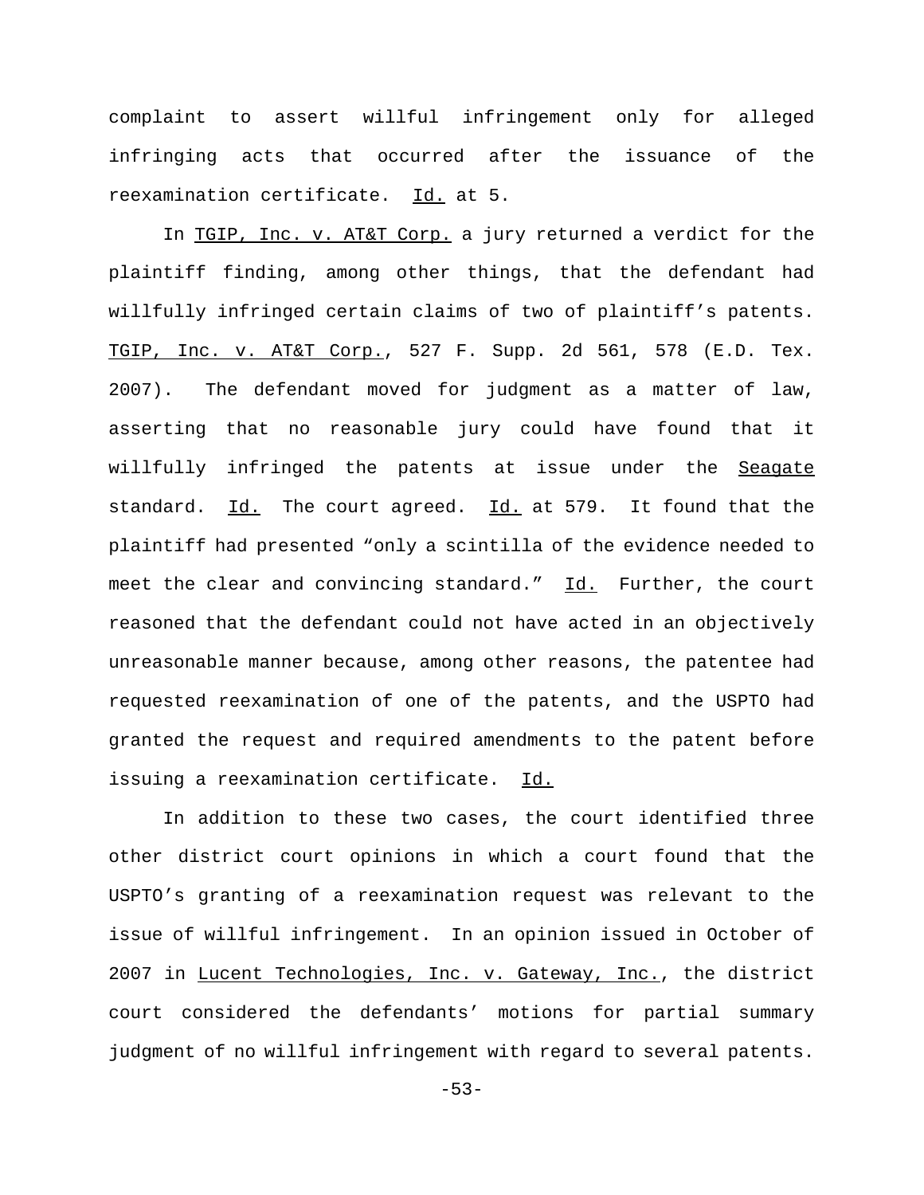complaint to assert willful infringement only for alleged infringing acts that occurred after the issuance of the reexamination certificate. Id. at 5.

In TGIP, Inc. v. AT&T Corp. a jury returned a verdict for the plaintiff finding, among other things, that the defendant had willfully infringed certain claims of two of plaintiff's patents. TGIP, Inc. v. AT&T Corp., 527 F. Supp. 2d 561, 578 (E.D. Tex. 2007). The defendant moved for judgment as a matter of law, asserting that no reasonable jury could have found that it willfully infringed the patents at issue under the Seagate standard. Id. The court agreed. Id. at 579. It found that the plaintiff had presented "only a scintilla of the evidence needed to meet the clear and convincing standard." Id. Further, the court reasoned that the defendant could not have acted in an objectively unreasonable manner because, among other reasons, the patentee had requested reexamination of one of the patents, and the USPTO had granted the request and required amendments to the patent before issuing a reexamination certificate. Id.

In addition to these two cases, the court identified three other district court opinions in which a court found that the USPTO's granting of a reexamination request was relevant to the issue of willful infringement. In an opinion issued in October of 2007 in Lucent Technologies, Inc. v. Gateway, Inc., the district court considered the defendants' motions for partial summary judgment of no willful infringement with regard to several patents.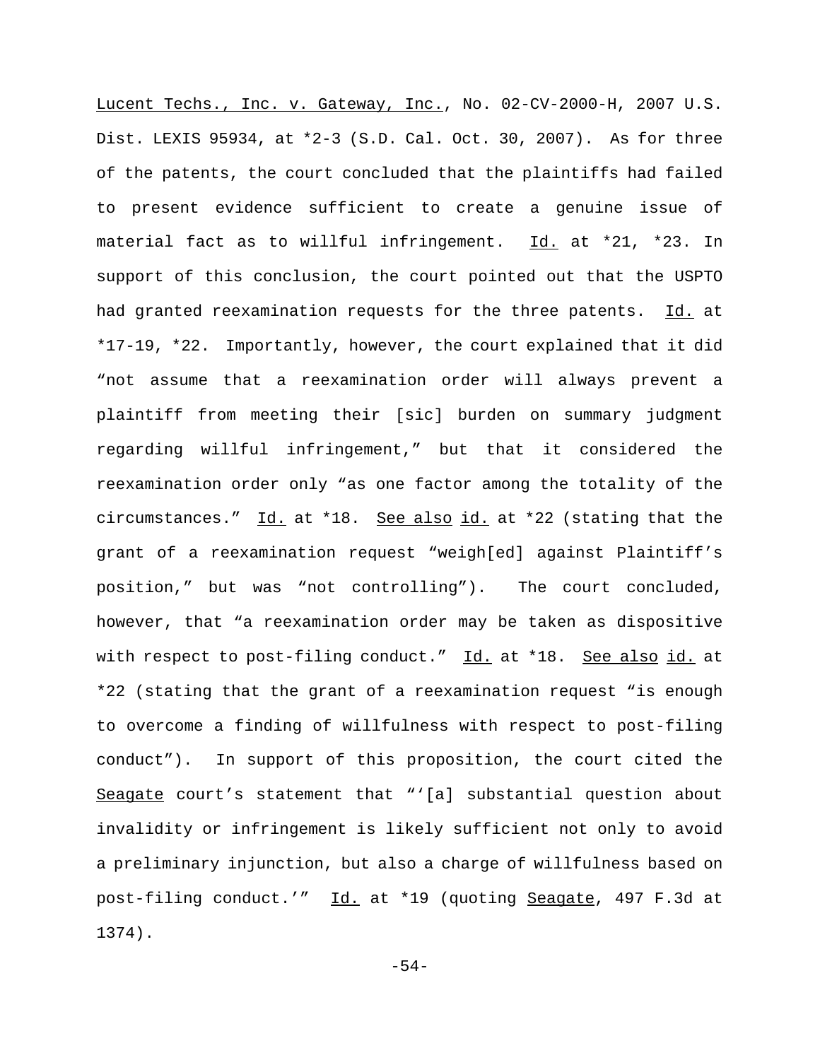Lucent Techs., Inc. v. Gateway, Inc., No. 02-CV-2000-H, 2007 U.S. Dist. LEXIS 95934, at *2-3 (S.D. Cal. Oct. 30, 2007). As for three of the patents, the court concluded that the plaintiffs had failed to present evidence sufficient to create a genuine issue of material fact as to willful infringement. Id. at *21, *23. In support of this conclusion, the court pointed out that the USPTO had granted reexamination requests for the three patents. Id. at *17-19, *22. Importantly, however, the court explained that it did "not assume that a reexamination order will always prevent a plaintiff from meeting their [sic] burden on summary judgment regarding willful infringement," but that it considered the reexamination order only "as one factor among the totality of the circumstances." Id. at *18. See also id. at *22 (stating that the grant of a reexamination request "weigh[ed] against Plaintiff's position," but was "not controlling"). The court concluded, however, that "a reexamination order may be taken as dispositive with respect to post-filing conduct." Id. at *18. See also id. at *22 (stating that the grant of a reexamination request "is enough to overcome a finding of willfulness with respect to post-filing conduct"). In support of this proposition, the court cited the Seagate court's statement that "'[a] substantial question about invalidity or infringement is likely sufficient not only to avoid a preliminary injunction, but also a charge of willfulness based on post-filing conduct.'" Id. at *19 (quoting Seagate, 497 F.3d at 1374).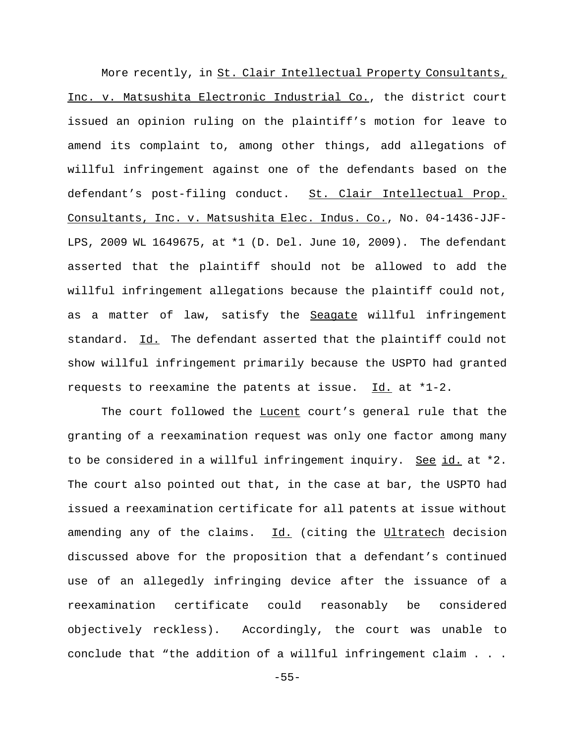More recently, in St. Clair Intellectual Property Consultants, Inc. v. Matsushita Electronic Industrial Co., the district court issued an opinion ruling on the plaintiff's motion for leave to amend its complaint to, among other things, add allegations of willful infringement against one of the defendants based on the defendant's post-filing conduct. St. Clair Intellectual Prop. Consultants, Inc. v. Matsushita Elec. Indus. Co., No. 04-1436-JJF-LPS, 2009 WL 1649675, at *1 (D. Del. June 10, 2009). The defendant asserted that the plaintiff should not be allowed to add the willful infringement allegations because the plaintiff could not, as a matter of law, satisfy the Seagate willful infringement standard. Id. The defendant asserted that the plaintiff could not show willful infringement primarily because the USPTO had granted requests to reexamine the patents at issue. Id. at *1-2.

The court followed the Lucent court's general rule that the granting of a reexamination request was only one factor among many to be considered in a willful infringement inquiry. See id. at *2. The court also pointed out that, in the case at bar, the USPTO had issued a reexamination certificate for all patents at issue without amending any of the claims. Id. (citing the Ultratech decision discussed above for the proposition that a defendant's continued use of an allegedly infringing device after the issuance of a reexamination certificate could reasonably be considered objectively reckless). Accordingly, the court was unable to conclude that "the addition of a willful infringement claim . . .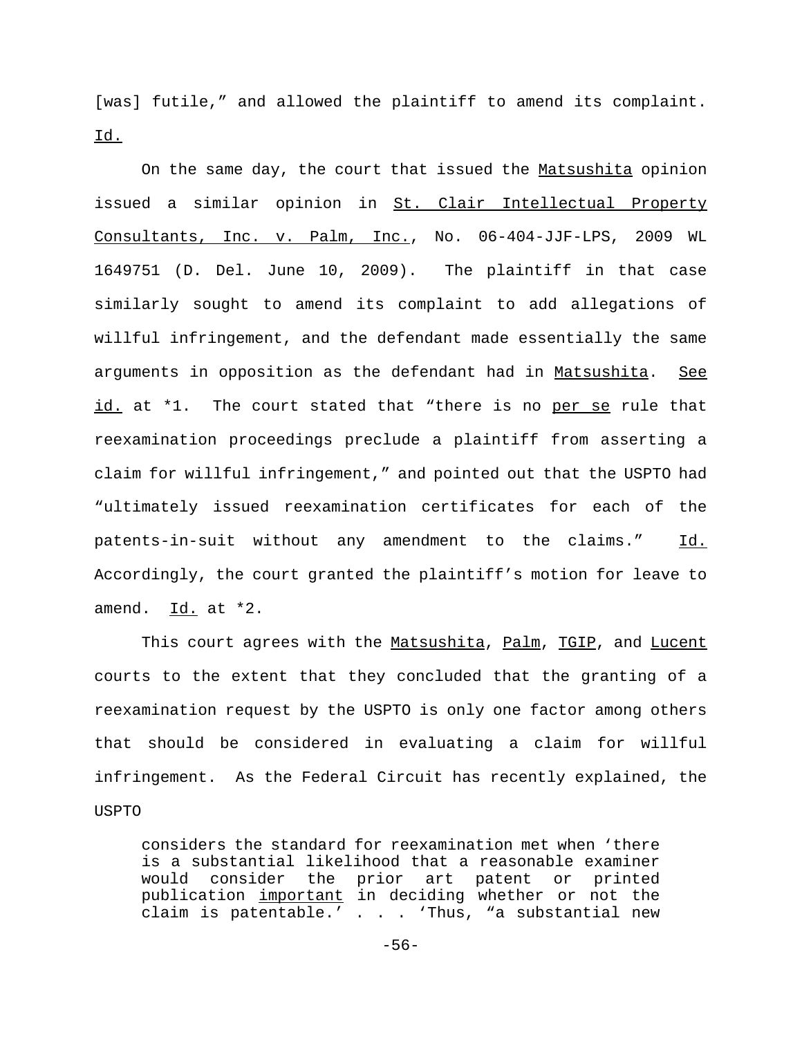[was] futile," and allowed the plaintiff to amend its complaint. Id.

On the same day, the court that issued the Matsushita opinion issued a similar opinion in St. Clair Intellectual Property Consultants, Inc. v. Palm, Inc., No. 06-404-JJF-LPS, 2009 WL 1649751 (D. Del. June 10, 2009). The plaintiff in that case similarly sought to amend its complaint to add allegations of willful infringement, and the defendant made essentially the same arguments in opposition as the defendant had in Matsushita. See id. at *1. The court stated that "there is no *per se* rule that reexamination proceedings preclude a plaintiff from asserting a claim for willful infringement," and pointed out that the USPTO had "ultimately issued reexamination certificates for each of the patents-in-suit without any amendment to the claims." Id. Accordingly, the court granted the plaintiff's motion for leave to amend. Id. at *2.

This court agrees with the Matsushita, Palm, TGIP, and Lucent courts to the extent that they concluded that the granting of a reexamination request by the USPTO is only one factor among others that should be considered in evaluating a claim for willful infringement. As the Federal Circuit has recently explained, the USPTO

> considers the standard for reexamination met when 'there is a substantial likelihood that a reasonable examiner would consider the prior art patent or printed publication *important* in deciding whether or not the claim is patentable.' . . . 'Thus, "a substantial new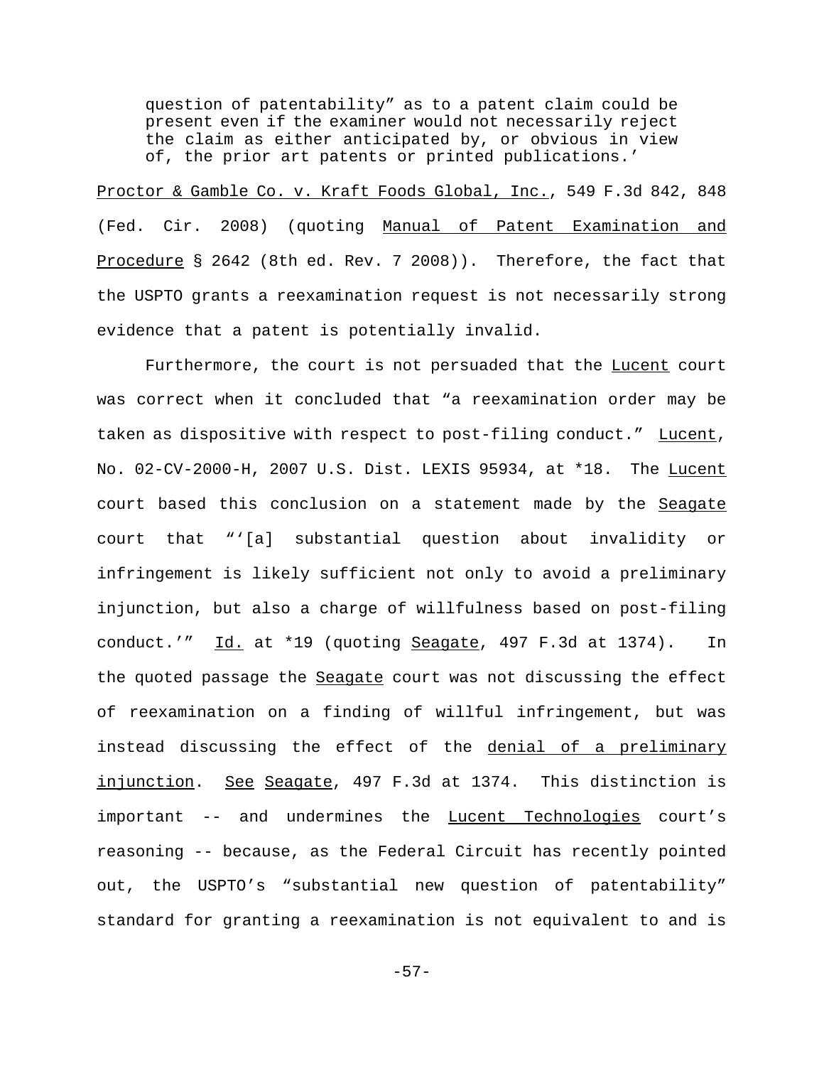question of patentability" as to a patent claim could be present even if the examiner would not necessarily reject the claim as either anticipated by, or obvious in view of, the prior art patents or printed publications.'

<u>Proctor & Gamble Co. v. Kraft Foods Global, Inc.</u>, 549 F.3d 842, 848 (Fed. Cir. 2008) (quoting <u>Manual of Patent Examination and Procedure</u> § 2642 (8th ed. Rev. 7 2008)). Therefore, the fact that the USPTO grants a reexamination request is not necessarily strong evidence that a patent is potentially invalid.

Furthermore, the court is not persuaded that the <u>Lucent</u> court was correct when it concluded that "a reexamination order may be taken as dispositive with respect to post-filing conduct." <u>Lucent</u>, No. 02-CV-2000-H, 2007 U.S. Dist. LEXIS 95934, at *18. The <u>Lucent</u> court based this conclusion on a statement made by the <u>Seagate</u> court that "'[a] substantial question about invalidity or infringement is likely sufficient not only to avoid a preliminary injunction, but also a charge of willfulness based on post-filing conduct.'" <u>Id.</u> at *19 (quoting <u>Seagate</u>, 497 F.3d at 1374). In the quoted passage the <u>Seagate</u> court was not discussing the effect of reexamination on a finding of willful infringement, but was instead discussing the effect of the <u>denial of a preliminary injunction</u>. <u>See</u> <u>Seagate</u>, 497 F.3d at 1374. This distinction is important -- and undermines the <u>Lucent Technologies</u> court's reasoning -- because, as the Federal Circuit has recently pointed out, the USPTO's "substantial new question of patentability" standard for granting a reexamination is not equivalent to and is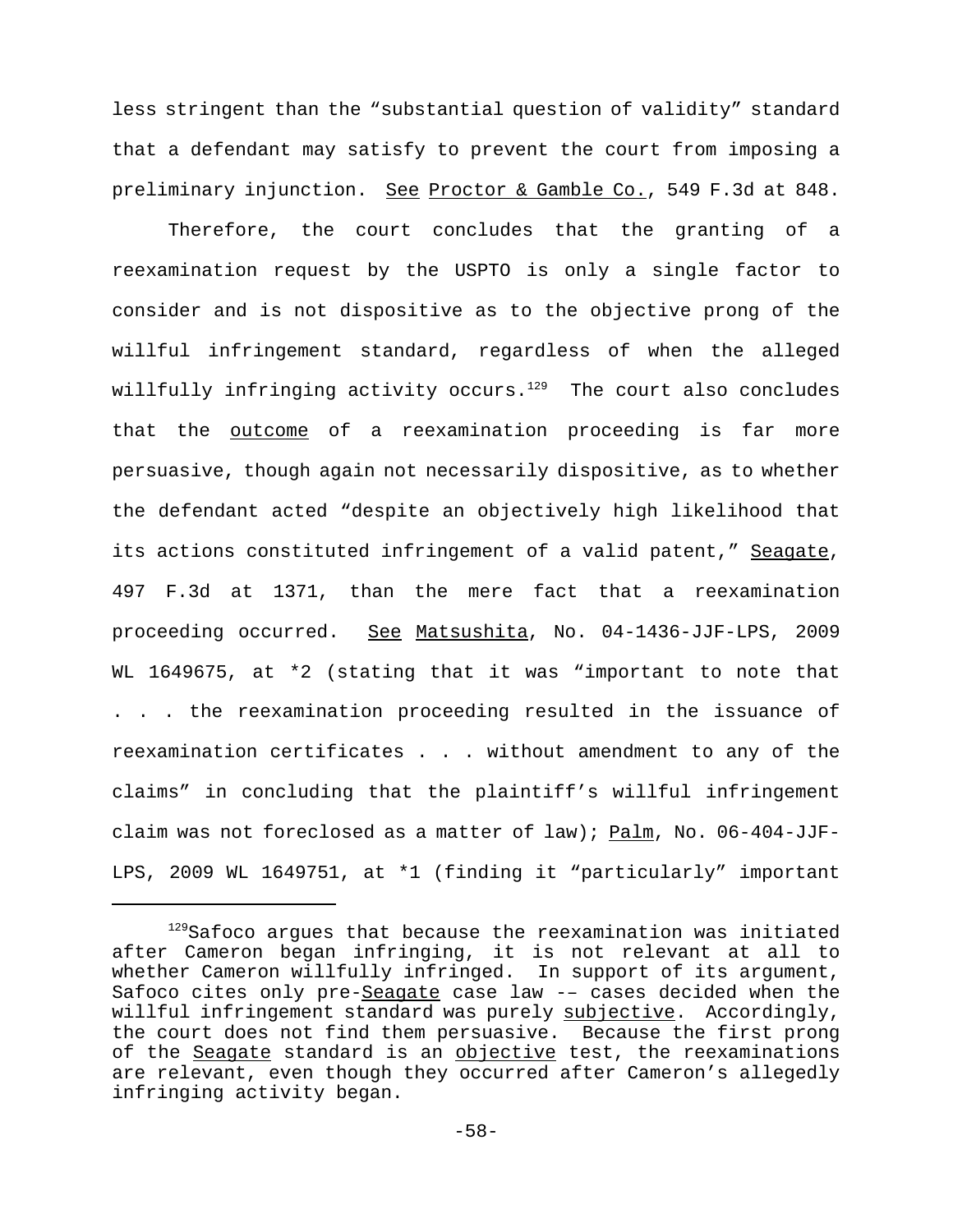less stringent than the "substantial question of validity" standard that a defendant may satisfy to prevent the court from imposing a preliminary injunction. See Proctor & Gamble Co., 549 F.3d at 848.

Therefore, the court concludes that the granting of a reexamination request by the USPTO is only a single factor to consider and is not dispositive as to the objective prong of the willful infringement standard, regardless of when the alleged willfully infringing activity occurs.[129] The court also concludes that the outcome of a reexamination proceeding is far more persuasive, though again not necessarily dispositive, as to whether the defendant acted "despite an objectively high likelihood that its actions constituted infringement of a valid patent," Seagate, 497 F.3d at 1371, than the mere fact that a reexamination proceeding occurred. See Matsushita, No. 04-1436-JJF-LPS, 2009 WL 1649675, at *2 (stating that it was "important to note that . . . the reexamination proceeding resulted in the issuance of reexamination certificates . . . without amendment to any of the claims" in concluding that the plaintiff's willful infringement claim was not foreclosed as a matter of law); Palm, No. 06-404-JJF-LPS, 2009 WL 1649751, at *1 (finding it "particularly" important

---

[129]Safoco argues that because the reexamination was initiated after Cameron began infringing, it is not relevant at all to whether Cameron willfully infringed. In support of its argument, Safoco cites only pre-Seagate case law -– cases decided when the willful infringement standard was purely subjective. Accordingly, the court does not find them persuasive. Because the first prong of the Seagate standard is an objective test, the reexaminations are relevant, even though they occurred after Cameron's allegedly infringing activity began.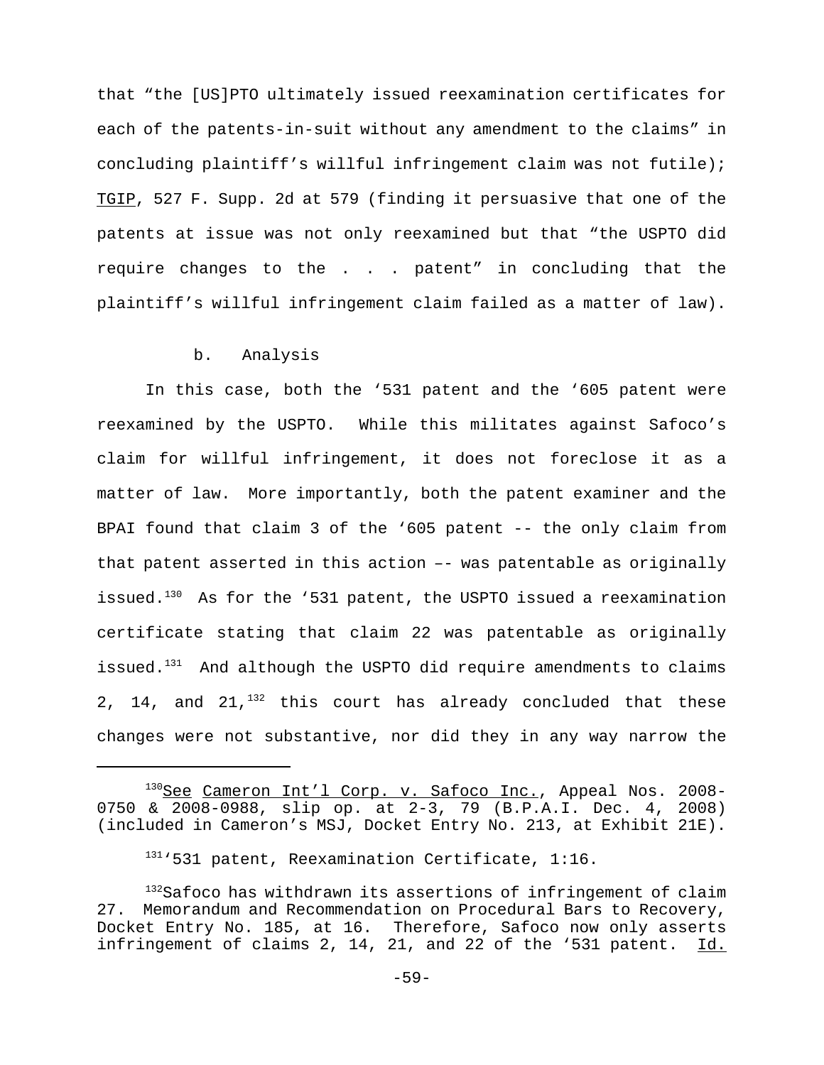that "the [US]PTO ultimately issued reexamination certificates for each of the patents-in-suit without any amendment to the claims" in concluding plaintiff's willful infringement claim was not futile); TGIP, 527 F. Supp. 2d at 579 (finding it persuasive that one of the patents at issue was not only reexamined but that "the USPTO did require changes to the . . . patent" in concluding that the plaintiff's willful infringement claim failed as a matter of law).

b. Analysis

In this case, both the '531 patent and the '605 patent were reexamined by the USPTO. While this militates against Safoco's claim for willful infringement, it does not foreclose it as a matter of law. More importantly, both the patent examiner and the BPAI found that claim 3 of the '605 patent -- the only claim from that patent asserted in this action –- was patentable as originally issued.[130] As for the '531 patent, the USPTO issued a reexamination certificate stating that claim 22 was patentable as originally issued.[131] And although the USPTO did require amendments to claims 2, 14, and 21,[132] this court has already concluded that these changes were not substantive, nor did they in any way narrow the

---

[130]See Cameron Int'l Corp. v. Safoco Inc., Appeal Nos. 2008-0750 & 2008-0988, slip op. at 2-3, 79 (B.P.A.I. Dec. 4, 2008) (included in Cameron's MSJ, Docket Entry No. 213, at Exhibit 21E).

[131]'531 patent, Reexamination Certificate, 1:16.

[132]Safoco has withdrawn its assertions of infringement of claim 27. Memorandum and Recommendation on Procedural Bars to Recovery, Docket Entry No. 185, at 16. Therefore, Safoco now only asserts infringement of claims 2, 14, 21, and 22 of the '531 patent. Id.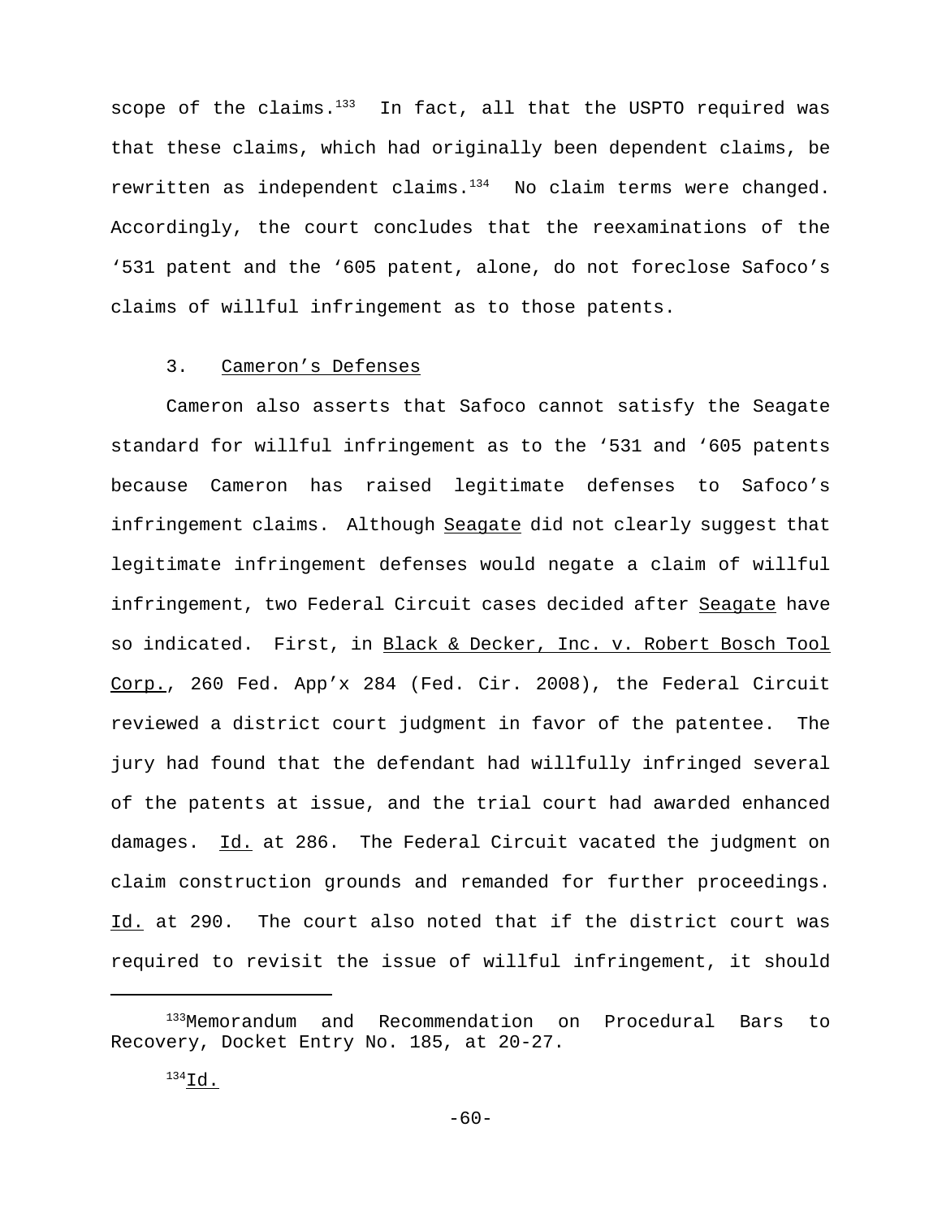scope of the claims.[133] In fact, all that the USPTO required was that these claims, which had originally been dependent claims, be rewritten as independent claims.[134] No claim terms were changed. Accordingly, the court concludes that the reexaminations of the '531 patent and the '605 patent, alone, do not foreclose Safoco's claims of willful infringement as to those patents.

3. Cameron's Defenses

Cameron also asserts that Safoco cannot satisfy the Seagate standard for willful infringement as to the '531 and '605 patents because Cameron has raised legitimate defenses to Safoco's infringement claims. Although Seagate did not clearly suggest that legitimate infringement defenses would negate a claim of willful infringement, two Federal Circuit cases decided after Seagate have so indicated. First, in Black & Decker, Inc. v. Robert Bosch Tool Corp., 260 Fed. App'x 284 (Fed. Cir. 2008), the Federal Circuit reviewed a district court judgment in favor of the patentee. The jury had found that the defendant had willfully infringed several of the patents at issue, and the trial court had awarded enhanced damages. Id. at 286. The Federal Circuit vacated the judgment on claim construction grounds and remanded for further proceedings. Id. at 290. The court also noted that if the district court was required to revisit the issue of willful infringement, it should

---

[133] Memorandum and Recommendation on Procedural Bars to Recovery, Docket Entry No. 185, at 20-27.

[134] Id.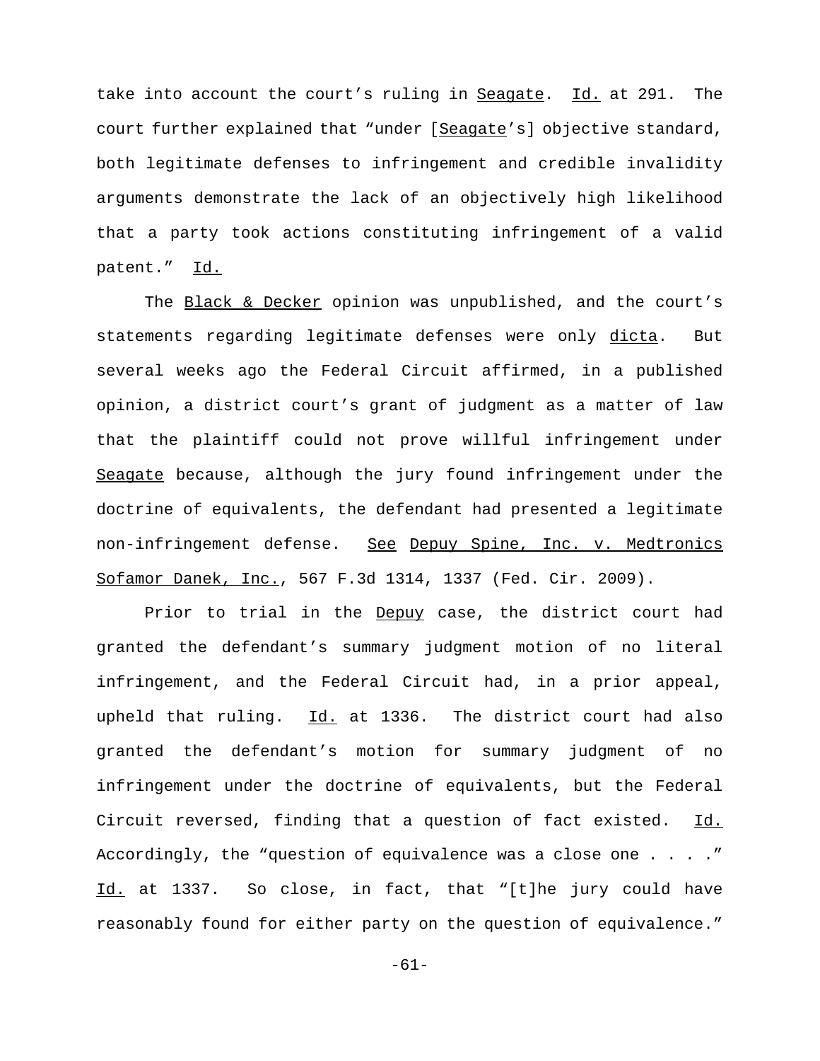take into account the court's ruling in Seagate. Id. at 291. The court further explained that "under [Seagate's] objective standard, both legitimate defenses to infringement and credible invalidity arguments demonstrate the lack of an objectively high likelihood that a party took actions constituting infringement of a valid patent." Id.

The Black & Decker opinion was unpublished, and the court's statements regarding legitimate defenses were only dicta. But several weeks ago the Federal Circuit affirmed, in a published opinion, a district court's grant of judgment as a matter of law that the plaintiff could not prove willful infringement under Seagate because, although the jury found infringement under the doctrine of equivalents, the defendant had presented a legitimate non-infringement defense. See Depuy Spine, Inc. v. Medtronics Sofamor Danek, Inc., 567 F.3d 1314, 1337 (Fed. Cir. 2009).

Prior to trial in the Depuy case, the district court had granted the defendant's summary judgment motion of no literal infringement, and the Federal Circuit had, in a prior appeal, upheld that ruling. Id. at 1336. The district court had also granted the defendant's motion for summary judgment of no infringement under the doctrine of equivalents, but the Federal Circuit reversed, finding that a question of fact existed. Id. Accordingly, the "question of equivalence was a close one . . . ." Id. at 1337. So close, in fact, that "[t]he jury could have reasonably found for either party on the question of equivalence."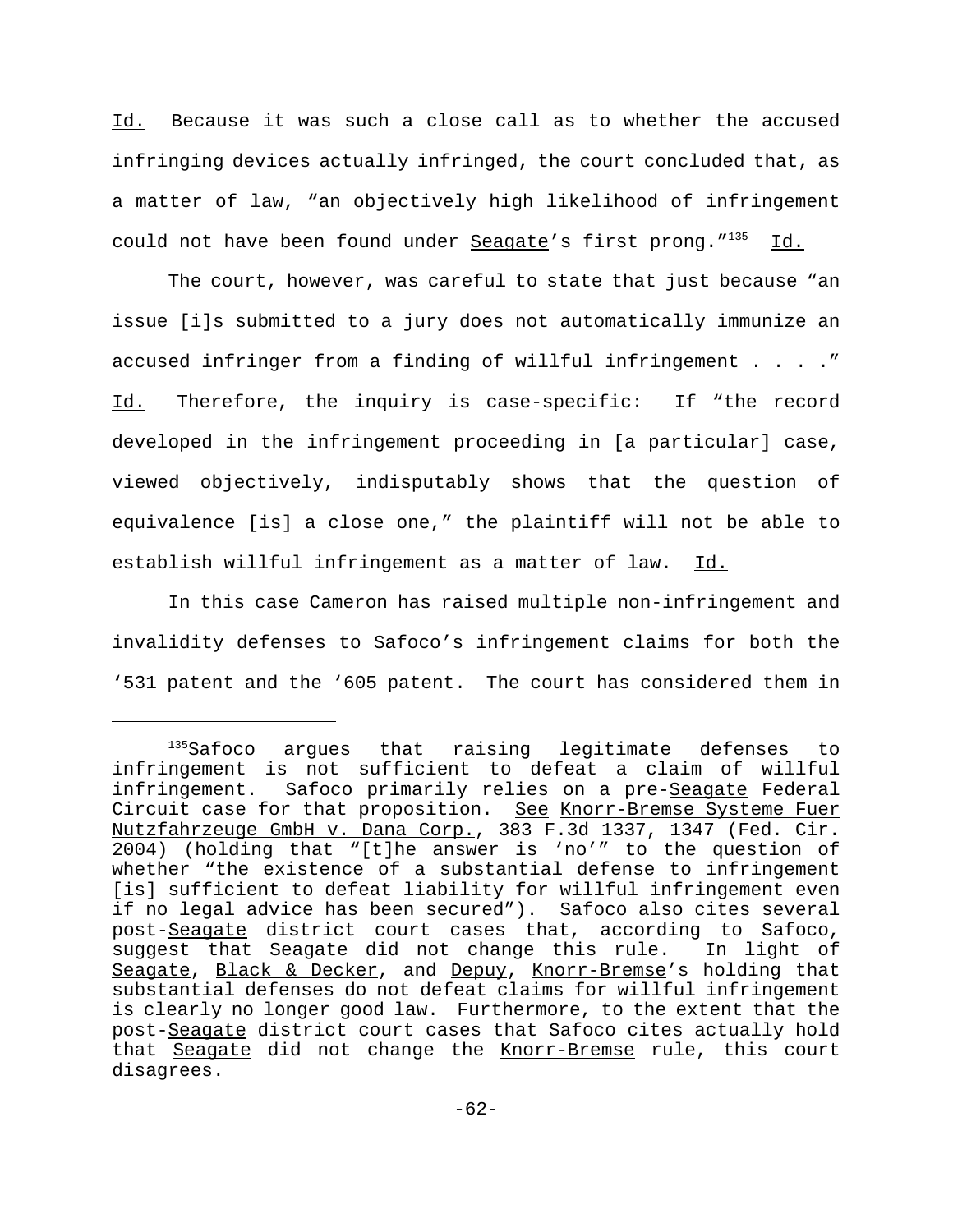Id. Because it was such a close call as to whether the accused infringing devices actually infringed, the court concluded that, as a matter of law, "an objectively high likelihood of infringement could not have been found under Seagate's first prong."[135] Id.

The court, however, was careful to state that just because "an issue [i]s submitted to a jury does not automatically immunize an accused infringer from a finding of willful infringement . . . ." Id. Therefore, the inquiry is case-specific: If "the record developed in the infringement proceeding in [a particular] case, viewed objectively, indisputably shows that the question of equivalence [is] a close one," the plaintiff will not be able to establish willful infringement as a matter of law. Id.

In this case Cameron has raised multiple non-infringement and invalidity defenses to Safoco's infringement claims for both the '531 patent and the '605 patent. The court has considered them in

---

[135]Safoco argues that raising legitimate defenses to infringement is not sufficient to defeat a claim of willful infringement. Safoco primarily relies on a pre-Seagate Federal Circuit case for that proposition. See Knorr-Bremse Systeme Fuer Nutzfahrzeuge GmbH v. Dana Corp., 383 F.3d 1337, 1347 (Fed. Cir. 2004) (holding that "[t]he answer is 'no'" to the question of whether "the existence of a substantial defense to infringement [is] sufficient to defeat liability for willful infringement even if no legal advice has been secured"). Safoco also cites several post-Seagate district court cases that, according to Safoco, suggest that Seagate did not change this rule. In light of Seagate, Black & Decker, and Depuy, Knorr-Bremse's holding that substantial defenses do not defeat claims for willful infringement is clearly no longer good law. Furthermore, to the extent that the post-Seagate district court cases that Safoco cites actually hold that Seagate did not change the Knorr-Bremse rule, this court disagrees.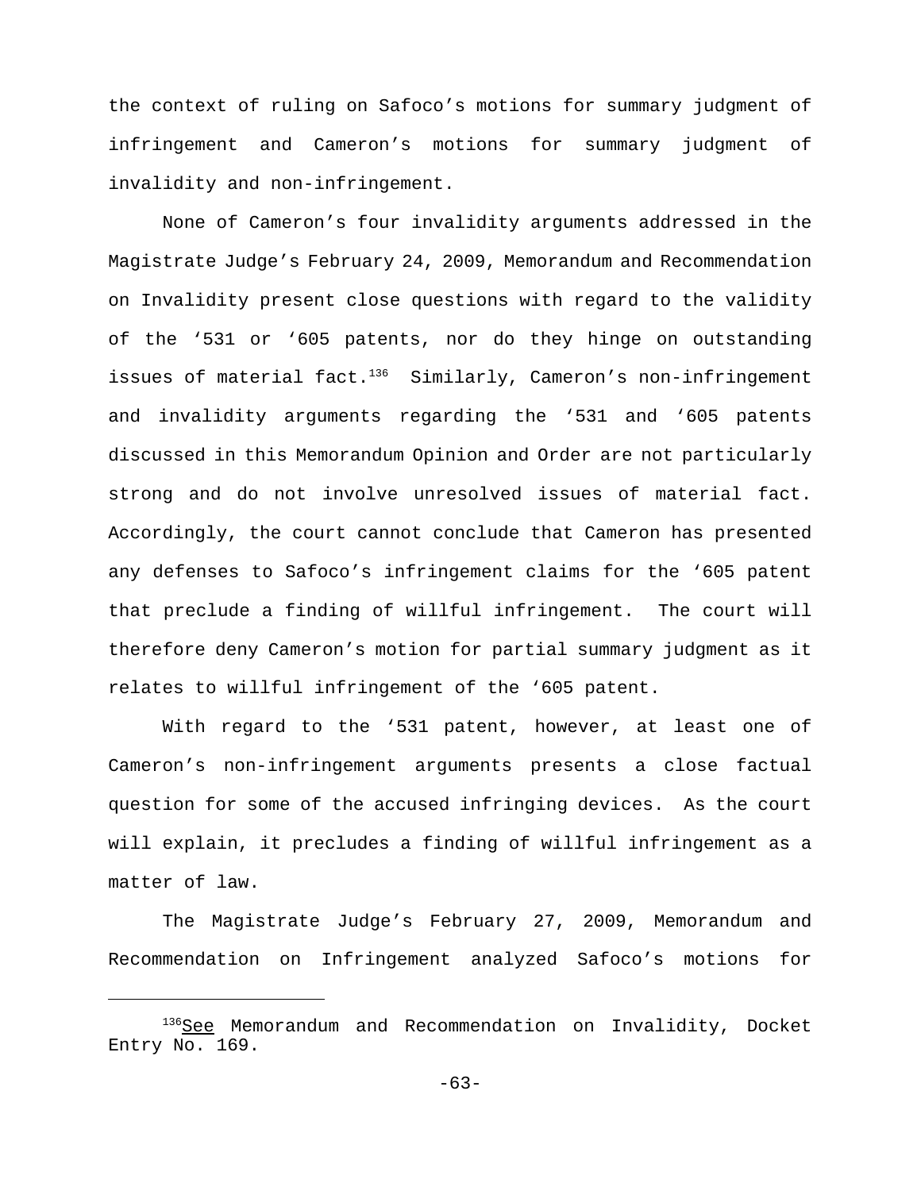the context of ruling on Safoco's motions for summary judgment of infringement and Cameron's motions for summary judgment of invalidity and non-infringement.

None of Cameron's four invalidity arguments addressed in the Magistrate Judge's February 24, 2009, Memorandum and Recommendation on Invalidity present close questions with regard to the validity of the '531 or '605 patents, nor do they hinge on outstanding issues of material fact.[136] Similarly, Cameron's non-infringement and invalidity arguments regarding the '531 and '605 patents discussed in this Memorandum Opinion and Order are not particularly strong and do not involve unresolved issues of material fact. Accordingly, the court cannot conclude that Cameron has presented any defenses to Safoco's infringement claims for the '605 patent that preclude a finding of willful infringement. The court will therefore deny Cameron's motion for partial summary judgment as it relates to willful infringement of the '605 patent.

With regard to the '531 patent, however, at least one of Cameron's non-infringement arguments presents a close factual question for some of the accused infringing devices. As the court will explain, it precludes a finding of willful infringement as a matter of law.

The Magistrate Judge's February 27, 2009, Memorandum and Recommendation on Infringement analyzed Safoco's motions for

---

[136] See Memorandum and Recommendation on Invalidity, Docket Entry No. 169.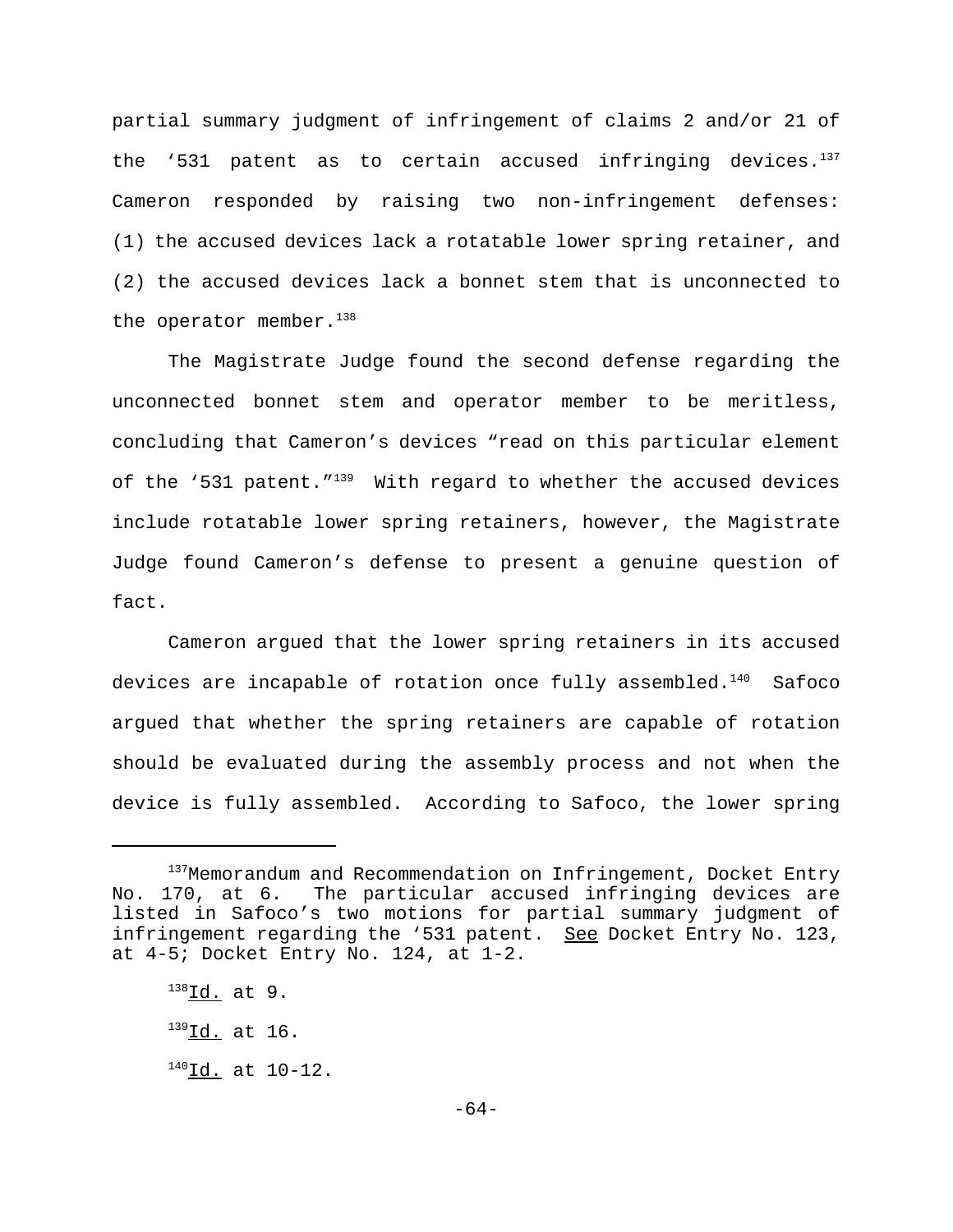partial summary judgment of infringement of claims 2 and/or 21 of the '531 patent as to certain accused infringing devices.[137] Cameron responded by raising two non-infringement defenses: (1) the accused devices lack a rotatable lower spring retainer, and (2) the accused devices lack a bonnet stem that is unconnected to the operator member.[138]

The Magistrate Judge found the second defense regarding the unconnected bonnet stem and operator member to be meritless, concluding that Cameron's devices "read on this particular element of the '531 patent."[139] With regard to whether the accused devices include rotatable lower spring retainers, however, the Magistrate Judge found Cameron's defense to present a genuine question of fact.

Cameron argued that the lower spring retainers in its accused devices are incapable of rotation once fully assembled.[140] Safoco argued that whether the spring retainers are capable of rotation should be evaluated during the assembly process and not when the device is fully assembled. According to Safoco, the lower spring

---

[137]Memorandum and Recommendation on Infringement, Docket Entry No. 170, at 6. The particular accused infringing devices are listed in Safoco's two motions for partial summary judgment of infringement regarding the '531 patent. See Docket Entry No. 123, at 4-5; Docket Entry No. 124, at 1-2.

[138]Id. at 9.

[139]Id. at 16.

[140]Id. at 10-12.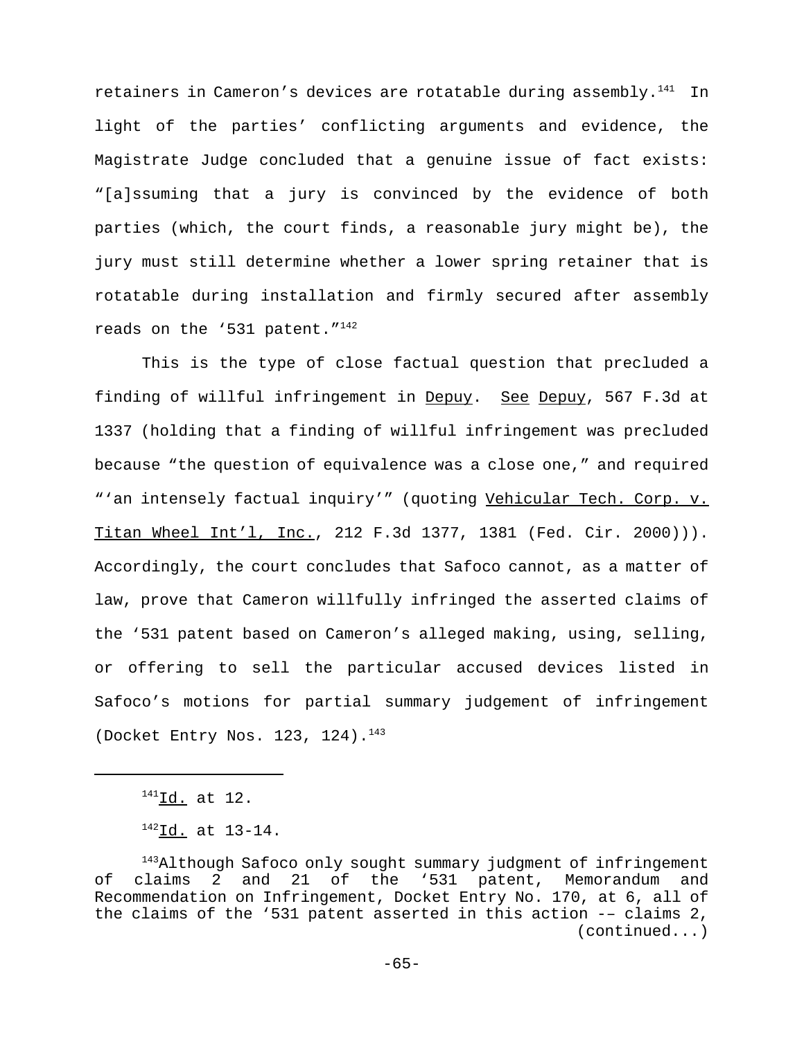retainers in Cameron's devices are rotatable during assembly.[141] In light of the parties' conflicting arguments and evidence, the Magistrate Judge concluded that a genuine issue of fact exists: "[a]ssuming that a jury is convinced by the evidence of both parties (which, the court finds, a reasonable jury might be), the jury must still determine whether a lower spring retainer that is rotatable during installation and firmly secured after assembly reads on the '531 patent."[142]

This is the type of close factual question that precluded a finding of willful infringement in Depuy. See Depuy, 567 F.3d at 1337 (holding that a finding of willful infringement was precluded because "the question of equivalence was a close one," and required "'an intensely factual inquiry'" (quoting Vehicular Tech. Corp. v. Titan Wheel Int'l, Inc., 212 F.3d 1377, 1381 (Fed. Cir. 2000))). Accordingly, the court concludes that Safoco cannot, as a matter of law, prove that Cameron willfully infringed the asserted claims of the '531 patent based on Cameron's alleged making, using, selling, or offering to sell the particular accused devices listed in Safoco's motions for partial summary judgement of infringement (Docket Entry Nos. 123, 124).[143]

---

[141] Id. at 12.

[142] Id. at 13-14.

[143] Although Safoco only sought summary judgment of infringement of claims 2 and 21 of the '531 patent, Memorandum and Recommendation on Infringement, Docket Entry No. 170, at 6, all of the claims of the '531 patent asserted in this action -– claims 2, (continued...)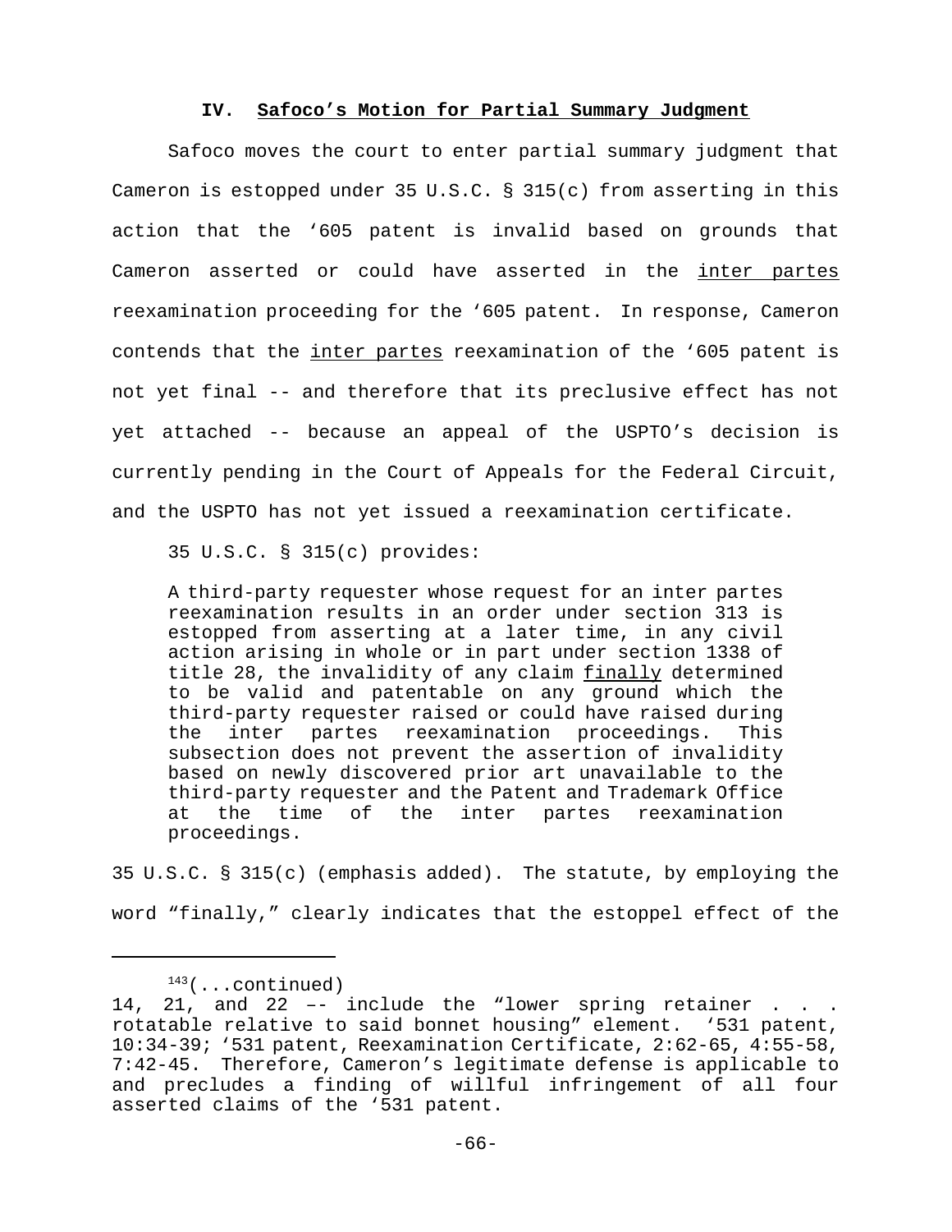## IV. Safoco's Motion for Partial Summary Judgment

Safoco moves the court to enter partial summary judgment that Cameron is estopped under 35 U.S.C. § 315(c) from asserting in this action that the '605 patent is invalid based on grounds that Cameron asserted or could have asserted in the inter partes reexamination proceeding for the '605 patent. In response, Cameron contends that the inter partes reexamination of the '605 patent is not yet final -- and therefore that its preclusive effect has not yet attached -- because an appeal of the USPTO's decision is currently pending in the Court of Appeals for the Federal Circuit, and the USPTO has not yet issued a reexamination certificate.

35 U.S.C. § 315(c) provides:

> A third-party requester whose request for an inter partes reexamination results in an order under section 313 is estopped from asserting at a later time, in any civil action arising in whole or in part under section 1338 of title 28, the invalidity of any claim finally determined to be valid and patentable on any ground which the third-party requester raised or could have raised during the inter partes reexamination proceedings. This subsection does not prevent the assertion of invalidity based on newly discovered prior art unavailable to the third-party requester and the Patent and Trademark Office at the time of the inter partes reexamination proceedings.

35 U.S.C. § 315(c) (emphasis added). The statute, by employing the word "finally," clearly indicates that the estoppel effect of the

---

[143](...continued)
14, 21, and 22 –- include the "lower spring retainer . . . rotatable relative to said bonnet housing" element. '531 patent, 10:34-39; '531 patent, Reexamination Certificate, 2:62-65, 4:55-58, 7:42-45. Therefore, Cameron's legitimate defense is applicable to and precludes a finding of willful infringement of all four asserted claims of the '531 patent.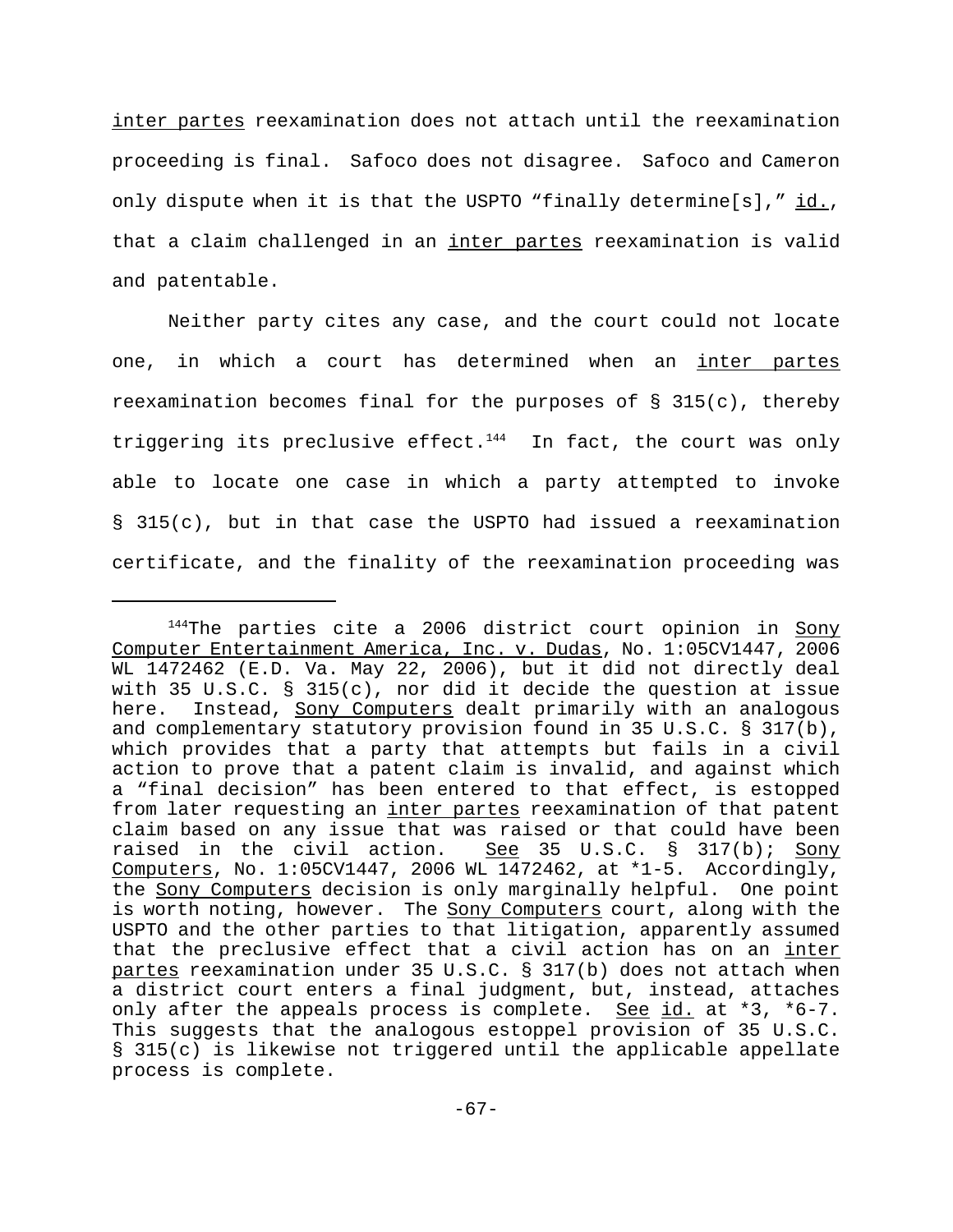inter partes reexamination does not attach until the reexamination proceeding is final. Safoco does not disagree. Safoco and Cameron only dispute when it is that the USPTO "finally determine[s]," id., that a claim challenged in an inter partes reexamination is valid and patentable.

Neither party cites any case, and the court could not locate one, in which a court has determined when an inter partes reexamination becomes final for the purposes of § 315(c), thereby triggering its preclusive effect.[144] In fact, the court was only able to locate one case in which a party attempted to invoke § 315(c), but in that case the USPTO had issued a reexamination certificate, and the finality of the reexamination proceeding was

---

[144]The parties cite a 2006 district court opinion in Sony Computer Entertainment America, Inc. v. Dudas, No. 1:05CV1447, 2006 WL 1472462 (E.D. Va. May 22, 2006), but it did not directly deal with 35 U.S.C. § 315(c), nor did it decide the question at issue here. Instead, Sony Computers dealt primarily with an analogous and complementary statutory provision found in 35 U.S.C. § 317(b), which provides that a party that attempts but fails in a civil action to prove that a patent claim is invalid, and against which a "final decision" has been entered to that effect, is estopped from later requesting an inter partes reexamination of that patent claim based on any issue that was raised or that could have been raised in the civil action. See 35 U.S.C. § 317(b); Sony Computers, No. 1:05CV1447, 2006 WL 1472462, at *1-5. Accordingly, the Sony Computers decision is only marginally helpful. One point is worth noting, however. The Sony Computers court, along with the USPTO and the other parties to that litigation, apparently assumed that the preclusive effect that a civil action has on an inter partes reexamination under 35 U.S.C. § 317(b) does not attach when a district court enters a final judgment, but, instead, attaches only after the appeals process is complete. See id. at *3, *6-7. This suggests that the analogous estoppel provision of 35 U.S.C. § 315(c) is likewise not triggered until the applicable appellate process is complete.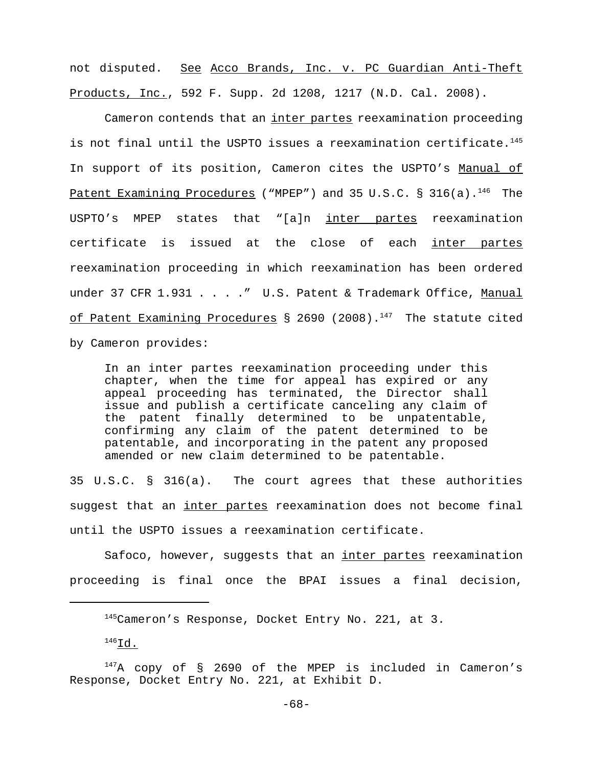not disputed. See Acco Brands, Inc. v. PC Guardian Anti-Theft Products, Inc., 592 F. Supp. 2d 1208, 1217 (N.D. Cal. 2008).

Cameron contends that an *inter partes* reexamination proceeding is not final until the USPTO issues a reexamination certificate.[145] In support of its position, Cameron cites the USPTO's Manual of Patent Examining Procedures ("MPEP") and 35 U.S.C. § 316(a).[146] The USPTO's MPEP states that "[a]n *inter partes* reexamination certificate is issued at the close of each *inter partes* reexamination proceeding in which reexamination has been ordered under 37 CFR 1.931 . . . ." U.S. Patent & Trademark Office, Manual of Patent Examining Procedures § 2690 (2008).[147] The statute cited by Cameron provides:

> In an inter partes reexamination proceeding under this chapter, when the time for appeal has expired or any appeal proceeding has terminated, the Director shall issue and publish a certificate canceling any claim of the patent finally determined to be unpatentable, confirming any claim of the patent determined to be patentable, and incorporating in the patent any proposed amended or new claim determined to be patentable.

35 U.S.C. § 316(a). The court agrees that these authorities suggest that an *inter partes* reexamination does not become final until the USPTO issues a reexamination certificate.

Safoco, however, suggests that an *inter partes* reexamination proceeding is final once the BPAI issues a final decision,

---

[145] Cameron's Response, Docket Entry No. 221, at 3.

[146] Id.

[147] A copy of § 2690 of the MPEP is included in Cameron's Response, Docket Entry No. 221, at Exhibit D.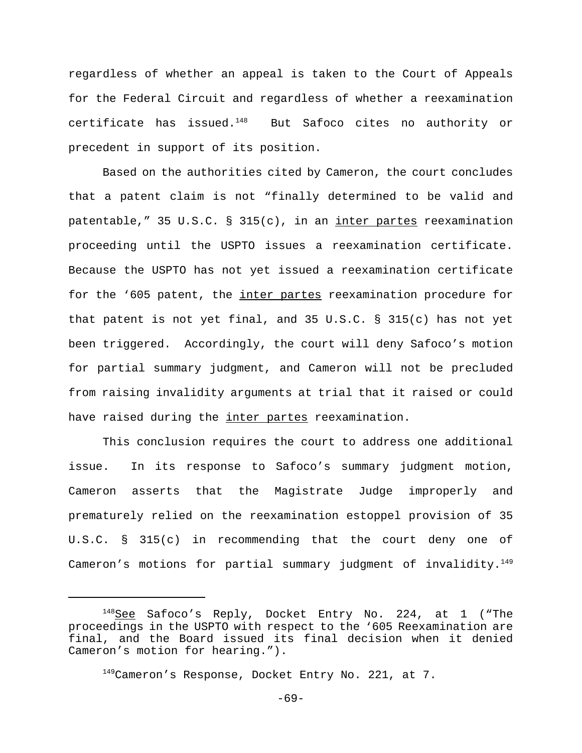regardless of whether an appeal is taken to the Court of Appeals for the Federal Circuit and regardless of whether a reexamination certificate has issued.[148] But Safoco cites no authority or precedent in support of its position.

Based on the authorities cited by Cameron, the court concludes that a patent claim is not "finally determined to be valid and patentable," 35 U.S.C. § 315(c), in an inter partes reexamination proceeding until the USPTO issues a reexamination certificate. Because the USPTO has not yet issued a reexamination certificate for the '605 patent, the inter partes reexamination procedure for that patent is not yet final, and 35 U.S.C. § 315(c) has not yet been triggered. Accordingly, the court will deny Safoco's motion for partial summary judgment, and Cameron will not be precluded from raising invalidity arguments at trial that it raised or could have raised during the inter partes reexamination.

This conclusion requires the court to address one additional issue. In its response to Safoco's summary judgment motion, Cameron asserts that the Magistrate Judge improperly and prematurely relied on the reexamination estoppel provision of 35 U.S.C. § 315(c) in recommending that the court deny one of Cameron's motions for partial summary judgment of invalidity.[149]

---

[148] See Safoco's Reply, Docket Entry No. 224, at 1 ("The proceedings in the USPTO with respect to the '605 Reexamination are final, and the Board issued its final decision when it denied Cameron's motion for hearing.").

[149] Cameron's Response, Docket Entry No. 221, at 7.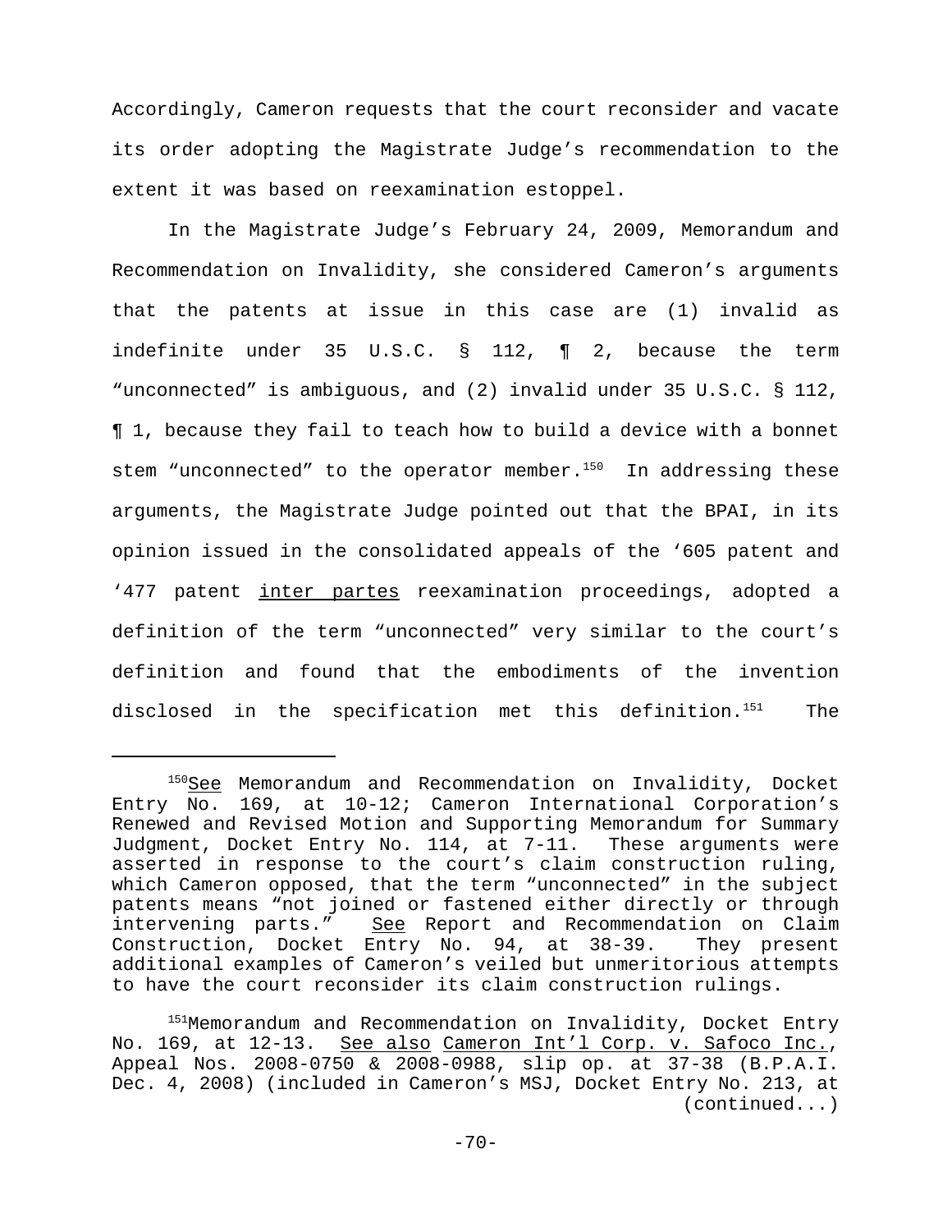Accordingly, Cameron requests that the court reconsider and vacate its order adopting the Magistrate Judge's recommendation to the extent it was based on reexamination estoppel.

In the Magistrate Judge's February 24, 2009, Memorandum and Recommendation on Invalidity, she considered Cameron's arguments that the patents at issue in this case are (1) invalid as indefinite under 35 U.S.C. § 112, ¶ 2, because the term "unconnected" is ambiguous, and (2) invalid under 35 U.S.C. § 112, ¶ 1, because they fail to teach how to build a device with a bonnet stem "unconnected" to the operator member.[150] In addressing these arguments, the Magistrate Judge pointed out that the BPAI, in its opinion issued in the consolidated appeals of the '605 patent and '477 patent inter partes reexamination proceedings, adopted a definition of the term "unconnected" very similar to the court's definition and found that the embodiments of the invention disclosed in the specification met this definition.[151] The

---

[150] See Memorandum and Recommendation on Invalidity, Docket Entry No. 169, at 10-12; Cameron International Corporation's Renewed and Revised Motion and Supporting Memorandum for Summary Judgment, Docket Entry No. 114, at 7-11. These arguments were asserted in response to the court's claim construction ruling, which Cameron opposed, that the term "unconnected" in the subject patents means "not joined or fastened either directly or through intervening parts." See Report and Recommendation on Claim Construction, Docket Entry No. 94, at 38-39. They present additional examples of Cameron's veiled but unmeritorious attempts to have the court reconsider its claim construction rulings.

[151] Memorandum and Recommendation on Invalidity, Docket Entry No. 169, at 12-13. See also Cameron Int'l Corp. v. Safoco Inc., Appeal Nos. 2008-0750 & 2008-0988, slip op. at 37-38 (B.P.A.I. Dec. 4, 2008) (included in Cameron's MSJ, Docket Entry No. 213, at (continued...)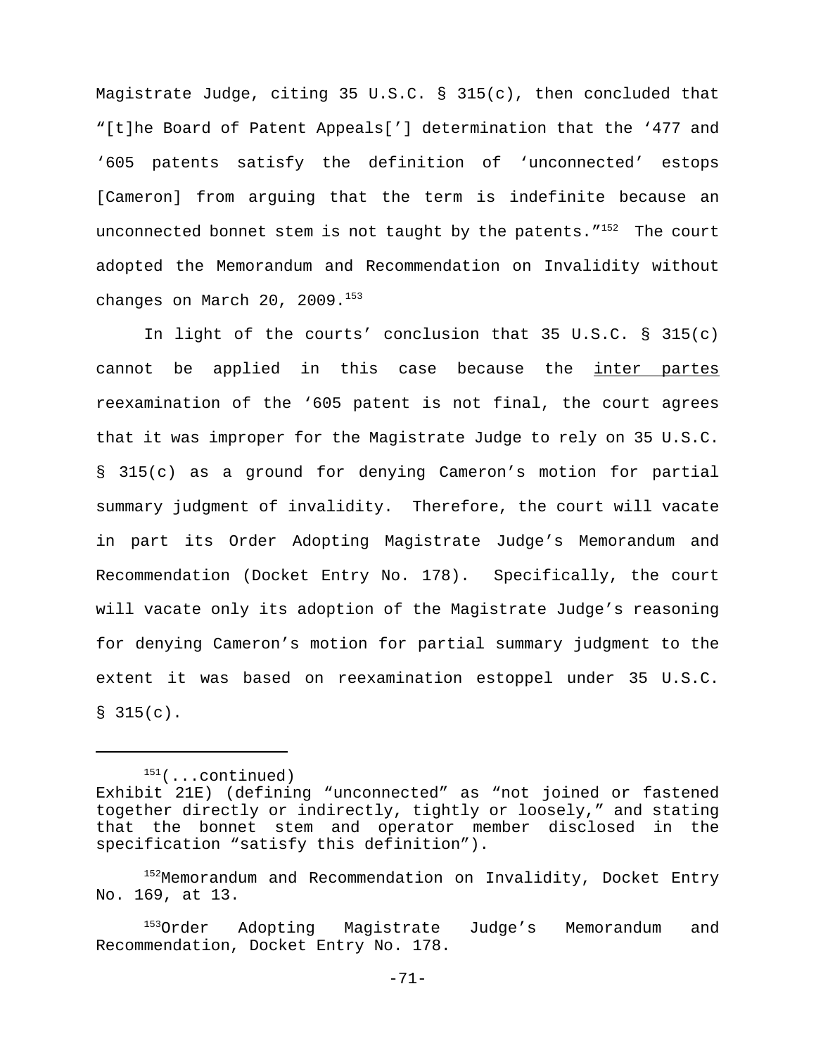Magistrate Judge, citing 35 U.S.C. § 315(c), then concluded that "[t]he Board of Patent Appeals['] determination that the '477 and '605 patents satisfy the definition of 'unconnected' estops [Cameron] from arguing that the term is indefinite because an unconnected bonnet stem is not taught by the patents."[152] The court adopted the Memorandum and Recommendation on Invalidity without changes on March 20, 2009.[153]

In light of the courts' conclusion that 35 U.S.C. § 315(c) cannot be applied in this case because the inter partes reexamination of the '605 patent is not final, the court agrees that it was improper for the Magistrate Judge to rely on 35 U.S.C. § 315(c) as a ground for denying Cameron's motion for partial summary judgment of invalidity. Therefore, the court will vacate in part its Order Adopting Magistrate Judge's Memorandum and Recommendation (Docket Entry No. 178). Specifically, the court will vacate only its adoption of the Magistrate Judge's reasoning for denying Cameron's motion for partial summary judgment to the extent it was based on reexamination estoppel under 35 U.S.C. § 315(c).

---

[151](...continued) Exhibit 21E) (defining "unconnected" as "not joined or fastened together directly or indirectly, tightly or loosely," and stating that the bonnet stem and operator member disclosed in the specification "satisfy this definition").

[152]Memorandum and Recommendation on Invalidity, Docket Entry No. 169, at 13.

[153]Order Adopting Magistrate Judge's Memorandum and Recommendation, Docket Entry No. 178.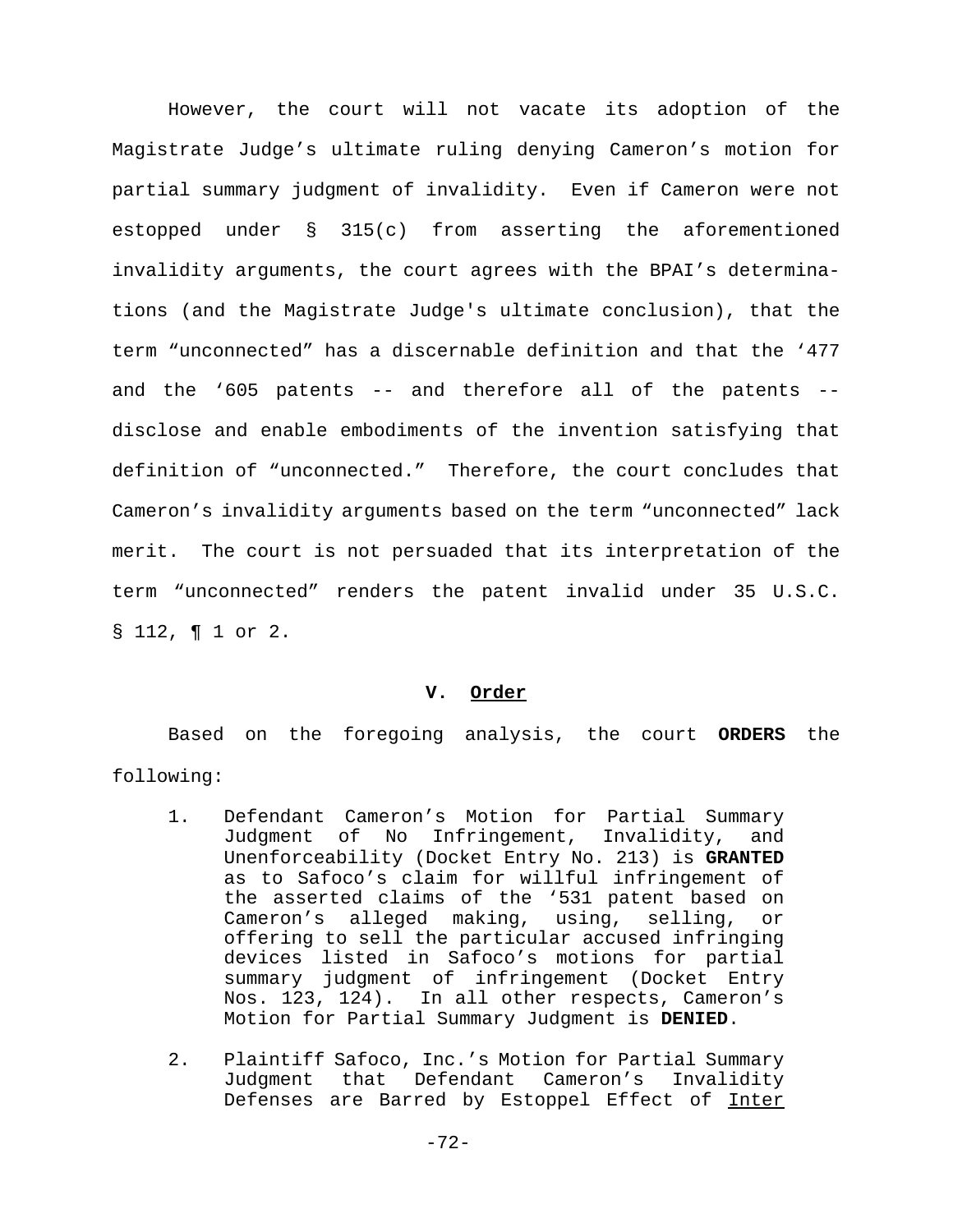However, the court will not vacate its adoption of the Magistrate Judge's ultimate ruling denying Cameron's motion for partial summary judgment of invalidity. Even if Cameron were not estopped under § 315(c) from asserting the aforementioned invalidity arguments, the court agrees with the BPAI's determinations (and the Magistrate Judge's ultimate conclusion), that the term "unconnected" has a discernable definition and that the '477 and the '605 patents -- and therefore all of the patents -- disclose and enable embodiments of the invention satisfying that definition of "unconnected." Therefore, the court concludes that Cameron's invalidity arguments based on the term "unconnected" lack merit. The court is not persuaded that its interpretation of the term "unconnected" renders the patent invalid under 35 U.S.C. § 112, ¶ 1 or 2.

## V. Order

Based on the foregoing analysis, the court **ORDERS** the following:

1. Defendant Cameron's Motion for Partial Summary Judgment of No Infringement, Invalidity, and Unenforceability (Docket Entry No. 213) is **GRANTED** as to Safoco's claim for willful infringement of the asserted claims of the '531 patent based on Cameron's alleged making, using, selling, or offering to sell the particular accused infringing devices listed in Safoco's motions for partial summary judgment of infringement (Docket Entry Nos. 123, 124). In all other respects, Cameron's Motion for Partial Summary Judgment is **DENIED**.

2. Plaintiff Safoco, Inc.'s Motion for Partial Summary Judgment that Defendant Cameron's Invalidity Defenses are Barred by Estoppel Effect of Inter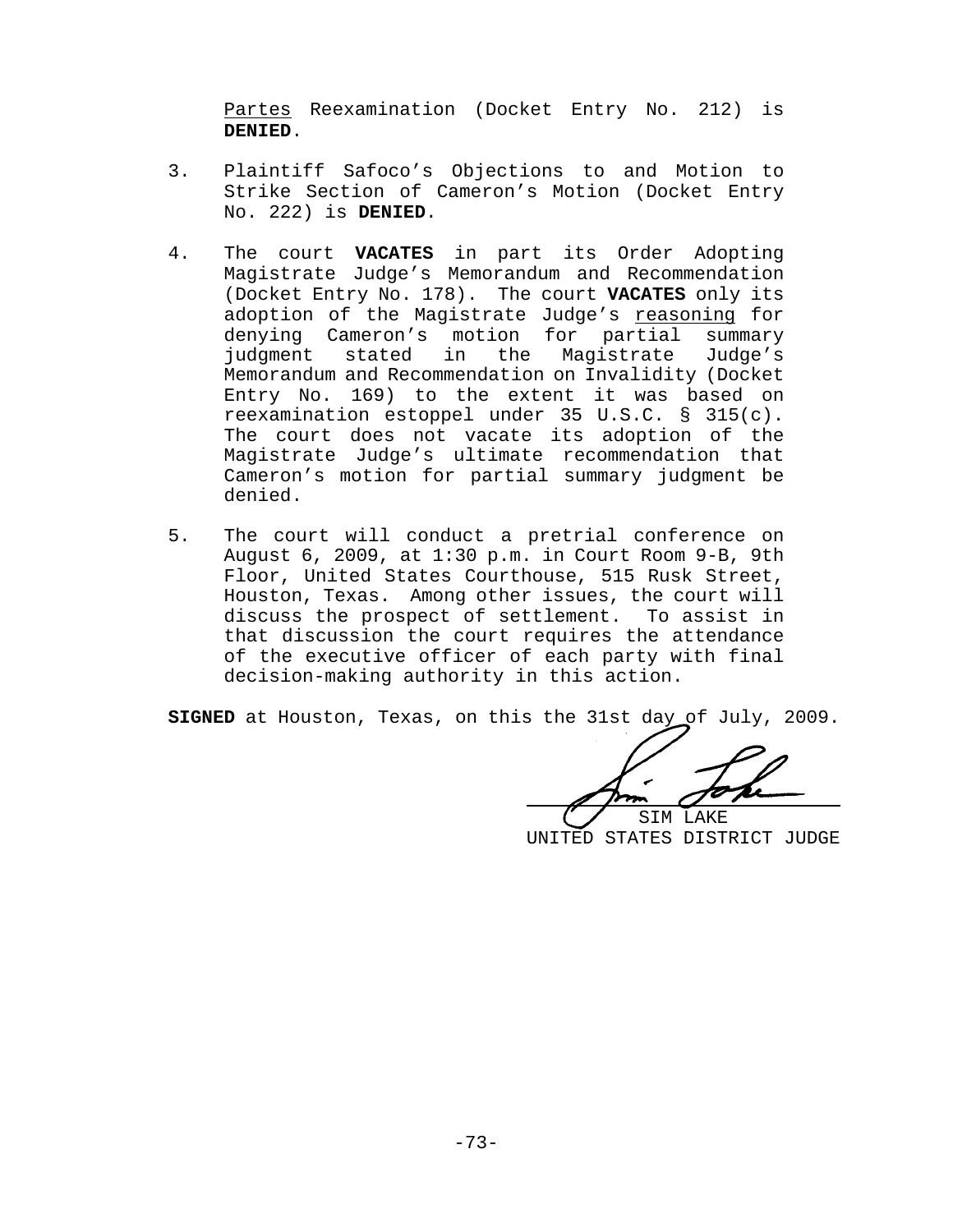Partes Reexamination (Docket Entry No. 212) is **DENIED**.

3. Plaintiff Safoco's Objections to and Motion to Strike Section of Cameron's Motion (Docket Entry No. 222) is **DENIED**.

4. The court **VACATES** in part its Order Adopting Magistrate Judge's Memorandum and Recommendation (Docket Entry No. 178). The court **VACATES** only its adoption of the Magistrate Judge's reasoning for denying Cameron's motion for partial summary judgment stated in the Magistrate Judge's Memorandum and Recommendation on Invalidity (Docket Entry No. 169) to the extent it was based on reexamination estoppel under 35 U.S.C. § 315(c). The court does not vacate its adoption of the Magistrate Judge's ultimate recommendation that Cameron's motion for partial summary judgment be denied.

5. The court will conduct a pretrial conference on August 6, 2009, at 1:30 p.m. in Court Room 9-B, 9th Floor, United States Courthouse, 515 Rusk Street, Houston, Texas. Among other issues, the court will discuss the prospect of settlement. To assist in that discussion the court requires the attendance of the executive officer of each party with final decision-making authority in this action.

**SIGNED** at Houston, Texas, on this the 31st day of July, 2009.

SIM LAKE
UNITED STATES DISTRICT JUDGE